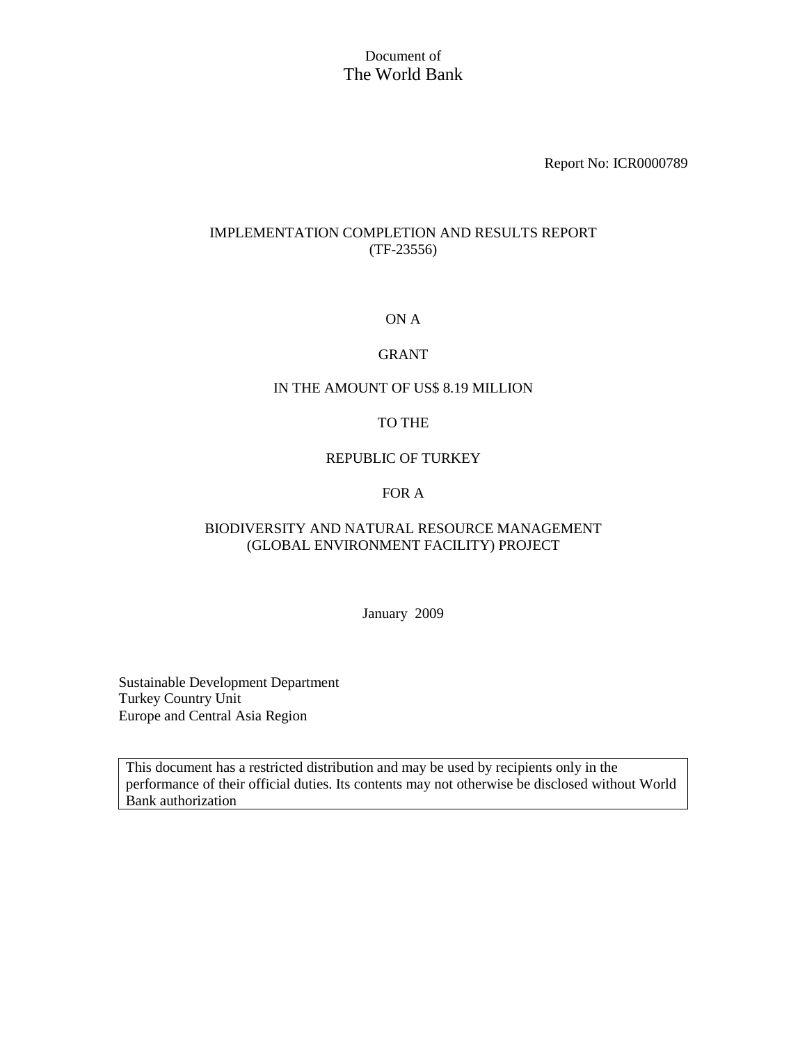Document of
The World Bank

Report No: ICR0000789

IMPLEMENTATION COMPLETION AND RESULTS REPORT
(TF-23556)

ON A

GRANT

IN THE AMOUNT OF US$ 8.19 MILLION

TO THE

REPUBLIC OF TURKEY

FOR A

BIODIVERSITY AND NATURAL RESOURCE MANAGEMENT
(GLOBAL ENVIRONMENT FACILITY) PROJECT

January 2009

Sustainable Development Department
Turkey Country Unit
Europe and Central Asia Region

This document has a restricted distribution and may be used by recipients only in the performance of their official duties. Its contents may not otherwise be disclosed without World Bank authorization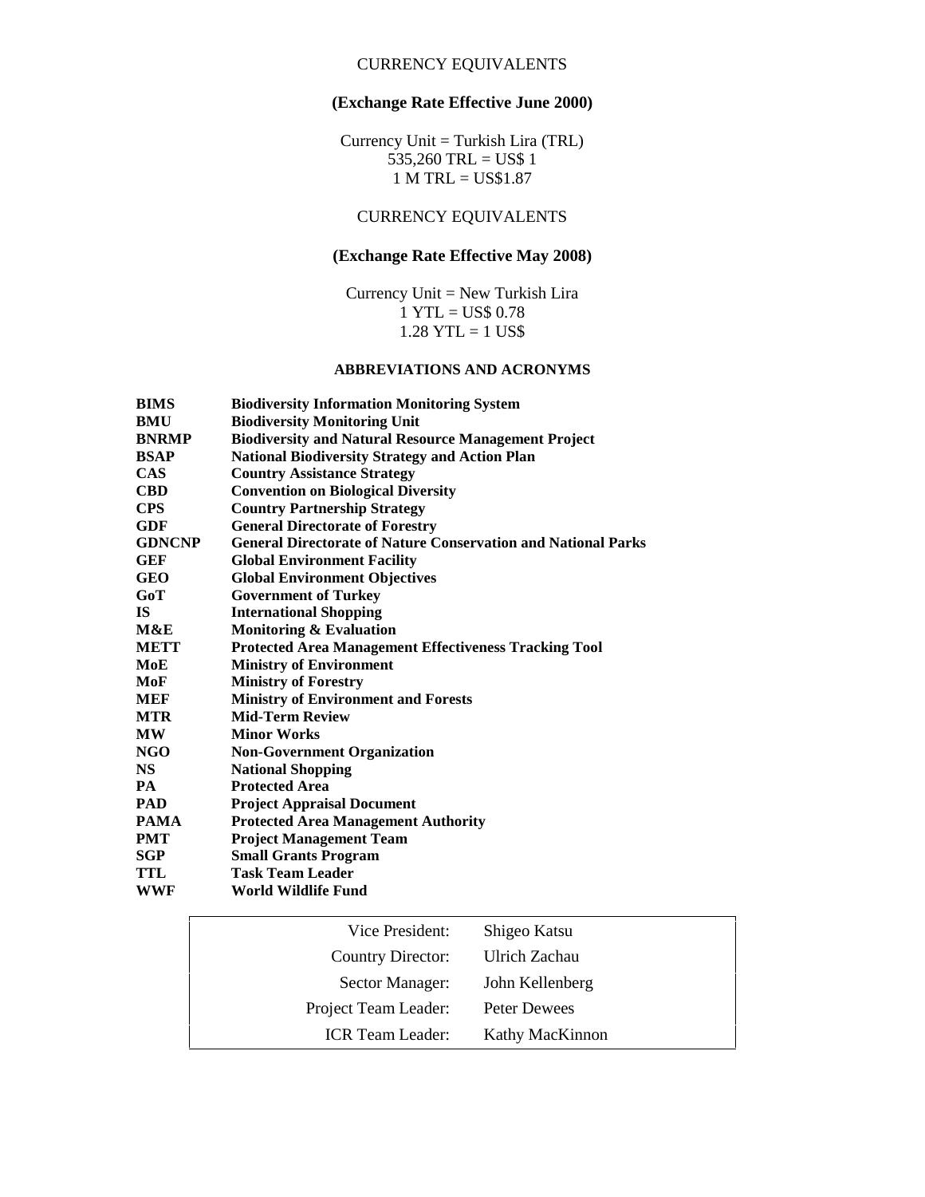CURRENCY EQUIVALENTS

**(Exchange Rate Effective June 2000)**

Currency Unit = Turkish Lira (TRL)
535,260 TRL = US$ 1
1 M TRL = US$1.87

CURRENCY EQUIVALENTS

**(Exchange Rate Effective May 2008)**

Currency Unit = New Turkish Lira
1 YTL = US$ 0.78
1.28 YTL = 1 US$

**ABBREVIATIONS AND ACRONYMS**

| | |
|---|---|
| **BIMS** | **Biodiversity Information Monitoring System** |
| **BMU** | **Biodiversity Monitoring Unit** |
| **BNRMP** | **Biodiversity and Natural Resource Management Project** |
| **BSAP** | **National Biodiversity Strategy and Action Plan** |
| **CAS** | **Country Assistance Strategy** |
| **CBD** | **Convention on Biological Diversity** |
| **CPS** | **Country Partnership Strategy** |
| **GDF** | **General Directorate of Forestry** |
| **GDNCNP** | **General Directorate of Nature Conservation and National Parks** |
| **GEF** | **Global Environment Facility** |
| **GEO** | **Global Environment Objectives** |
| **GoT** | **Government of Turkey** |
| **IS** | **International Shopping** |
| **M&E** | **Monitoring & Evaluation** |
| **METT** | **Protected Area Management Effectiveness Tracking Tool** |
| **MoE** | **Ministry of Environment** |
| **MoF** | **Ministry of Forestry** |
| **MEF** | **Ministry of Environment and Forests** |
| **MTR** | **Mid-Term Review** |
| **MW** | **Minor Works** |
| **NGO** | **Non-Government Organization** |
| **NS** | **National Shopping** |
| **PA** | **Protected Area** |
| **PAD** | **Project Appraisal Document** |
| **PAMA** | **Protected Area Management Authority** |
| **PMT** | **Project Management Team** |
| **SGP** | **Small Grants Program** |
| **TTL** | **Task Team Leader** |
| **WWF** | **World Wildlife Fund** |

| | |
|---|---|
| Vice President: | Shigeo Katsu |
| Country Director: | Ulrich Zachau |
| Sector Manager: | John Kellenberg |
| Project Team Leader: | Peter Dewees |
| ICR Team Leader: | Kathy MacKinnon |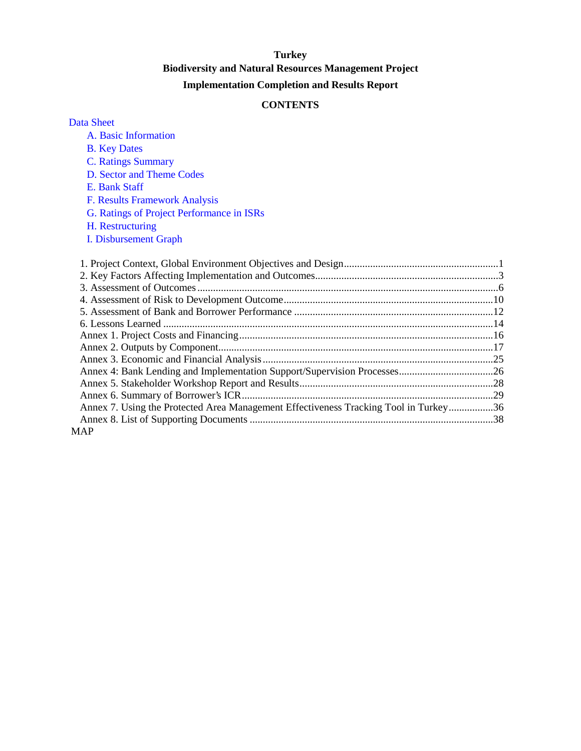**Turkey**

**Biodiversity and Natural Resources Management Project**

**Implementation Completion and Results Report**

**CONTENTS**

Data Sheet

- A. Basic Information
- B. Key Dates
- C. Ratings Summary
- D. Sector and Theme Codes
- E. Bank Staff
- F. Results Framework Analysis
- G. Ratings of Project Performance in ISRs
- H. Restructuring
- I. Disbursement Graph

1. Project Context, Global Environment Objectives and Design ........................................................... 1
2. Key Factors Affecting Implementation and Outcomes ..................................................................... 3
3. Assessment of Outcomes ................................................................................................................. 6
4. Assessment of Risk to Development Outcome ............................................................................... 10
5. Assessment of Bank and Borrower Performance ............................................................................ 12
6. Lessons Learned ............................................................................................................................ 14

Annex 1. Project Costs and Financing ................................................................................................ 16
Annex 2. Outputs by Component ........................................................................................................ 17
Annex 3. Economic and Financial Analysis ........................................................................................ 25
Annex 4: Bank Lending and Implementation Support/Supervision Processes .................................... 26
Annex 5. Stakeholder Workshop Report and Results .......................................................................... 28
Annex 6. Summary of Borrower's ICR ................................................................................................ 29
Annex 7. Using the Protected Area Management Effectiveness Tracking Tool in Turkey ................. 36
Annex 8. List of Supporting Documents ............................................................................................ 38

MAP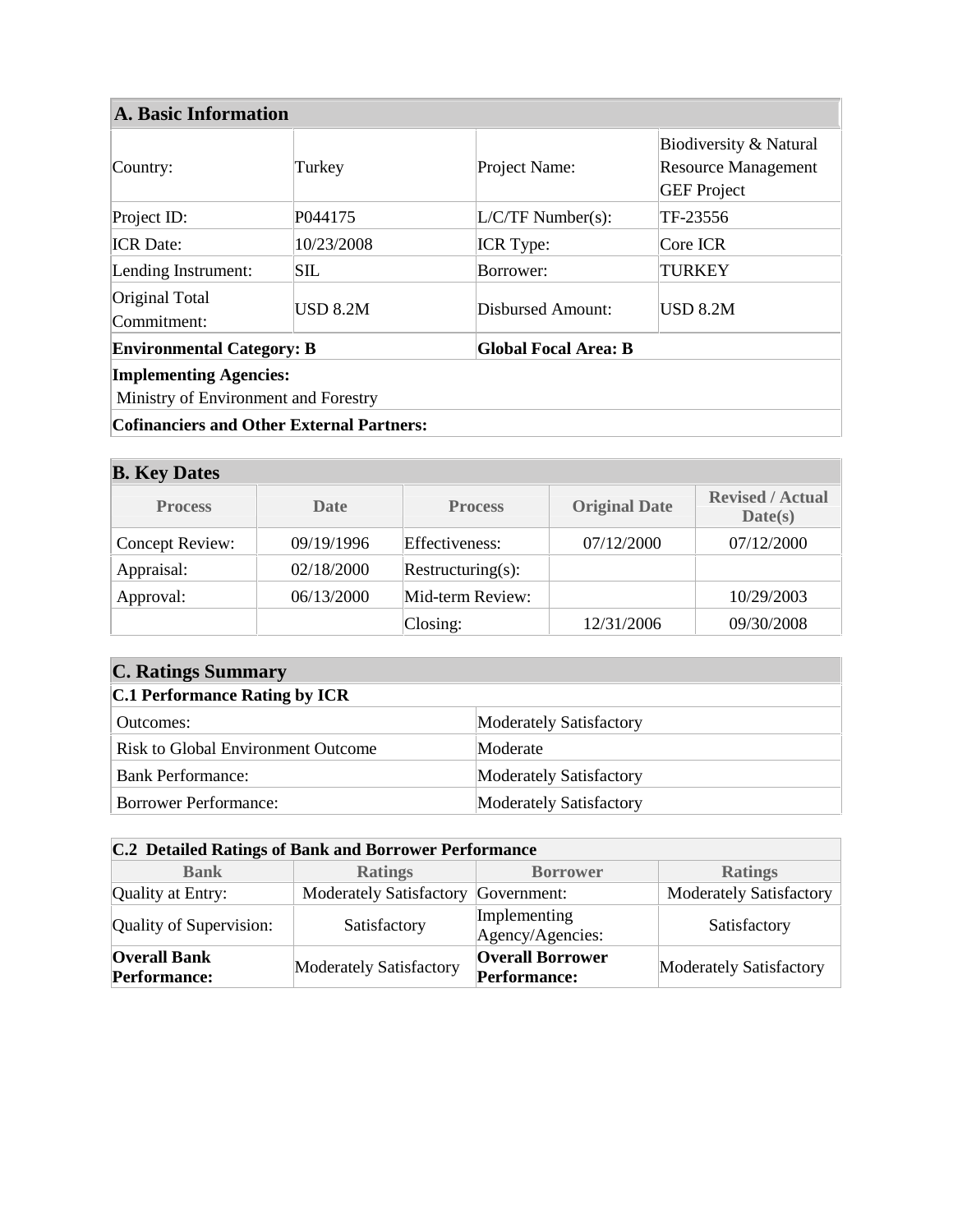## A. Basic Information

| | | | |
|---|---|---|---|
| Country: | Turkey | Project Name: | Biodiversity & Natural Resource Management GEF Project |
| Project ID: | P044175 | L/C/TF Number(s): | TF-23556 |
| ICR Date: | 10/23/2008 | ICR Type: | Core ICR |
| Lending Instrument: | SIL | Borrower: | TURKEY |
| Original Total Commitment: | USD 8.2M | Disbursed Amount: | USD 8.2M |
| **Environmental Category: B** | | **Global Focal Area: B** | |

**Implementing Agencies:**
Ministry of Environment and Forestry

**Cofinanciers and Other External Partners:**

## B. Key Dates

| Process | Date | Process | Original Date | Revised / Actual Date(s) |
|---|---|---|---|---|
| Concept Review: | 09/19/1996 | Effectiveness: | 07/12/2000 | 07/12/2000 |
| Appraisal: | 02/18/2000 | Restructuring(s): | | |
| Approval: | 06/13/2000 | Mid-term Review: | | 10/29/2003 |
| | | Closing: | 12/31/2006 | 09/30/2008 |

## C. Ratings Summary

**C.1 Performance Rating by ICR**

| | |
|---|---|
| Outcomes: | Moderately Satisfactory |
| Risk to Global Environment Outcome | Moderate |
| Bank Performance: | Moderately Satisfactory |
| Borrower Performance: | Moderately Satisfactory |

**C.2 Detailed Ratings of Bank and Borrower Performance**

| Bank | Ratings | Borrower | Ratings |
|---|---|---|---|
| Quality at Entry: | Moderately Satisfactory | Government: | Moderately Satisfactory |
| Quality of Supervision: | Satisfactory | Implementing Agency/Agencies: | Satisfactory |
| **Overall Bank Performance:** | Moderately Satisfactory | **Overall Borrower Performance:** | Moderately Satisfactory |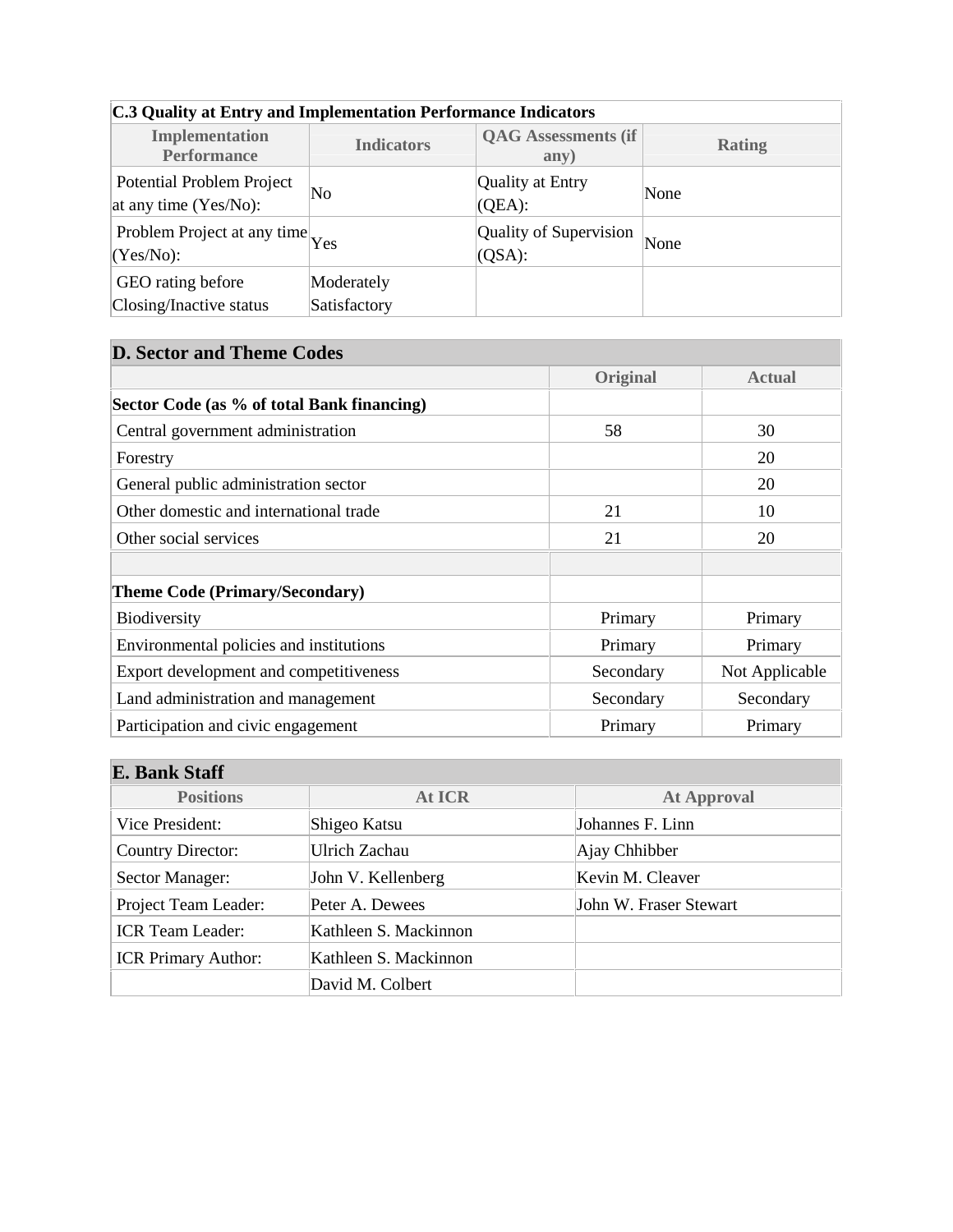| C.3 Quality at Entry and Implementation Performance Indicators | | | |
|---|---|---|---|
| **Implementation Performance** | **Indicators** | **QAG Assessments (if any)** | **Rating** |
| Potential Problem Project at any time (Yes/No): | No | Quality at Entry (QEA): | None |
| Problem Project at any time (Yes/No): | Yes | Quality of Supervision (QSA): | None |
| GEO rating before Closing/Inactive status | Moderately Satisfactory | | |

## D. Sector and Theme Codes

| | Original | Actual |
|---|---|---|
| **Sector Code (as % of total Bank financing)** | | |
| Central government administration | 58 | 30 |
| Forestry | | 20 |
| General public administration sector | | 20 |
| Other domestic and international trade | 21 | 10 |
| Other social services | 21 | 20 |
| | | |
| **Theme Code (Primary/Secondary)** | | |
| Biodiversity | Primary | Primary |
| Environmental policies and institutions | Primary | Primary |
| Export development and competitiveness | Secondary | Not Applicable |
| Land administration and management | Secondary | Secondary |
| Participation and civic engagement | Primary | Primary |

## E. Bank Staff

| Positions | At ICR | At Approval |
|---|---|---|
| Vice President: | Shigeo Katsu | Johannes F. Linn |
| Country Director: | Ulrich Zachau | Ajay Chhibber |
| Sector Manager: | John V. Kellenberg | Kevin M. Cleaver |
| Project Team Leader: | Peter A. Dewees | John W. Fraser Stewart |
| ICR Team Leader: | Kathleen S. Mackinnon | |
| ICR Primary Author: | Kathleen S. Mackinnon | |
| | David M. Colbert | |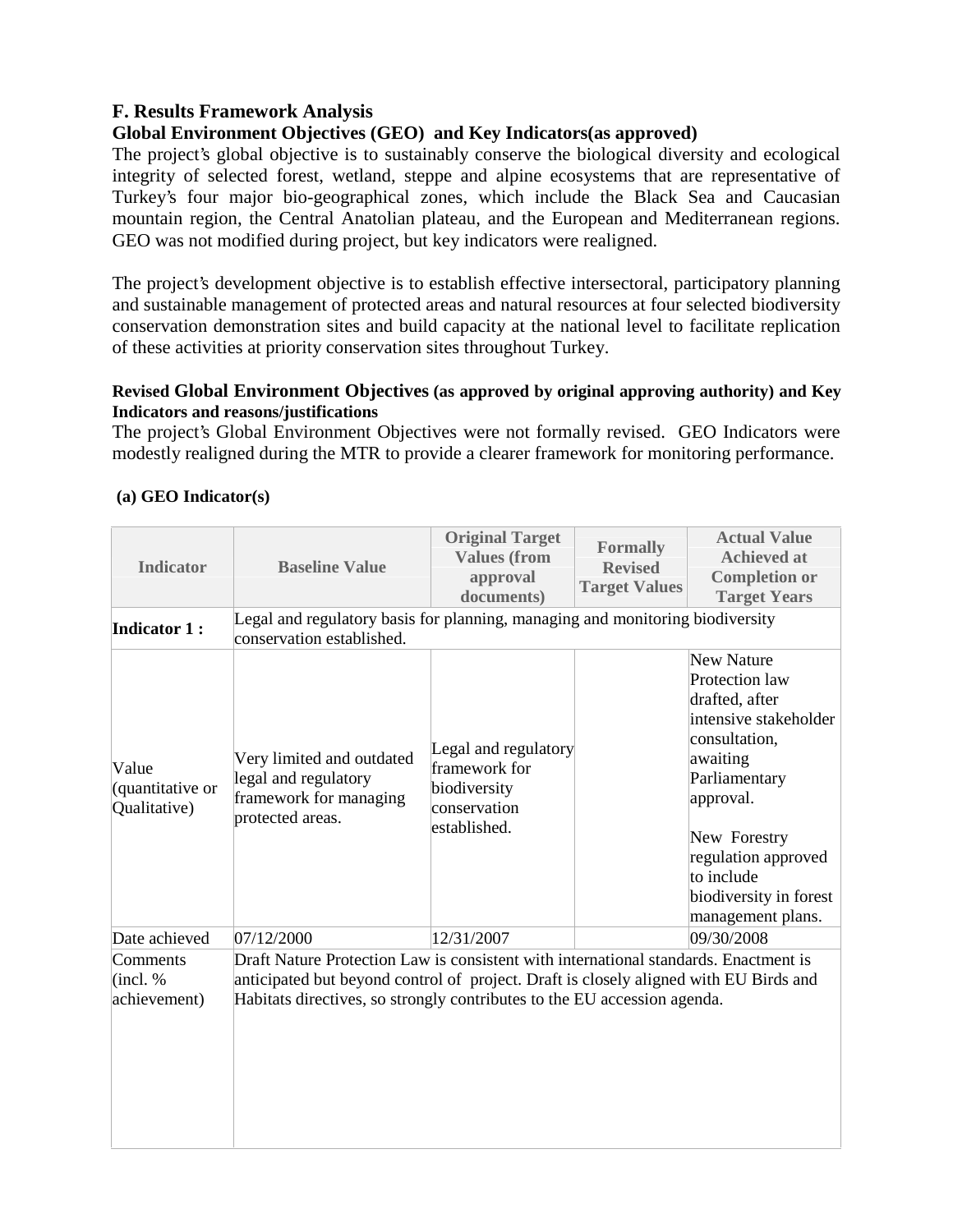### F. Results Framework Analysis

**Global Environment Objectives (GEO) and Key Indicators(as approved)**

The project's global objective is to sustainably conserve the biological diversity and ecological integrity of selected forest, wetland, steppe and alpine ecosystems that are representative of Turkey's four major bio-geographical zones, which include the Black Sea and Caucasian mountain region, the Central Anatolian plateau, and the European and Mediterranean regions. GEO was not modified during project, but key indicators were realigned.

The project's development objective is to establish effective intersectoral, participatory planning and sustainable management of protected areas and natural resources at four selected biodiversity conservation demonstration sites and build capacity at the national level to facilitate replication of these activities at priority conservation sites throughout Turkey.

**Revised Global Environment Objectives (as approved by original approving authority) and Key Indicators and reasons/justifications**

The project's Global Environment Objectives were not formally revised. GEO Indicators were modestly realigned during the MTR to provide a clearer framework for monitoring performance.

**(a) GEO Indicator(s)**

| Indicator | Baseline Value | Original Target Values (from approval documents) | Formally Revised Target Values | Actual Value Achieved at Completion or Target Years |
|---|---|---|---|---|
| **Indicator 1 :** | Legal and regulatory basis for planning, managing and monitoring biodiversity conservation established. | | | |
| Value (quantitative or Qualitative) | Very limited and outdated legal and regulatory framework for managing protected areas. | Legal and regulatory framework for biodiversity conservation established. | | New Nature Protection law drafted, after intensive stakeholder consultation, awaiting Parliamentary approval.<br><br>New Forestry regulation approved to include biodiversity in forest management plans. |
| Date achieved | 07/12/2000 | 12/31/2007 | | 09/30/2008 |
| Comments (incl. % achievement) | Draft Nature Protection Law is consistent with international standards. Enactment is anticipated but beyond control of project. Draft is closely aligned with EU Birds and Habitats directives, so strongly contributes to the EU accession agenda. | | | |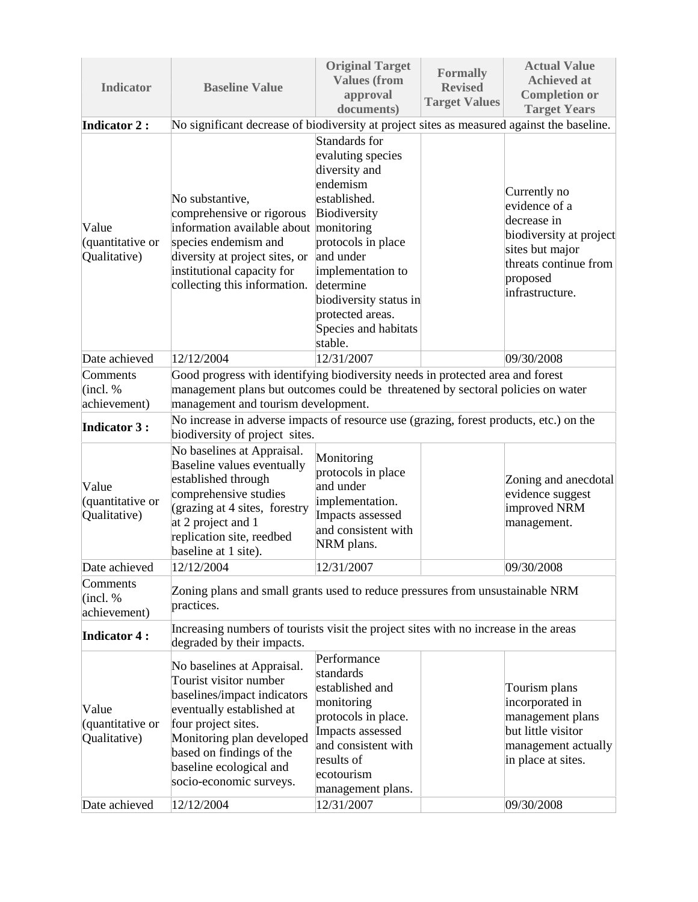| Indicator | Baseline Value | Original Target Values (from approval documents) | Formally Revised Target Values | Actual Value Achieved at Completion or Target Years |
|---|---|---|---|---|
| **Indicator 2 :** | No significant decrease of biodiversity at project sites as measured against the baseline. | | | |
| Value (quantitative or Qualitative) | No substantive, comprehensive or rigorous information available about species endemism and diversity at project sites, or institutional capacity for collecting this information. | Standards for evaluting species diversity and endemism established. Biodiversity monitoring protocols in place and under implementation to determine biodiversity status in protected areas. Species and habitats stable. | | Currently no evidence of a decrease in biodiversity at project sites but major threats continue from proposed infrastructure. |
| Date achieved | 12/12/2004 | 12/31/2007 | | 09/30/2008 |
| Comments (incl. % achievement) | Good progress with identifying biodiversity needs in protected area and forest management plans but outcomes could be threatened by sectoral policies on water management and tourism development. | | | |
| **Indicator 3 :** | No increase in adverse impacts of resource use (grazing, forest products, etc.) on the biodiversity of project sites. | | | |
| Value (quantitative or Qualitative) | No baselines at Appraisal. Baseline values eventually established through comprehensive studies (grazing at 4 sites, forestry at 2 project and 1 replication site, reedbed baseline at 1 site). | Monitoring protocols in place and under implementation. Impacts assessed and consistent with NRM plans. | | Zoning and anecdotal evidence suggest improved NRM management. |
| Date achieved | 12/12/2004 | 12/31/2007 | | 09/30/2008 |
| Comments (incl. % achievement) | Zoning plans and small grants used to reduce pressures from unsustainable NRM practices. | | | |
| **Indicator 4 :** | Increasing numbers of tourists visit the project sites with no increase in the areas degraded by their impacts. | | | |
| Value (quantitative or Qualitative) | No baselines at Appraisal. Tourist visitor number baselines/impact indicators eventually established at four project sites. Monitoring plan developed based on findings of the baseline ecological and socio-economic surveys. | Performance standards established and monitoring protocols in place. Impacts assessed and consistent with results of ecotourism management plans. | | Tourism plans incorporated in management plans but little visitor management actually in place at sites. |
| Date achieved | 12/12/2004 | 12/31/2007 | | 09/30/2008 |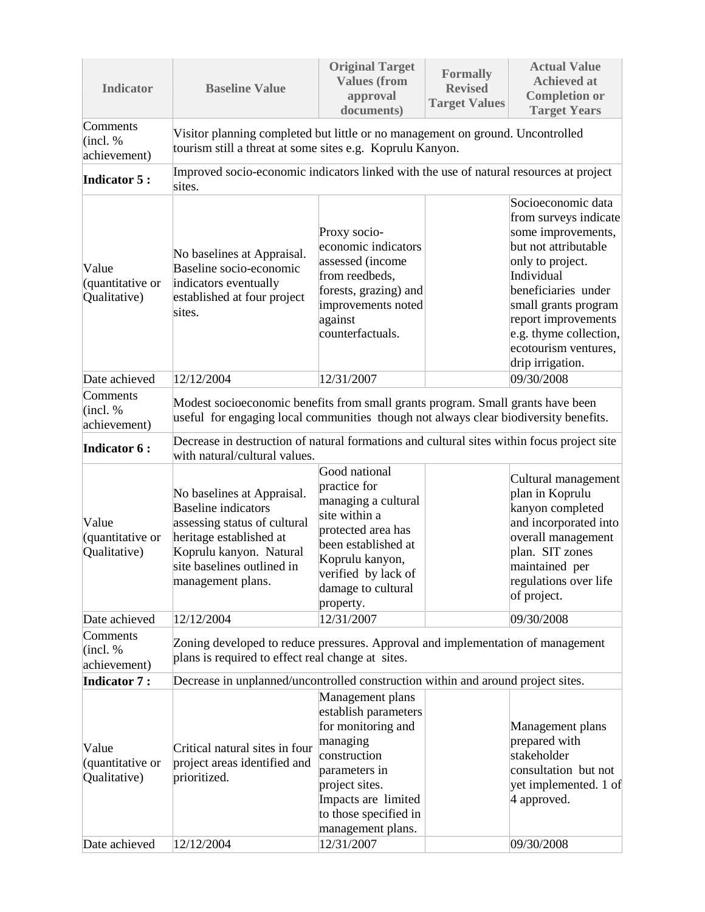| Indicator | Baseline Value | Original Target Values (from approval documents) | Formally Revised Target Values | Actual Value Achieved at Completion or Target Years |
|---|---|---|---|---|
| Comments (incl. % achievement) | Visitor planning completed but little or no management on ground. Uncontrolled tourism still a threat at some sites e.g. Koprulu Kanyon. | | | |
| **Indicator 5 :** | Improved socio-economic indicators linked with the use of natural resources at project sites. | | | |
| Value (quantitative or Qualitative) | No baselines at Appraisal. Baseline socio-economic indicators eventually established at four project sites. | Proxy socio-economic indicators assessed (income from reedbeds, forests, grazing) and improvements noted against counterfactuals. | | Socioeconomic data from surveys indicate some improvements, but not attributable only to project. Individual beneficiaries under small grants program report improvements e.g. thyme collection, ecotourism ventures, drip irrigation. |
| Date achieved | 12/12/2004 | 12/31/2007 | | 09/30/2008 |
| Comments (incl. % achievement) | Modest socioeconomic benefits from small grants program. Small grants have been useful for engaging local communities though not always clear biodiversity benefits. | | | |
| **Indicator 6 :** | Decrease in destruction of natural formations and cultural sites within focus project site with natural/cultural values. | | | |
| Value (quantitative or Qualitative) | No baselines at Appraisal. Baseline indicators assessing status of cultural heritage established at Koprulu kanyon. Natural site baselines outlined in management plans. | Good national practice for managing a cultural site within a protected area has been established at Koprulu kanyon, verified by lack of damage to cultural property. | | Cultural management plan in Koprulu kanyon completed and incorporated into overall management plan. SIT zones maintained per regulations over life of project. |
| Date achieved | 12/12/2004 | 12/31/2007 | | 09/30/2008 |
| Comments (incl. % achievement) | Zoning developed to reduce pressures. Approval and implementation of management plans is required to effect real change at sites. | | | |
| **Indicator 7 :** | Decrease in unplanned/uncontrolled construction within and around project sites. | | | |
| Value (quantitative or Qualitative) | Critical natural sites in four project areas identified and prioritized. | Management plans establish parameters for monitoring and managing construction parameters in project sites. Impacts are limited to those specified in management plans. | | Management plans prepared with stakeholder consultation but not yet implemented. 1 of 4 approved. |
| Date achieved | 12/12/2004 | 12/31/2007 | | 09/30/2008 |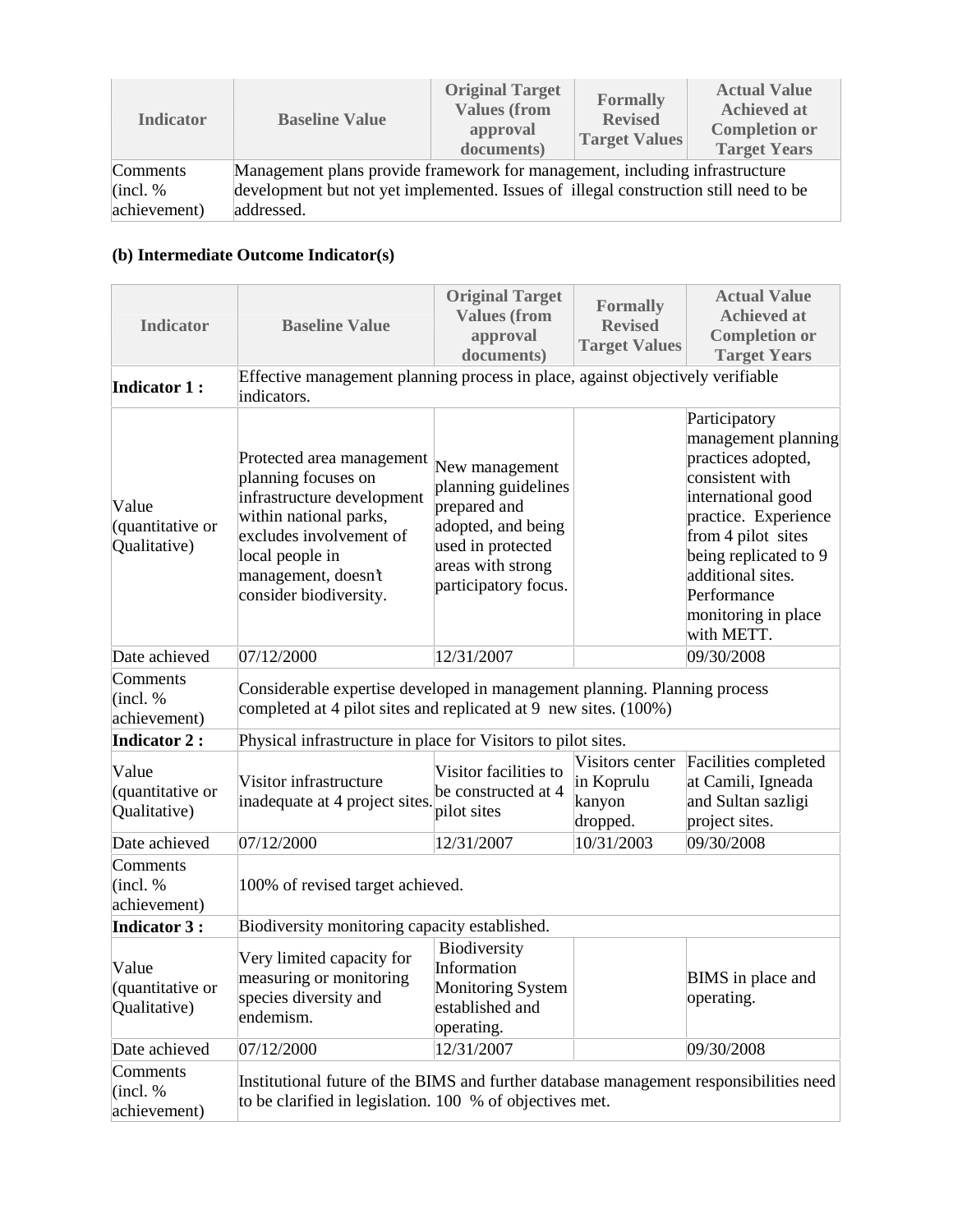| Indicator | Baseline Value | Original Target Values (from approval documents) | Formally Revised Target Values | Actual Value Achieved at Completion or Target Years |
|---|---|---|---|---|
| Comments (incl. % achievement) | Management plans provide framework for management, including infrastructure development but not yet implemented. Issues of illegal construction still need to be addressed. | | | |

**(b) Intermediate Outcome Indicator(s)**

| Indicator | Baseline Value | Original Target Values (from approval documents) | Formally Revised Target Values | Actual Value Achieved at Completion or Target Years |
|---|---|---|---|---|
| **Indicator 1 :** | Effective management planning process in place, against objectively verifiable indicators. | | | |
| Value (quantitative or Qualitative) | Protected area management planning focuses on infrastructure development within national parks, excludes involvement of local people in management, doesn't consider biodiversity. | New management planning guidelines prepared and adopted, and being used in protected areas with strong participatory focus. | | Participatory management planning practices adopted, consistent with international good practice. Experience from 4 pilot sites being replicated to 9 additional sites. Performance monitoring in place with METT. |
| Date achieved | 07/12/2000 | 12/31/2007 | | 09/30/2008 |
| Comments (incl. % achievement) | Considerable expertise developed in management planning. Planning process completed at 4 pilot sites and replicated at 9 new sites. (100%) | | | |
| **Indicator 2 :** | Physical infrastructure in place for Visitors to pilot sites. | | | |
| Value (quantitative or Qualitative) | Visitor infrastructure inadequate at 4 project sites. | Visitor facilities to be constructed at 4 pilot sites | Visitors center in Koprulu kanyon dropped. | Facilities completed at Camili, Igneada and Sultan sazligi project sites. |
| Date achieved | 07/12/2000 | 12/31/2007 | 10/31/2003 | 09/30/2008 |
| Comments (incl. % achievement) | 100% of revised target achieved. | | | |
| **Indicator 3 :** | Biodiversity monitoring capacity established. | | | |
| Value (quantitative or Qualitative) | Very limited capacity for measuring or monitoring species diversity and endemism. | Biodiversity Information Monitoring System established and operating. | | BIMS in place and operating. |
| Date achieved | 07/12/2000 | 12/31/2007 | | 09/30/2008 |
| Comments (incl. % achievement) | Institutional future of the BIMS and further database management responsibilities need to be clarified in legislation. 100 % of objectives met. | | | |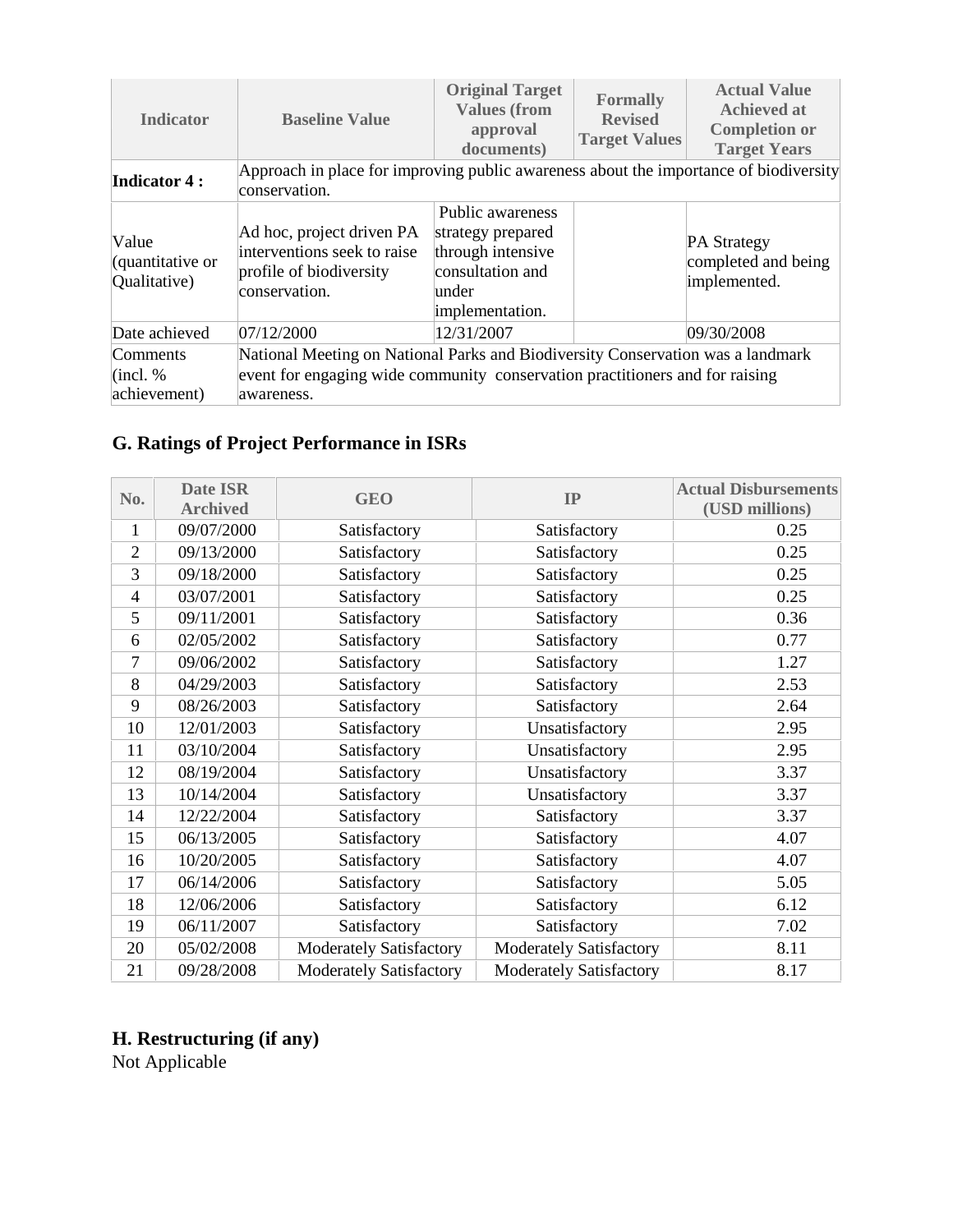| Indicator | Baseline Value | Original Target Values (from approval documents) | Formally Revised Target Values | Actual Value Achieved at Completion or Target Years |
|---|---|---|---|---|
| **Indicator 4 :** | Approach in place for improving public awareness about the importance of biodiversity conservation. | | | |
| Value (quantitative or Qualitative) | Ad hoc, project driven PA interventions seek to raise profile of biodiversity conservation. | Public awareness strategy prepared through intensive consultation and under implementation. | | PA Strategy completed and being implemented. |
| Date achieved | 07/12/2000 | 12/31/2007 | | 09/30/2008 |
| Comments (incl. % achievement) | National Meeting on National Parks and Biodiversity Conservation was a landmark event for engaging wide community conservation practitioners and for raising awareness. | | | |

## G. Ratings of Project Performance in ISRs

| No. | Date ISR Archived | GEO | IP | Actual Disbursements (USD millions) |
|---|---|---|---|---|
| 1 | 09/07/2000 | Satisfactory | Satisfactory | 0.25 |
| 2 | 09/13/2000 | Satisfactory | Satisfactory | 0.25 |
| 3 | 09/18/2000 | Satisfactory | Satisfactory | 0.25 |
| 4 | 03/07/2001 | Satisfactory | Satisfactory | 0.25 |
| 5 | 09/11/2001 | Satisfactory | Satisfactory | 0.36 |
| 6 | 02/05/2002 | Satisfactory | Satisfactory | 0.77 |
| 7 | 09/06/2002 | Satisfactory | Satisfactory | 1.27 |
| 8 | 04/29/2003 | Satisfactory | Satisfactory | 2.53 |
| 9 | 08/26/2003 | Satisfactory | Satisfactory | 2.64 |
| 10 | 12/01/2003 | Satisfactory | Unsatisfactory | 2.95 |
| 11 | 03/10/2004 | Satisfactory | Unsatisfactory | 2.95 |
| 12 | 08/19/2004 | Satisfactory | Unsatisfactory | 3.37 |
| 13 | 10/14/2004 | Satisfactory | Unsatisfactory | 3.37 |
| 14 | 12/22/2004 | Satisfactory | Satisfactory | 3.37 |
| 15 | 06/13/2005 | Satisfactory | Satisfactory | 4.07 |
| 16 | 10/20/2005 | Satisfactory | Satisfactory | 4.07 |
| 17 | 06/14/2006 | Satisfactory | Satisfactory | 5.05 |
| 18 | 12/06/2006 | Satisfactory | Satisfactory | 6.12 |
| 19 | 06/11/2007 | Satisfactory | Satisfactory | 7.02 |
| 20 | 05/02/2008 | Moderately Satisfactory | Moderately Satisfactory | 8.11 |
| 21 | 09/28/2008 | Moderately Satisfactory | Moderately Satisfactory | 8.17 |

## H. Restructuring (if any)

Not Applicable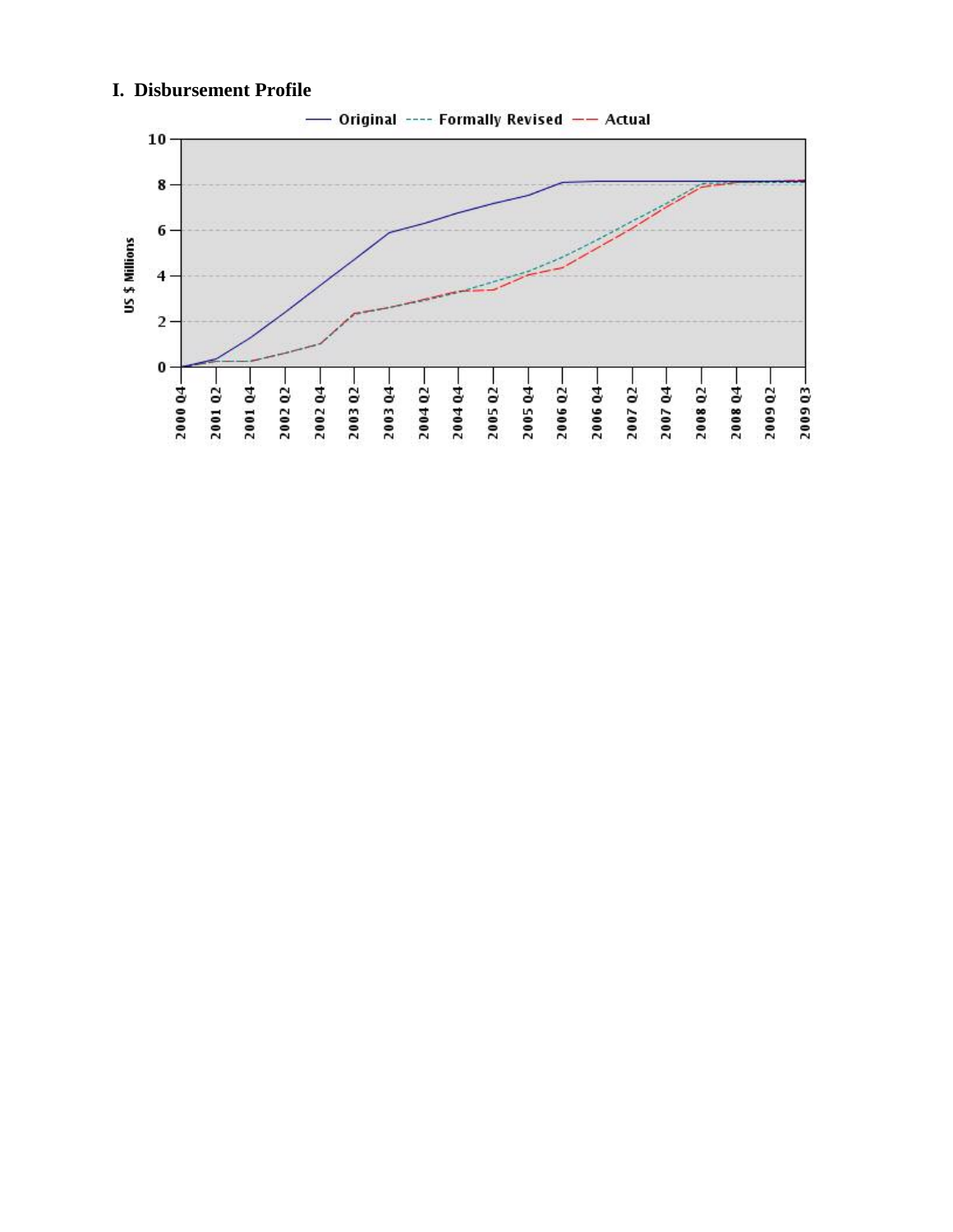## I. Disbursement Profile

Original
Formally Revised
Actual

US $ Millions

10
8
6
4
2
0

2000 Q4
2001 Q2
2001 Q4
2002 Q2
2002 Q4
2003 Q2
2003 Q4
2004 Q2
2004 Q4
2005 Q2
2005 Q4
2006 Q2
2006 Q4
2007 Q2
2007 Q4
2008 Q2
2008 Q4
2009 Q2
2009 Q3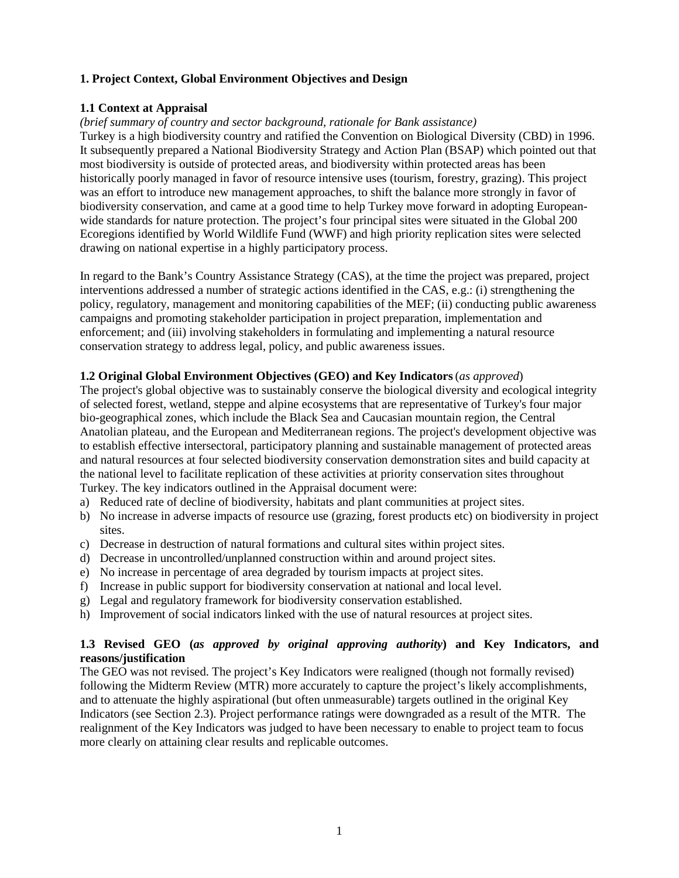## 1. Project Context, Global Environment Objectives and Design

### 1.1 Context at Appraisal

*(brief summary of country and sector background, rationale for Bank assistance)*

Turkey is a high biodiversity country and ratified the Convention on Biological Diversity (CBD) in 1996. It subsequently prepared a National Biodiversity Strategy and Action Plan (BSAP) which pointed out that most biodiversity is outside of protected areas, and biodiversity within protected areas has been historically poorly managed in favor of resource intensive uses (tourism, forestry, grazing). This project was an effort to introduce new management approaches, to shift the balance more strongly in favor of biodiversity conservation, and came at a good time to help Turkey move forward in adopting European-wide standards for nature protection. The project's four principal sites were situated in the Global 200 Ecoregions identified by World Wildlife Fund (WWF) and high priority replication sites were selected drawing on national expertise in a highly participatory process.

In regard to the Bank's Country Assistance Strategy (CAS), at the time the project was prepared, project interventions addressed a number of strategic actions identified in the CAS, e.g.: (i) strengthening the policy, regulatory, management and monitoring capabilities of the MEF; (ii) conducting public awareness campaigns and promoting stakeholder participation in project preparation, implementation and enforcement; and (iii) involving stakeholders in formulating and implementing a natural resource conservation strategy to address legal, policy, and public awareness issues.

### 1.2 Original Global Environment Objectives (GEO) and Key Indicators (*as approved*)

The project's global objective was to sustainably conserve the biological diversity and ecological integrity of selected forest, wetland, steppe and alpine ecosystems that are representative of Turkey's four major bio-geographical zones, which include the Black Sea and Caucasian mountain region, the Central Anatolian plateau, and the European and Mediterranean regions. The project's development objective was to establish effective intersectoral, participatory planning and sustainable management of protected areas and natural resources at four selected biodiversity conservation demonstration sites and build capacity at the national level to facilitate replication of these activities at priority conservation sites throughout Turkey. The key indicators outlined in the Appraisal document were:

a) Reduced rate of decline of biodiversity, habitats and plant communities at project sites.
b) No increase in adverse impacts of resource use (grazing, forest products etc) on biodiversity in project sites.
c) Decrease in destruction of natural formations and cultural sites within project sites.
d) Decrease in uncontrolled/unplanned construction within and around project sites.
e) No increase in percentage of area degraded by tourism impacts at project sites.
f) Increase in public support for biodiversity conservation at national and local level.
g) Legal and regulatory framework for biodiversity conservation established.
h) Improvement of social indicators linked with the use of natural resources at project sites.

### 1.3 Revised GEO (*as approved by original approving authority*) and Key Indicators, and reasons/justification

The GEO was not revised. The project's Key Indicators were realigned (though not formally revised) following the Midterm Review (MTR) more accurately to capture the project's likely accomplishments, and to attenuate the highly aspirational (but often unmeasurable) targets outlined in the original Key Indicators (see Section 2.3). Project performance ratings were downgraded as a result of the MTR. The realignment of the Key Indicators was judged to have been necessary to enable to project team to focus more clearly on attaining clear results and replicable outcomes.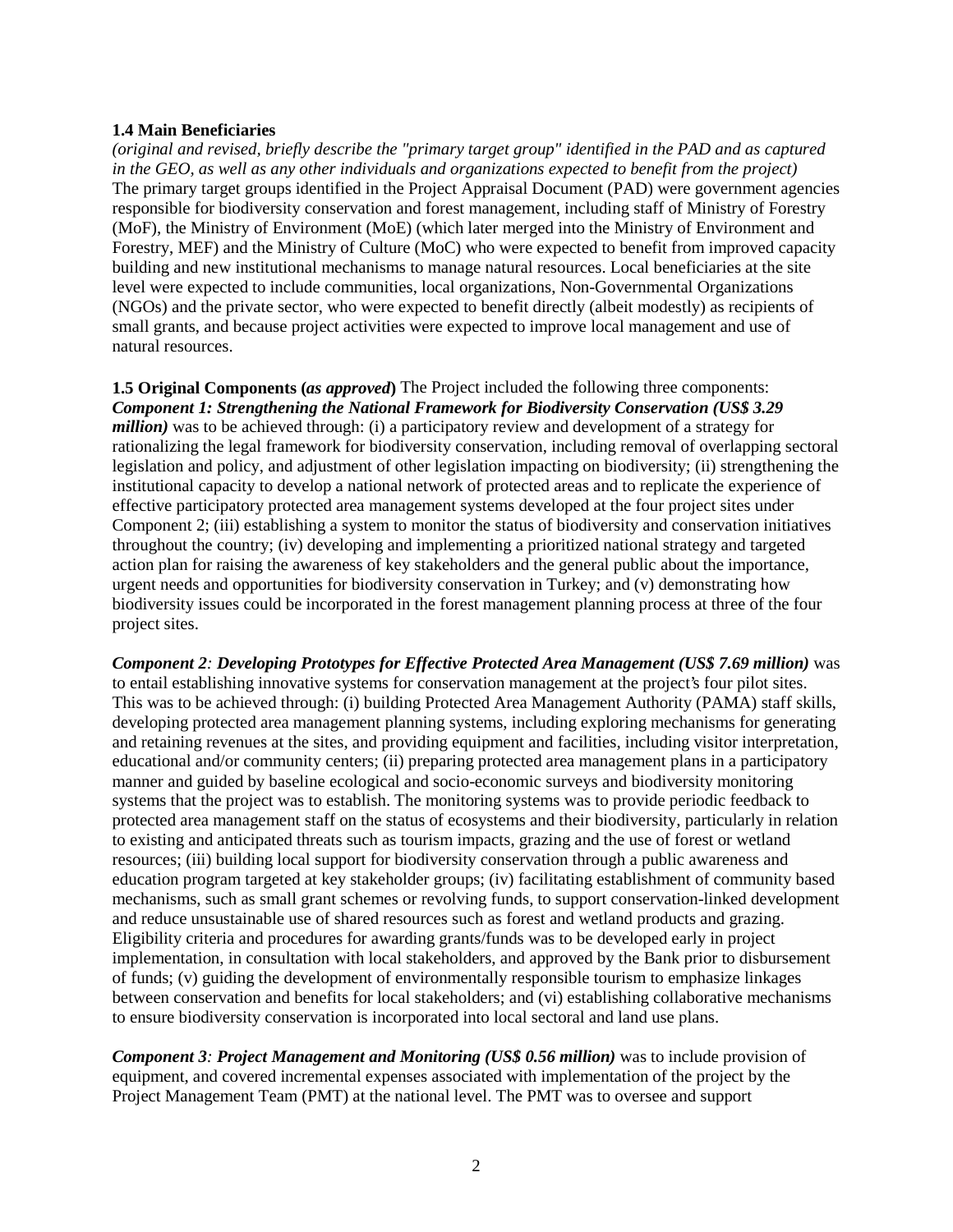**1.4 Main Beneficiaries**

*(original and revised, briefly describe the "primary target group" identified in the PAD and as captured in the GEO, as well as any other individuals and organizations expected to benefit from the project)*
The primary target groups identified in the Project Appraisal Document (PAD) were government agencies responsible for biodiversity conservation and forest management, including staff of Ministry of Forestry (MoF), the Ministry of Environment (MoE) (which later merged into the Ministry of Environment and Forestry, MEF) and the Ministry of Culture (MoC) who were expected to benefit from improved capacity building and new institutional mechanisms to manage natural resources. Local beneficiaries at the site level were expected to include communities, local organizations, Non-Governmental Organizations (NGOs) and the private sector, who were expected to benefit directly (albeit modestly) as recipients of small grants, and because project activities were expected to improve local management and use of natural resources.

**1.5 Original Components (*as approved*)** The Project included the following three components:
***Component 1: Strengthening the National Framework for Biodiversity Conservation (US$ 3.29 million)*** was to be achieved through: (i) a participatory review and development of a strategy for rationalizing the legal framework for biodiversity conservation, including removal of overlapping sectoral legislation and policy, and adjustment of other legislation impacting on biodiversity; (ii) strengthening the institutional capacity to develop a national network of protected areas and to replicate the experience of effective participatory protected area management systems developed at the four project sites under Component 2; (iii) establishing a system to monitor the status of biodiversity and conservation initiatives throughout the country; (iv) developing and implementing a prioritized national strategy and targeted action plan for raising the awareness of key stakeholders and the general public about the importance, urgent needs and opportunities for biodiversity conservation in Turkey; and (v) demonstrating how biodiversity issues could be incorporated in the forest management planning process at three of the four project sites.

***Component 2: Developing Prototypes for Effective Protected Area Management (US$ 7.69 million)*** was to entail establishing innovative systems for conservation management at the project's four pilot sites. This was to be achieved through: (i) building Protected Area Management Authority (PAMA) staff skills, developing protected area management planning systems, including exploring mechanisms for generating and retaining revenues at the sites, and providing equipment and facilities, including visitor interpretation, educational and/or community centers; (ii) preparing protected area management plans in a participatory manner and guided by baseline ecological and socio-economic surveys and biodiversity monitoring systems that the project was to establish. The monitoring systems was to provide periodic feedback to protected area management staff on the status of ecosystems and their biodiversity, particularly in relation to existing and anticipated threats such as tourism impacts, grazing and the use of forest or wetland resources; (iii) building local support for biodiversity conservation through a public awareness and education program targeted at key stakeholder groups; (iv) facilitating establishment of community based mechanisms, such as small grant schemes or revolving funds, to support conservation-linked development and reduce unsustainable use of shared resources such as forest and wetland products and grazing. Eligibility criteria and procedures for awarding grants/funds was to be developed early in project implementation, in consultation with local stakeholders, and approved by the Bank prior to disbursement of funds; (v) guiding the development of environmentally responsible tourism to emphasize linkages between conservation and benefits for local stakeholders; and (vi) establishing collaborative mechanisms to ensure biodiversity conservation is incorporated into local sectoral and land use plans.

***Component 3: Project Management and Monitoring (US$ 0.56 million)*** was to include provision of equipment, and covered incremental expenses associated with implementation of the project by the Project Management Team (PMT) at the national level. The PMT was to oversee and support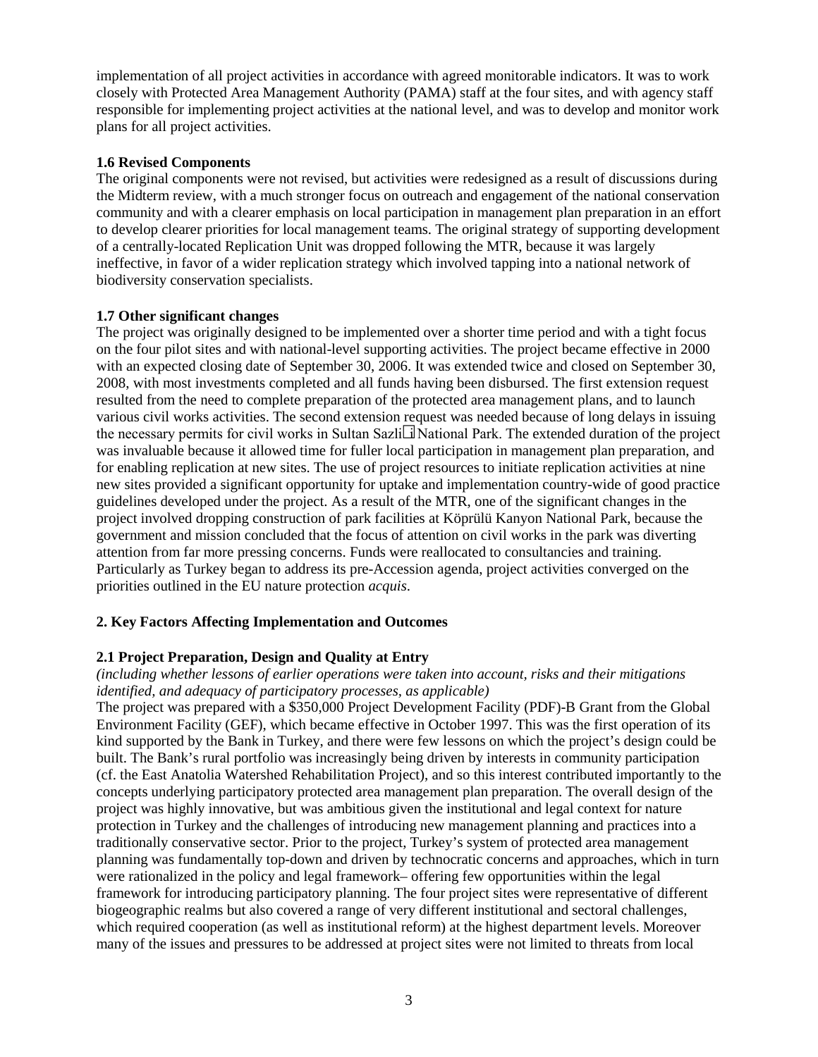implementation of all project activities in accordance with agreed monitorable indicators. It was to work closely with Protected Area Management Authority (PAMA) staff at the four sites, and with agency staff responsible for implementing project activities at the national level, and was to develop and monitor work plans for all project activities.

### 1.6 Revised Components

The original components were not revised, but activities were redesigned as a result of discussions during the Midterm review, with a much stronger focus on outreach and engagement of the national conservation community and with a clearer emphasis on local participation in management plan preparation in an effort to develop clearer priorities for local management teams. The original strategy of supporting development of a centrally-located Replication Unit was dropped following the MTR, because it was largely ineffective, in favor of a wider replication strategy which involved tapping into a national network of biodiversity conservation specialists.

### 1.7 Other significant changes

The project was originally designed to be implemented over a shorter time period and with a tight focus on the four pilot sites and with national-level supporting activities. The project became effective in 2000 with an expected closing date of September 30, 2006. It was extended twice and closed on September 30, 2008, with most investments completed and all funds having been disbursed. The first extension request resulted from the need to complete preparation of the protected area management plans, and to launch various civil works activities. The second extension request was needed because of long delays in issuing the necessary permits for civil works in Sultan Sazliği National Park. The extended duration of the project was invaluable because it allowed time for fuller local participation in management plan preparation, and for enabling replication at new sites. The use of project resources to initiate replication activities at nine new sites provided a significant opportunity for uptake and implementation country-wide of good practice guidelines developed under the project. As a result of the MTR, one of the significant changes in the project involved dropping construction of park facilities at Köprülü Kanyon National Park, because the government and mission concluded that the focus of attention on civil works in the park was diverting attention from far more pressing concerns. Funds were reallocated to consultancies and training. Particularly as Turkey began to address its pre-Accession agenda, project activities converged on the priorities outlined in the EU nature protection *acquis*.

## 2. Key Factors Affecting Implementation and Outcomes

### 2.1 Project Preparation, Design and Quality at Entry

*(including whether lessons of earlier operations were taken into account, risks and their mitigations identified, and adequacy of participatory processes, as applicable)*

The project was prepared with a $350,000 Project Development Facility (PDF)-B Grant from the Global Environment Facility (GEF), which became effective in October 1997. This was the first operation of its kind supported by the Bank in Turkey, and there were few lessons on which the project's design could be built. The Bank's rural portfolio was increasingly being driven by interests in community participation (cf. the East Anatolia Watershed Rehabilitation Project), and so this interest contributed importantly to the concepts underlying participatory protected area management plan preparation. The overall design of the project was highly innovative, but was ambitious given the institutional and legal context for nature protection in Turkey and the challenges of introducing new management planning and practices into a traditionally conservative sector. Prior to the project, Turkey's system of protected area management planning was fundamentally top-down and driven by technocratic concerns and approaches, which in turn were rationalized in the policy and legal framework– offering few opportunities within the legal framework for introducing participatory planning. The four project sites were representative of different biogeographic realms but also covered a range of very different institutional and sectoral challenges, which required cooperation (as well as institutional reform) at the highest department levels. Moreover many of the issues and pressures to be addressed at project sites were not limited to threats from local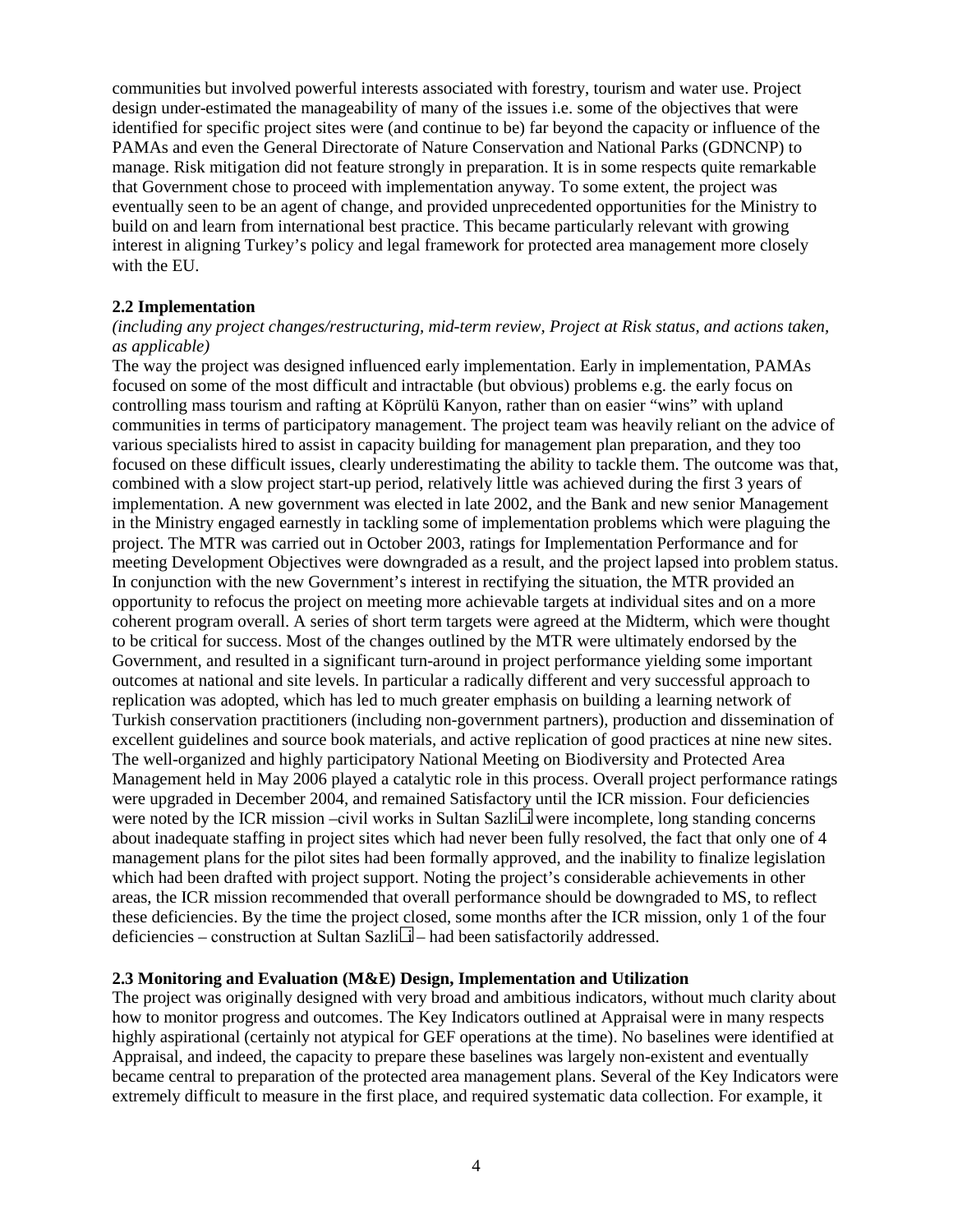communities but involved powerful interests associated with forestry, tourism and water use. Project design under-estimated the manageability of many of the issues i.e. some of the objectives that were identified for specific project sites were (and continue to be) far beyond the capacity or influence of the PAMAs and even the General Directorate of Nature Conservation and National Parks (GDNCNP) to manage. Risk mitigation did not feature strongly in preparation. It is in some respects quite remarkable that Government chose to proceed with implementation anyway. To some extent, the project was eventually seen to be an agent of change, and provided unprecedented opportunities for the Ministry to build on and learn from international best practice. This became particularly relevant with growing interest in aligning Turkey's policy and legal framework for protected area management more closely with the EU.

**2.2 Implementation**

*(including any project changes/restructuring, mid-term review, Project at Risk status, and actions taken, as applicable)*

The way the project was designed influenced early implementation. Early in implementation, PAMAs focused on some of the most difficult and intractable (but obvious) problems e.g. the early focus on controlling mass tourism and rafting at Köprülü Kanyon, rather than on easier "wins" with upland communities in terms of participatory management. The project team was heavily reliant on the advice of various specialists hired to assist in capacity building for management plan preparation, and they too focused on these difficult issues, clearly underestimating the ability to tackle them. The outcome was that, combined with a slow project start-up period, relatively little was achieved during the first 3 years of implementation. A new government was elected in late 2002, and the Bank and new senior Management in the Ministry engaged earnestly in tackling some of implementation problems which were plaguing the project. The MTR was carried out in October 2003, ratings for Implementation Performance and for meeting Development Objectives were downgraded as a result, and the project lapsed into problem status. In conjunction with the new Government's interest in rectifying the situation, the MTR provided an opportunity to refocus the project on meeting more achievable targets at individual sites and on a more coherent program overall. A series of short term targets were agreed at the Midterm, which were thought to be critical for success. Most of the changes outlined by the MTR were ultimately endorsed by the Government, and resulted in a significant turn-around in project performance yielding some important outcomes at national and site levels. In particular a radically different and very successful approach to replication was adopted, which has led to much greater emphasis on building a learning network of Turkish conservation practitioners (including non-government partners), production and dissemination of excellent guidelines and source book materials, and active replication of good practices at nine new sites. The well-organized and highly participatory National Meeting on Biodiversity and Protected Area Management held in May 2006 played a catalytic role in this process. Overall project performance ratings were upgraded in December 2004, and remained Satisfactory until the ICR mission. Four deficiencies were noted by the ICR mission –civil works in Sultan Sazliği were incomplete, long standing concerns about inadequate staffing in project sites which had never been fully resolved, the fact that only one of 4 management plans for the pilot sites had been formally approved, and the inability to finalize legislation which had been drafted with project support. Noting the project's considerable achievements in other areas, the ICR mission recommended that overall performance should be downgraded to MS, to reflect these deficiencies. By the time the project closed, some months after the ICR mission, only 1 of the four deficiencies – construction at Sultan Sazliği – had been satisfactorily addressed.

**2.3 Monitoring and Evaluation (M&E) Design, Implementation and Utilization**

The project was originally designed with very broad and ambitious indicators, without much clarity about how to monitor progress and outcomes. The Key Indicators outlined at Appraisal were in many respects highly aspirational (certainly not atypical for GEF operations at the time). No baselines were identified at Appraisal, and indeed, the capacity to prepare these baselines was largely non-existent and eventually became central to preparation of the protected area management plans. Several of the Key Indicators were extremely difficult to measure in the first place, and required systematic data collection. For example, it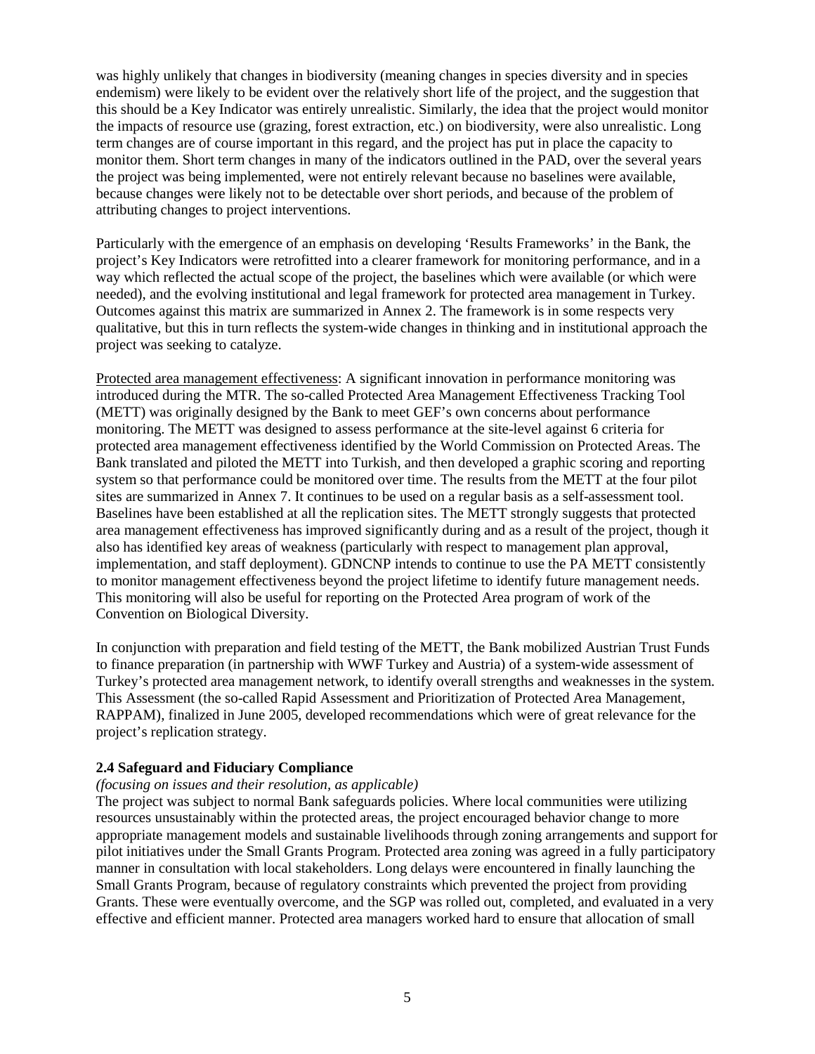was highly unlikely that changes in biodiversity (meaning changes in species diversity and in species endemism) were likely to be evident over the relatively short life of the project, and the suggestion that this should be a Key Indicator was entirely unrealistic. Similarly, the idea that the project would monitor the impacts of resource use (grazing, forest extraction, etc.) on biodiversity, were also unrealistic. Long term changes are of course important in this regard, and the project has put in place the capacity to monitor them. Short term changes in many of the indicators outlined in the PAD, over the several years the project was being implemented, were not entirely relevant because no baselines were available, because changes were likely not to be detectable over short periods, and because of the problem of attributing changes to project interventions.

Particularly with the emergence of an emphasis on developing 'Results Frameworks' in the Bank, the project's Key Indicators were retrofitted into a clearer framework for monitoring performance, and in a way which reflected the actual scope of the project, the baselines which were available (or which were needed), and the evolving institutional and legal framework for protected area management in Turkey. Outcomes against this matrix are summarized in Annex 2. The framework is in some respects very qualitative, but this in turn reflects the system-wide changes in thinking and in institutional approach the project was seeking to catalyze.

Protected area management effectiveness: A significant innovation in performance monitoring was introduced during the MTR. The so-called Protected Area Management Effectiveness Tracking Tool (METT) was originally designed by the Bank to meet GEF's own concerns about performance monitoring. The METT was designed to assess performance at the site-level against 6 criteria for protected area management effectiveness identified by the World Commission on Protected Areas. The Bank translated and piloted the METT into Turkish, and then developed a graphic scoring and reporting system so that performance could be monitored over time. The results from the METT at the four pilot sites are summarized in Annex 7. It continues to be used on a regular basis as a self-assessment tool. Baselines have been established at all the replication sites. The METT strongly suggests that protected area management effectiveness has improved significantly during and as a result of the project, though it also has identified key areas of weakness (particularly with respect to management plan approval, implementation, and staff deployment). GDNCNP intends to continue to use the PA METT consistently to monitor management effectiveness beyond the project lifetime to identify future management needs. This monitoring will also be useful for reporting on the Protected Area program of work of the Convention on Biological Diversity.

In conjunction with preparation and field testing of the METT, the Bank mobilized Austrian Trust Funds to finance preparation (in partnership with WWF Turkey and Austria) of a system-wide assessment of Turkey's protected area management network, to identify overall strengths and weaknesses in the system. This Assessment (the so-called Rapid Assessment and Prioritization of Protected Area Management, RAPPAM), finalized in June 2005, developed recommendations which were of great relevance for the project's replication strategy.

### 2.4 Safeguard and Fiduciary Compliance

*(focusing on issues and their resolution, as applicable)*

The project was subject to normal Bank safeguards policies. Where local communities were utilizing resources unsustainably within the protected areas, the project encouraged behavior change to more appropriate management models and sustainable livelihoods through zoning arrangements and support for pilot initiatives under the Small Grants Program. Protected area zoning was agreed in a fully participatory manner in consultation with local stakeholders. Long delays were encountered in finally launching the Small Grants Program, because of regulatory constraints which prevented the project from providing Grants. These were eventually overcome, and the SGP was rolled out, completed, and evaluated in a very effective and efficient manner. Protected area managers worked hard to ensure that allocation of small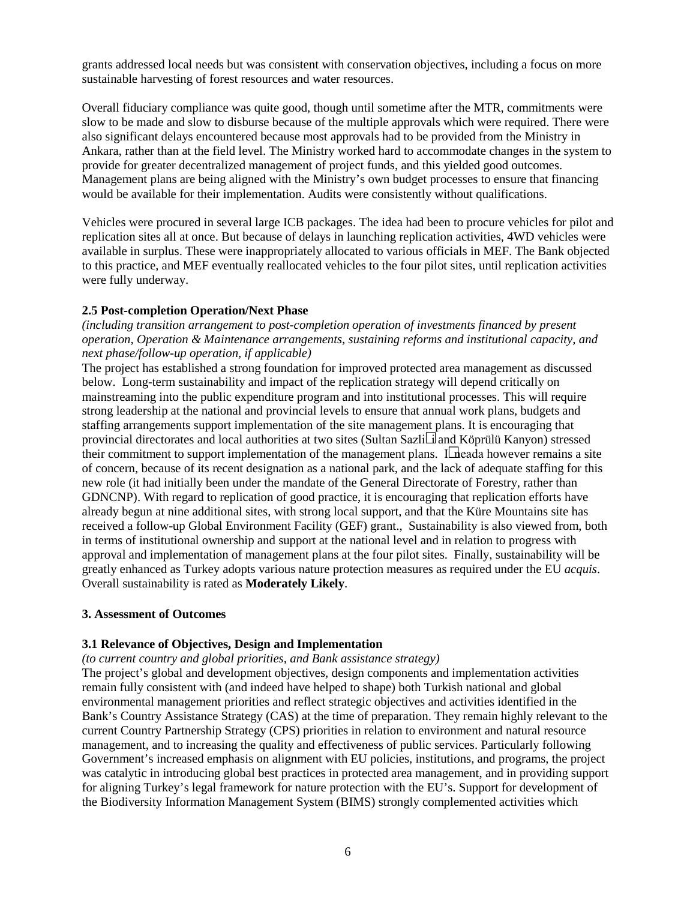grants addressed local needs but was consistent with conservation objectives, including a focus on more sustainable harvesting of forest resources and water resources.

Overall fiduciary compliance was quite good, though until sometime after the MTR, commitments were slow to be made and slow to disburse because of the multiple approvals which were required. There were also significant delays encountered because most approvals had to be provided from the Ministry in Ankara, rather than at the field level. The Ministry worked hard to accommodate changes in the system to provide for greater decentralized management of project funds, and this yielded good outcomes. Management plans are being aligned with the Ministry's own budget processes to ensure that financing would be available for their implementation. Audits were consistently without qualifications.

Vehicles were procured in several large ICB packages. The idea had been to procure vehicles for pilot and replication sites all at once. But because of delays in launching replication activities, 4WD vehicles were available in surplus. These were inappropriately allocated to various officials in MEF. The Bank objected to this practice, and MEF eventually reallocated vehicles to the four pilot sites, until replication activities were fully underway.

### 2.5 Post-completion Operation/Next Phase

*(including transition arrangement to post-completion operation of investments financed by present operation, Operation & Maintenance arrangements, sustaining reforms and institutional capacity, and next phase/follow-up operation, if applicable)*

The project has established a strong foundation for improved protected area management as discussed below. Long-term sustainability and impact of the replication strategy will depend critically on mainstreaming into the public expenditure program and into institutional processes. This will require strong leadership at the national and provincial levels to ensure that annual work plans, budgets and staffing arrangements support implementation of the site management plans. It is encouraging that provincial directorates and local authorities at two sites (Sultan Sazliği and Köprülü Kanyon) stressed their commitment to support implementation of the management plans. İğneada however remains a site of concern, because of its recent designation as a national park, and the lack of adequate staffing for this new role (it had initially been under the mandate of the General Directorate of Forestry, rather than GDNCNP). With regard to replication of good practice, it is encouraging that replication efforts have already begun at nine additional sites, with strong local support, and that the Küre Mountains site has received a follow-up Global Environment Facility (GEF) grant., Sustainability is also viewed from, both in terms of institutional ownership and support at the national level and in relation to progress with approval and implementation of management plans at the four pilot sites. Finally, sustainability will be greatly enhanced as Turkey adopts various nature protection measures as required under the EU *acquis*. Overall sustainability is rated as **Moderately Likely**.

## 3. Assessment of Outcomes

### 3.1 Relevance of Objectives, Design and Implementation

*(to current country and global priorities, and Bank assistance strategy)*

The project's global and development objectives, design components and implementation activities remain fully consistent with (and indeed have helped to shape) both Turkish national and global environmental management priorities and reflect strategic objectives and activities identified in the Bank's Country Assistance Strategy (CAS) at the time of preparation. They remain highly relevant to the current Country Partnership Strategy (CPS) priorities in relation to environment and natural resource management, and to increasing the quality and effectiveness of public services. Particularly following Government's increased emphasis on alignment with EU policies, institutions, and programs, the project was catalytic in introducing global best practices in protected area management, and in providing support for aligning Turkey's legal framework for nature protection with the EU's. Support for development of the Biodiversity Information Management System (BIMS) strongly complemented activities which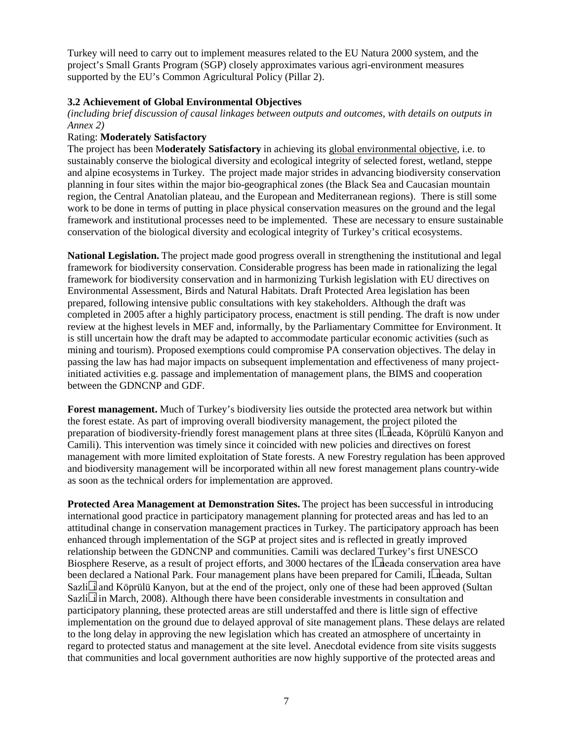Turkey will need to carry out to implement measures related to the EU Natura 2000 system, and the project's Small Grants Program (SGP) closely approximates various agri-environment measures supported by the EU's Common Agricultural Policy (Pillar 2).

### 3.2 Achievement of Global Environmental Objectives

*(including brief discussion of causal linkages between outputs and outcomes, with details on outputs in Annex 2)*

Rating: **Moderately Satisfactory**

The project has been M**oderately Satisfactory** in achieving its global environmental objective, i.e. to sustainably conserve the biological diversity and ecological integrity of selected forest, wetland, steppe and alpine ecosystems in Turkey. The project made major strides in advancing biodiversity conservation planning in four sites within the major bio-geographical zones (the Black Sea and Caucasian mountain region, the Central Anatolian plateau, and the European and Mediterranean regions). There is still some work to be done in terms of putting in place physical conservation measures on the ground and the legal framework and institutional processes need to be implemented. These are necessary to ensure sustainable conservation of the biological diversity and ecological integrity of Turkey's critical ecosystems.

**National Legislation.** The project made good progress overall in strengthening the institutional and legal framework for biodiversity conservation. Considerable progress has been made in rationalizing the legal framework for biodiversity conservation and in harmonizing Turkish legislation with EU directives on Environmental Assessment, Birds and Natural Habitats. Draft Protected Area legislation has been prepared, following intensive public consultations with key stakeholders. Although the draft was completed in 2005 after a highly participatory process, enactment is still pending. The draft is now under review at the highest levels in MEF and, informally, by the Parliamentary Committee for Environment. It is still uncertain how the draft may be adapted to accommodate particular economic activities (such as mining and tourism). Proposed exemptions could compromise PA conservation objectives. The delay in passing the law has had major impacts on subsequent implementation and effectiveness of many project-initiated activities e.g. passage and implementation of management plans, the BIMS and cooperation between the GDNCNP and GDF.

**Forest management.** Much of Turkey's biodiversity lies outside the protected area network but within the forest estate. As part of improving overall biodiversity management, the project piloted the preparation of biodiversity-friendly forest management plans at three sites (İğneada, Köprülü Kanyon and Camili). This intervention was timely since it coincided with new policies and directives on forest management with more limited exploitation of State forests. A new Forestry regulation has been approved and biodiversity management will be incorporated within all new forest management plans country-wide as soon as the technical orders for implementation are approved.

**Protected Area Management at Demonstration Sites.** The project has been successful in introducing international good practice in participatory management planning for protected areas and has led to an attitudinal change in conservation management practices in Turkey. The participatory approach has been enhanced through implementation of the SGP at project sites and is reflected in greatly improved relationship between the GDNCNP and communities. Camili was declared Turkey's first UNESCO Biosphere Reserve, as a result of project efforts, and 3000 hectares of the İğneada conservation area have been declared a National Park. Four management plans have been prepared for Camili, İğneada, Sultan Sazliği and Köprülü Kanyon, but at the end of the project, only one of these had been approved (Sultan Sazliği in March, 2008). Although there have been considerable investments in consultation and participatory planning, these protected areas are still understaffed and there is little sign of effective implementation on the ground due to delayed approval of site management plans. These delays are related to the long delay in approving the new legislation which has created an atmosphere of uncertainty in regard to protected status and management at the site level. Anecdotal evidence from site visits suggests that communities and local government authorities are now highly supportive of the protected areas and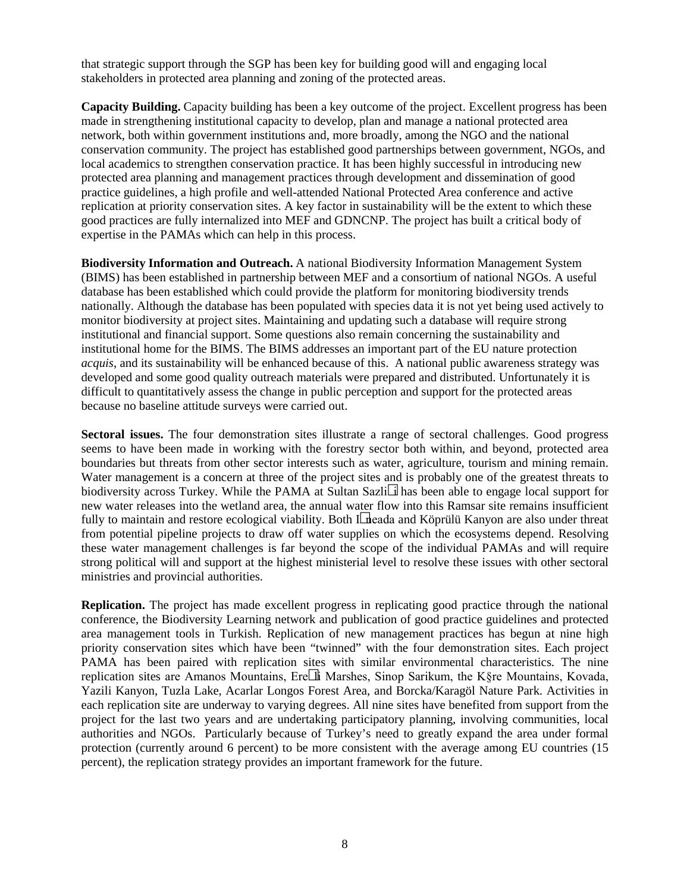that strategic support through the SGP has been key for building good will and engaging local stakeholders in protected area planning and zoning of the protected areas.

**Capacity Building.** Capacity building has been a key outcome of the project. Excellent progress has been made in strengthening institutional capacity to develop, plan and manage a national protected area network, both within government institutions and, more broadly, among the NGO and the national conservation community. The project has established good partnerships between government, NGOs, and local academics to strengthen conservation practice. It has been highly successful in introducing new protected area planning and management practices through development and dissemination of good practice guidelines, a high profile and well-attended National Protected Area conference and active replication at priority conservation sites. A key factor in sustainability will be the extent to which these good practices are fully internalized into MEF and GDNCNP. The project has built a critical body of expertise in the PAMAs which can help in this process.

**Biodiversity Information and Outreach.** A national Biodiversity Information Management System (BIMS) has been established in partnership between MEF and a consortium of national NGOs. A useful database has been established which could provide the platform for monitoring biodiversity trends nationally. Although the database has been populated with species data it is not yet being used actively to monitor biodiversity at project sites. Maintaining and updating such a database will require strong institutional and financial support. Some questions also remain concerning the sustainability and institutional home for the BIMS. The BIMS addresses an important part of the EU nature protection *acquis*, and its sustainability will be enhanced because of this. A national public awareness strategy was developed and some good quality outreach materials were prepared and distributed. Unfortunately it is difficult to quantitatively assess the change in public perception and support for the protected areas because no baseline attitude surveys were carried out.

**Sectoral issues.** The four demonstration sites illustrate a range of sectoral challenges. Good progress seems to have been made in working with the forestry sector both within, and beyond, protected area boundaries but threats from other sector interests such as water, agriculture, tourism and mining remain. Water management is a concern at three of the project sites and is probably one of the greatest threats to biodiversity across Turkey. While the PAMA at Sultan Sazliği has been able to engage local support for new water releases into the wetland area, the annual water flow into this Ramsar site remains insufficient fully to maintain and restore ecological viability. Both İğneada and Köprülü Kanyon are also under threat from potential pipeline projects to draw off water supplies on which the ecosystems depend. Resolving these water management challenges is far beyond the scope of the individual PAMAs and will require strong political will and support at the highest ministerial level to resolve these issues with other sectoral ministries and provincial authorities.

**Replication.** The project has made excellent progress in replicating good practice through the national conference, the Biodiversity Learning network and publication of good practice guidelines and protected area management tools in Turkish. Replication of new management practices has begun at nine high priority conservation sites which have been "twinned" with the four demonstration sites. Each project PAMA has been paired with replication sites with similar environmental characteristics. The nine replication sites are Amanos Mountains, Ereğli Marshes, Sinop Sarikum, the Küre Mountains, Kovada, Yazili Kanyon, Tuzla Lake, Acarlar Longos Forest Area, and Borcka/Karagöl Nature Park. Activities in each replication site are underway to varying degrees. All nine sites have benefited from support from the project for the last two years and are undertaking participatory planning, involving communities, local authorities and NGOs. Particularly because of Turkey's need to greatly expand the area under formal protection (currently around 6 percent) to be more consistent with the average among EU countries (15 percent), the replication strategy provides an important framework for the future.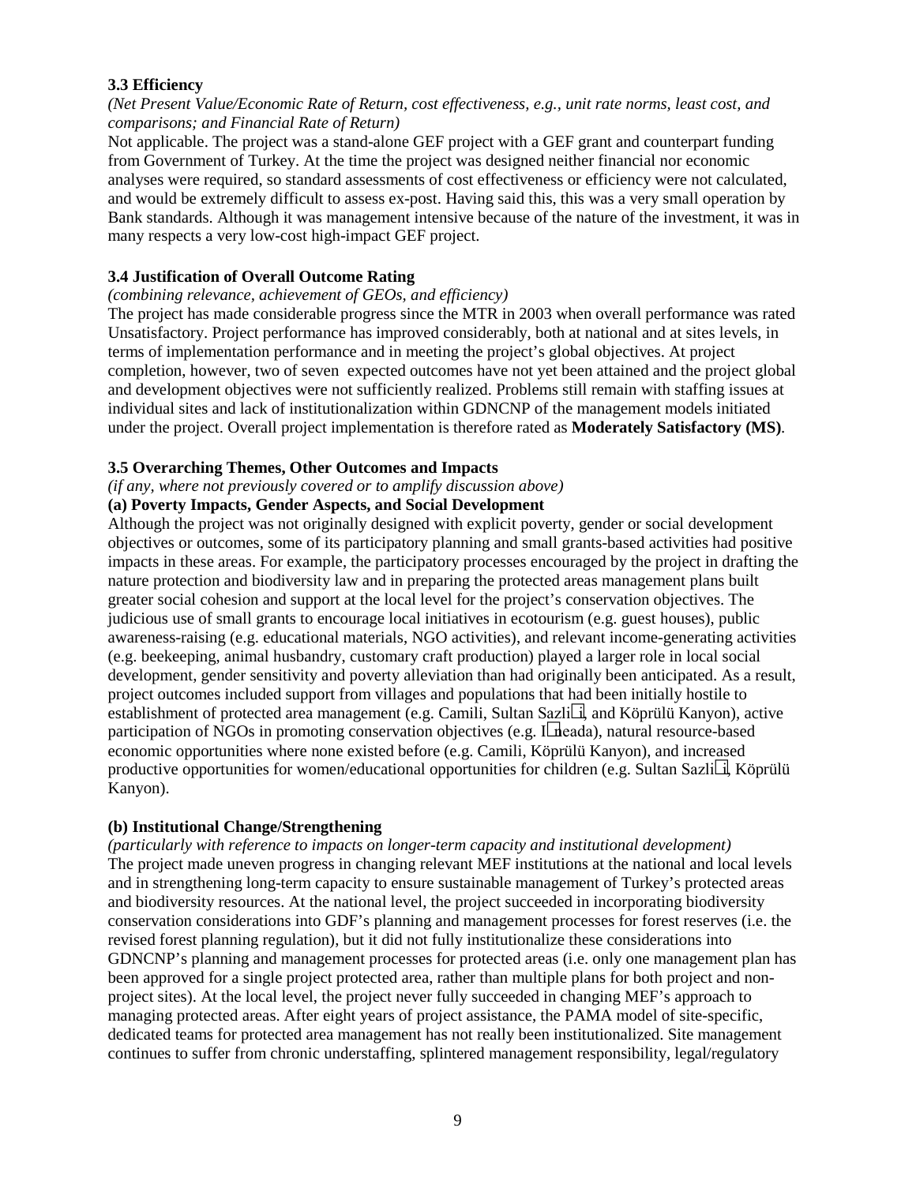### 3.3 Efficiency

*(Net Present Value/Economic Rate of Return, cost effectiveness, e.g., unit rate norms, least cost, and comparisons; and Financial Rate of Return)*

Not applicable. The project was a stand-alone GEF project with a GEF grant and counterpart funding from Government of Turkey. At the time the project was designed neither financial nor economic analyses were required, so standard assessments of cost effectiveness or efficiency were not calculated, and would be extremely difficult to assess ex-post. Having said this, this was a very small operation by Bank standards. Although it was management intensive because of the nature of the investment, it was in many respects a very low-cost high-impact GEF project.

### 3.4 Justification of Overall Outcome Rating

*(combining relevance, achievement of GEOs, and efficiency)*

The project has made considerable progress since the MTR in 2003 when overall performance was rated Unsatisfactory. Project performance has improved considerably, both at national and at sites levels, in terms of implementation performance and in meeting the project's global objectives. At project completion, however, two of seven expected outcomes have not yet been attained and the project global and development objectives were not sufficiently realized. Problems still remain with staffing issues at individual sites and lack of institutionalization within GDNCNP of the management models initiated under the project. Overall project implementation is therefore rated as **Moderately Satisfactory (MS)**.

### 3.5 Overarching Themes, Other Outcomes and Impacts

*(if any, where not previously covered or to amplify discussion above)*

**(a) Poverty Impacts, Gender Aspects, and Social Development**

Although the project was not originally designed with explicit poverty, gender or social development objectives or outcomes, some of its participatory planning and small grants-based activities had positive impacts in these areas. For example, the participatory processes encouraged by the project in drafting the nature protection and biodiversity law and in preparing the protected areas management plans built greater social cohesion and support at the local level for the project's conservation objectives. The judicious use of small grants to encourage local initiatives in ecotourism (e.g. guest houses), public awareness-raising (e.g. educational materials, NGO activities), and relevant income-generating activities (e.g. beekeeping, animal husbandry, customary craft production) played a larger role in local social development, gender sensitivity and poverty alleviation than had originally been anticipated. As a result, project outcomes included support from villages and populations that had been initially hostile to establishment of protected area management (e.g. Camili, Sultan Sazliği, and Köprülü Kanyon), active participation of NGOs in promoting conservation objectives (e.g. Iğneada), natural resource-based economic opportunities where none existed before (e.g. Camili, Köprülü Kanyon), and increased productive opportunities for women/educational opportunities for children (e.g. Sultan Sazliği, Köprülü Kanyon).

**(b) Institutional Change/Strengthening**

*(particularly with reference to impacts on longer-term capacity and institutional development)*

The project made uneven progress in changing relevant MEF institutions at the national and local levels and in strengthening long-term capacity to ensure sustainable management of Turkey's protected areas and biodiversity resources. At the national level, the project succeeded in incorporating biodiversity conservation considerations into GDF's planning and management processes for forest reserves (i.e. the revised forest planning regulation), but it did not fully institutionalize these considerations into GDNCNP's planning and management processes for protected areas (i.e. only one management plan has been approved for a single project protected area, rather than multiple plans for both project and non-project sites). At the local level, the project never fully succeeded in changing MEF's approach to managing protected areas. After eight years of project assistance, the PAMA model of site-specific, dedicated teams for protected area management has not really been institutionalized. Site management continues to suffer from chronic understaffing, splintered management responsibility, legal/regulatory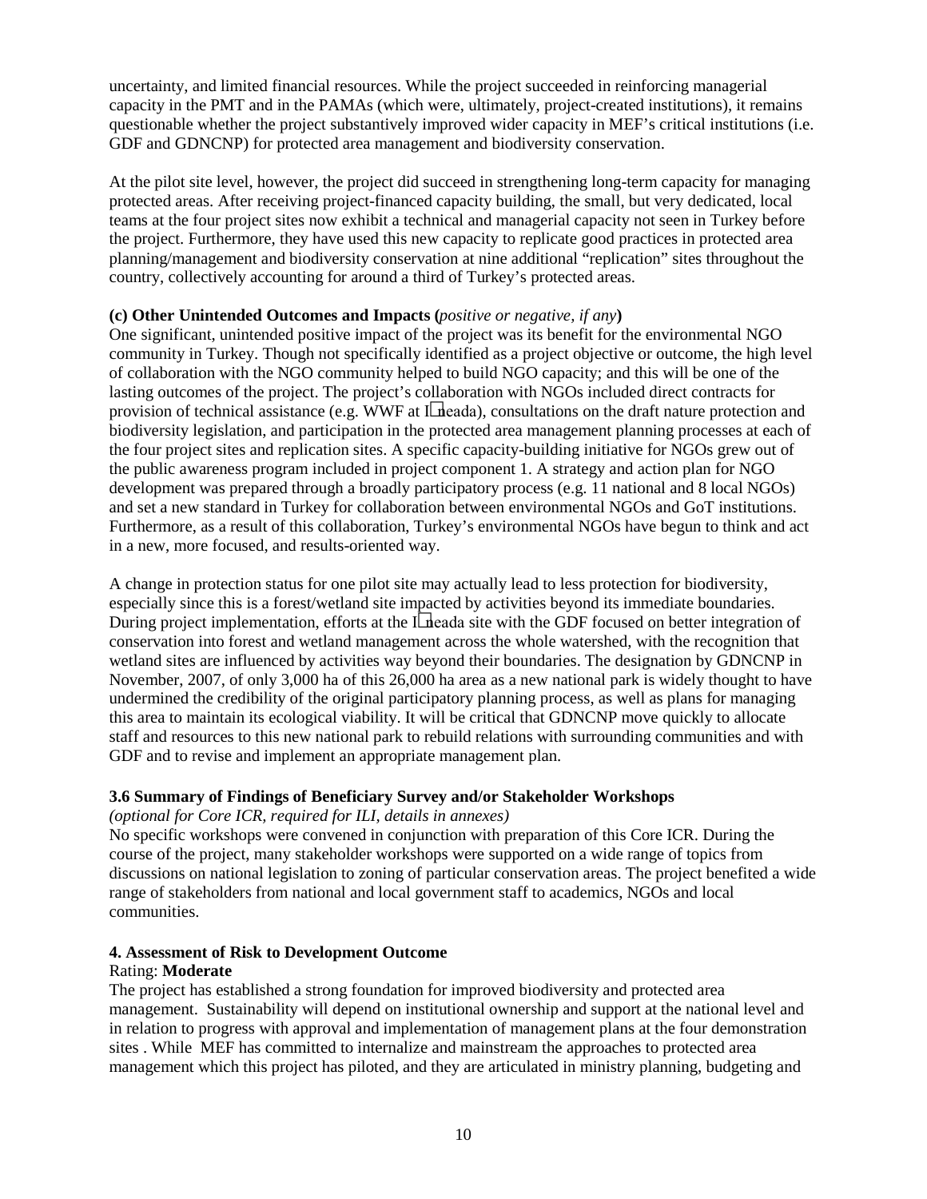uncertainty, and limited financial resources. While the project succeeded in reinforcing managerial capacity in the PMT and in the PAMAs (which were, ultimately, project-created institutions), it remains questionable whether the project substantively improved wider capacity in MEF's critical institutions (i.e. GDF and GDNCNP) for protected area management and biodiversity conservation.

At the pilot site level, however, the project did succeed in strengthening long-term capacity for managing protected areas. After receiving project-financed capacity building, the small, but very dedicated, local teams at the four project sites now exhibit a technical and managerial capacity not seen in Turkey before the project. Furthermore, they have used this new capacity to replicate good practices in protected area planning/management and biodiversity conservation at nine additional "replication" sites throughout the country, collectively accounting for around a third of Turkey's protected areas.

**(c) Other Unintended Outcomes and Impacts (***positive or negative, if any***)**

One significant, unintended positive impact of the project was its benefit for the environmental NGO community in Turkey. Though not specifically identified as a project objective or outcome, the high level of collaboration with the NGO community helped to build NGO capacity; and this will be one of the lasting outcomes of the project. The project's collaboration with NGOs included direct contracts for provision of technical assistance (e.g. WWF at İğneada), consultations on the draft nature protection and biodiversity legislation, and participation in the protected area management planning processes at each of the four project sites and replication sites. A specific capacity-building initiative for NGOs grew out of the public awareness program included in project component 1. A strategy and action plan for NGO development was prepared through a broadly participatory process (e.g. 11 national and 8 local NGOs) and set a new standard in Turkey for collaboration between environmental NGOs and GoT institutions. Furthermore, as a result of this collaboration, Turkey's environmental NGOs have begun to think and act in a new, more focused, and results-oriented way.

A change in protection status for one pilot site may actually lead to less protection for biodiversity, especially since this is a forest/wetland site impacted by activities beyond its immediate boundaries. During project implementation, efforts at the İğneada site with the GDF focused on better integration of conservation into forest and wetland management across the whole watershed, with the recognition that wetland sites are influenced by activities way beyond their boundaries. The designation by GDNCNP in November, 2007, of only 3,000 ha of this 26,000 ha area as a new national park is widely thought to have undermined the credibility of the original participatory planning process, as well as plans for managing this area to maintain its ecological viability. It will be critical that GDNCNP move quickly to allocate staff and resources to this new national park to rebuild relations with surrounding communities and with GDF and to revise and implement an appropriate management plan.

**3.6 Summary of Findings of Beneficiary Survey and/or Stakeholder Workshops**

*(optional for Core ICR, required for ILI, details in annexes)*

No specific workshops were convened in conjunction with preparation of this Core ICR. During the course of the project, many stakeholder workshops were supported on a wide range of topics from discussions on national legislation to zoning of particular conservation areas. The project benefited a wide range of stakeholders from national and local government staff to academics, NGOs and local communities.

**4. Assessment of Risk to Development Outcome**

Rating: **Moderate**

The project has established a strong foundation for improved biodiversity and protected area management. Sustainability will depend on institutional ownership and support at the national level and in relation to progress with approval and implementation of management plans at the four demonstration sites . While MEF has committed to internalize and mainstream the approaches to protected area management which this project has piloted, and they are articulated in ministry planning, budgeting and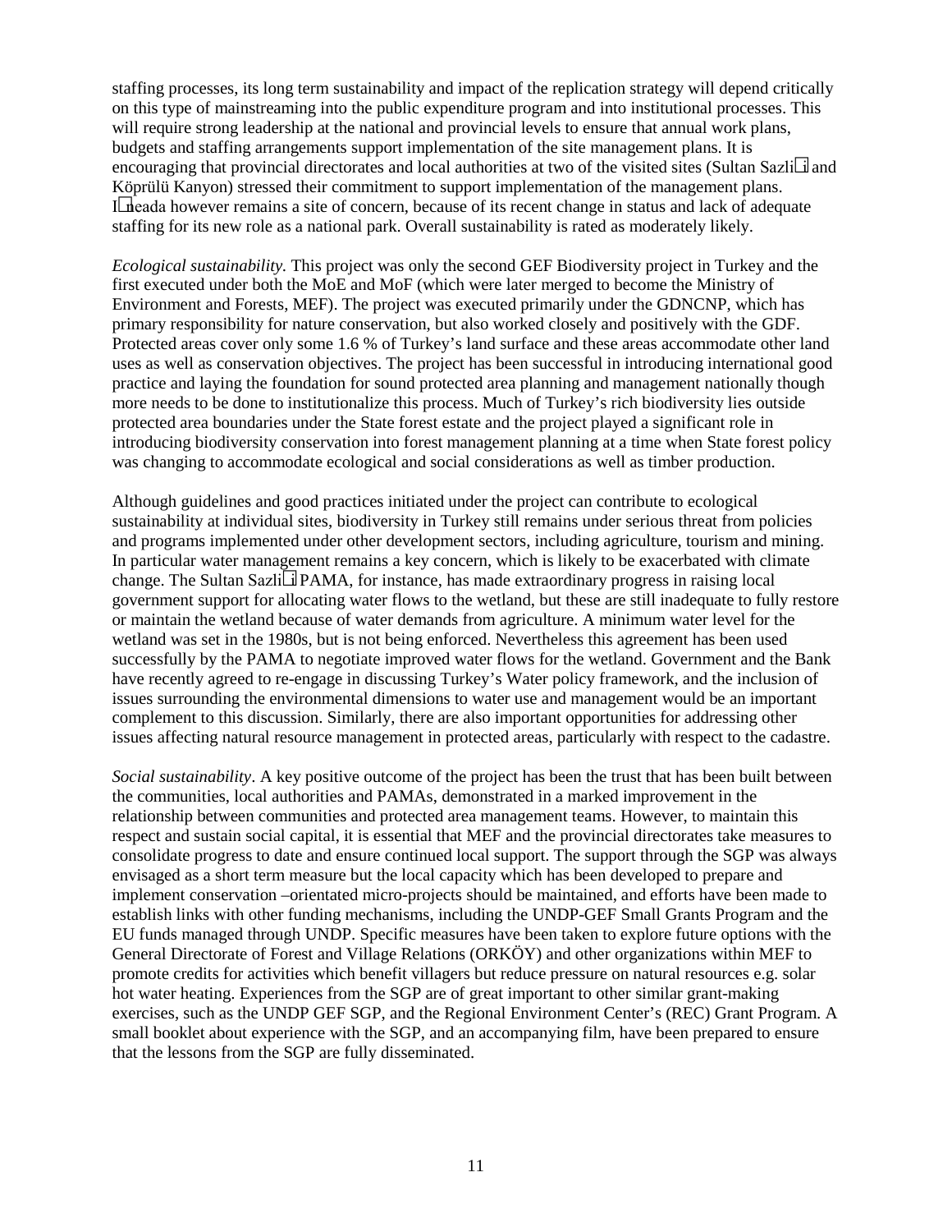staffing processes, its long term sustainability and impact of the replication strategy will depend critically on this type of mainstreaming into the public expenditure program and into institutional processes. This will require strong leadership at the national and provincial levels to ensure that annual work plans, budgets and staffing arrangements support implementation of the site management plans. It is encouraging that provincial directorates and local authorities at two of the visited sites (Sultan Sazliği and Köprülü Kanyon) stressed their commitment to support implementation of the management plans. Iğneada however remains a site of concern, because of its recent change in status and lack of adequate staffing for its new role as a national park. Overall sustainability is rated as moderately likely.

*Ecological sustainability.* This project was only the second GEF Biodiversity project in Turkey and the first executed under both the MoE and MoF (which were later merged to become the Ministry of Environment and Forests, MEF). The project was executed primarily under the GDNCNP, which has primary responsibility for nature conservation, but also worked closely and positively with the GDF. Protected areas cover only some 1.6 % of Turkey's land surface and these areas accommodate other land uses as well as conservation objectives. The project has been successful in introducing international good practice and laying the foundation for sound protected area planning and management nationally though more needs to be done to institutionalize this process. Much of Turkey's rich biodiversity lies outside protected area boundaries under the State forest estate and the project played a significant role in introducing biodiversity conservation into forest management planning at a time when State forest policy was changing to accommodate ecological and social considerations as well as timber production.

Although guidelines and good practices initiated under the project can contribute to ecological sustainability at individual sites, biodiversity in Turkey still remains under serious threat from policies and programs implemented under other development sectors, including agriculture, tourism and mining. In particular water management remains a key concern, which is likely to be exacerbated with climate change. The Sultan Sazliği PAMA, for instance, has made extraordinary progress in raising local government support for allocating water flows to the wetland, but these are still inadequate to fully restore or maintain the wetland because of water demands from agriculture. A minimum water level for the wetland was set in the 1980s, but is not being enforced. Nevertheless this agreement has been used successfully by the PAMA to negotiate improved water flows for the wetland. Government and the Bank have recently agreed to re-engage in discussing Turkey's Water policy framework, and the inclusion of issues surrounding the environmental dimensions to water use and management would be an important complement to this discussion. Similarly, there are also important opportunities for addressing other issues affecting natural resource management in protected areas, particularly with respect to the cadastre.

*Social sustainability*. A key positive outcome of the project has been the trust that has been built between the communities, local authorities and PAMAs, demonstrated in a marked improvement in the relationship between communities and protected area management teams. However, to maintain this respect and sustain social capital, it is essential that MEF and the provincial directorates take measures to consolidate progress to date and ensure continued local support. The support through the SGP was always envisaged as a short term measure but the local capacity which has been developed to prepare and implement conservation –orientated micro-projects should be maintained, and efforts have been made to establish links with other funding mechanisms, including the UNDP-GEF Small Grants Program and the EU funds managed through UNDP. Specific measures have been taken to explore future options with the General Directorate of Forest and Village Relations (ORKÖY) and other organizations within MEF to promote credits for activities which benefit villagers but reduce pressure on natural resources e.g. solar hot water heating. Experiences from the SGP are of great important to other similar grant-making exercises, such as the UNDP GEF SGP, and the Regional Environment Center's (REC) Grant Program. A small booklet about experience with the SGP, and an accompanying film, have been prepared to ensure that the lessons from the SGP are fully disseminated.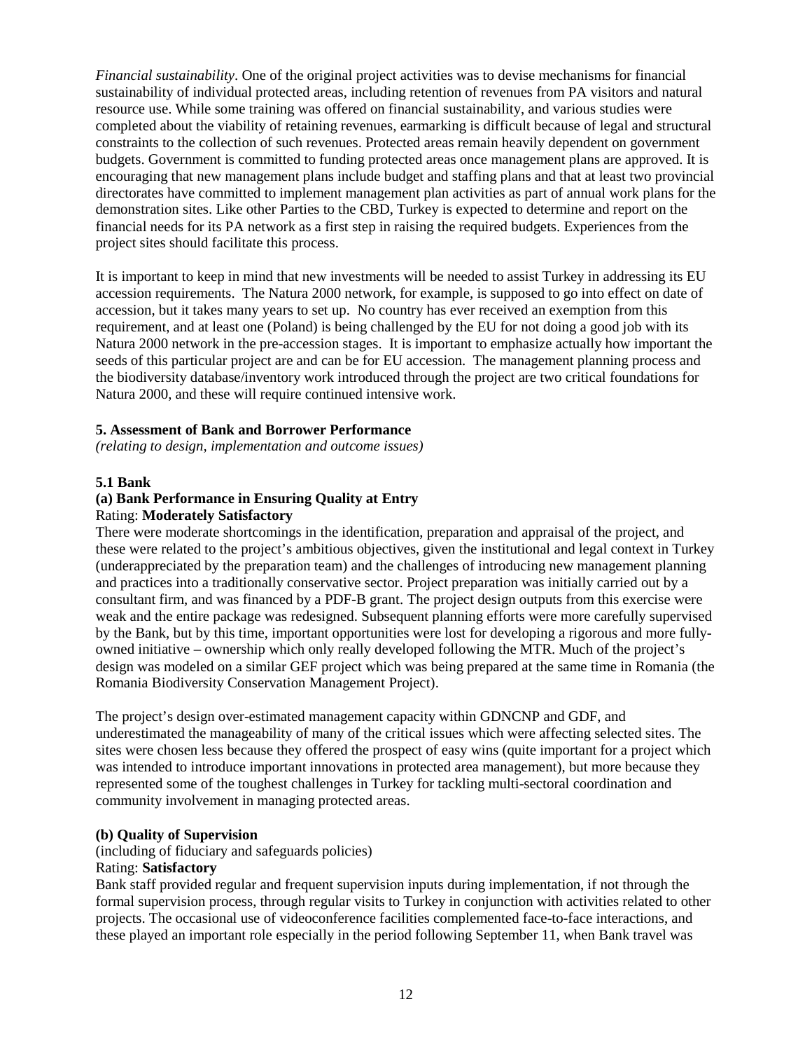*Financial sustainability*. One of the original project activities was to devise mechanisms for financial sustainability of individual protected areas, including retention of revenues from PA visitors and natural resource use. While some training was offered on financial sustainability, and various studies were completed about the viability of retaining revenues, earmarking is difficult because of legal and structural constraints to the collection of such revenues. Protected areas remain heavily dependent on government budgets. Government is committed to funding protected areas once management plans are approved. It is encouraging that new management plans include budget and staffing plans and that at least two provincial directorates have committed to implement management plan activities as part of annual work plans for the demonstration sites. Like other Parties to the CBD, Turkey is expected to determine and report on the financial needs for its PA network as a first step in raising the required budgets. Experiences from the project sites should facilitate this process.

It is important to keep in mind that new investments will be needed to assist Turkey in addressing its EU accession requirements. The Natura 2000 network, for example, is supposed to go into effect on date of accession, but it takes many years to set up. No country has ever received an exemption from this requirement, and at least one (Poland) is being challenged by the EU for not doing a good job with its Natura 2000 network in the pre-accession stages. It is important to emphasize actually how important the seeds of this particular project are and can be for EU accession. The management planning process and the biodiversity database/inventory work introduced through the project are two critical foundations for Natura 2000, and these will require continued intensive work.

## 5. Assessment of Bank and Borrower Performance

*(relating to design, implementation and outcome issues)*

### 5.1 Bank

#### (a) Bank Performance in Ensuring Quality at Entry

Rating: **Moderately Satisfactory**

There were moderate shortcomings in the identification, preparation and appraisal of the project, and these were related to the project's ambitious objectives, given the institutional and legal context in Turkey (underappreciated by the preparation team) and the challenges of introducing new management planning and practices into a traditionally conservative sector. Project preparation was initially carried out by a consultant firm, and was financed by a PDF-B grant. The project design outputs from this exercise were weak and the entire package was redesigned. Subsequent planning efforts were more carefully supervised by the Bank, but by this time, important opportunities were lost for developing a rigorous and more fully-owned initiative – ownership which only really developed following the MTR. Much of the project's design was modeled on a similar GEF project which was being prepared at the same time in Romania (the Romania Biodiversity Conservation Management Project).

The project's design over-estimated management capacity within GDNCNP and GDF, and underestimated the manageability of many of the critical issues which were affecting selected sites. The sites were chosen less because they offered the prospect of easy wins (quite important for a project which was intended to introduce important innovations in protected area management), but more because they represented some of the toughest challenges in Turkey for tackling multi-sectoral coordination and community involvement in managing protected areas.

#### (b) Quality of Supervision

(including of fiduciary and safeguards policies)

Rating: **Satisfactory**

Bank staff provided regular and frequent supervision inputs during implementation, if not through the formal supervision process, through regular visits to Turkey in conjunction with activities related to other projects. The occasional use of videoconference facilities complemented face-to-face interactions, and these played an important role especially in the period following September 11, when Bank travel was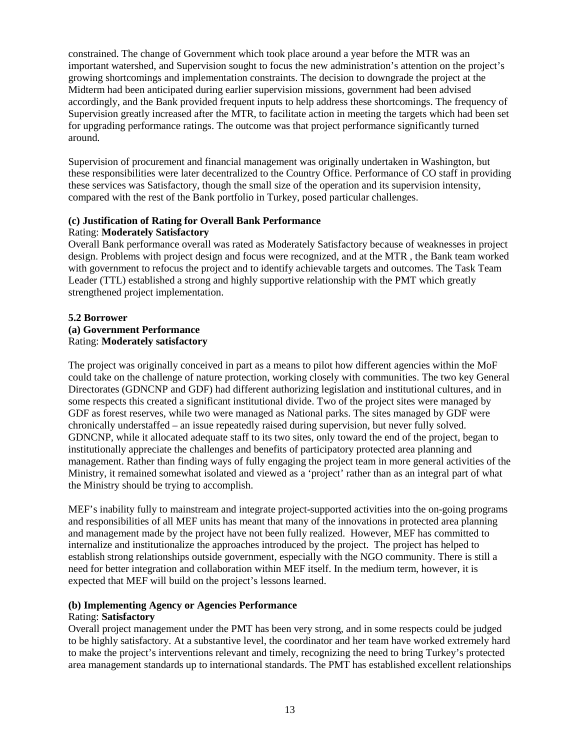constrained. The change of Government which took place around a year before the MTR was an important watershed, and Supervision sought to focus the new administration's attention on the project's growing shortcomings and implementation constraints. The decision to downgrade the project at the Midterm had been anticipated during earlier supervision missions, government had been advised accordingly, and the Bank provided frequent inputs to help address these shortcomings. The frequency of Supervision greatly increased after the MTR, to facilitate action in meeting the targets which had been set for upgrading performance ratings. The outcome was that project performance significantly turned around.

Supervision of procurement and financial management was originally undertaken in Washington, but these responsibilities were later decentralized to the Country Office. Performance of CO staff in providing these services was Satisfactory, though the small size of the operation and its supervision intensity, compared with the rest of the Bank portfolio in Turkey, posed particular challenges.

**(c) Justification of Rating for Overall Bank Performance**

Rating: **Moderately Satisfactory**

Overall Bank performance overall was rated as Moderately Satisfactory because of weaknesses in project design. Problems with project design and focus were recognized, and at the MTR , the Bank team worked with government to refocus the project and to identify achievable targets and outcomes. The Task Team Leader (TTL) established a strong and highly supportive relationship with the PMT which greatly strengthened project implementation.

**5.2 Borrower**

**(a) Government Performance**

Rating: **Moderately satisfactory**

The project was originally conceived in part as a means to pilot how different agencies within the MoF could take on the challenge of nature protection, working closely with communities. The two key General Directorates (GDNCNP and GDF) had different authorizing legislation and institutional cultures, and in some respects this created a significant institutional divide. Two of the project sites were managed by GDF as forest reserves, while two were managed as National parks. The sites managed by GDF were chronically understaffed – an issue repeatedly raised during supervision, but never fully solved. GDNCNP, while it allocated adequate staff to its two sites, only toward the end of the project, began to institutionally appreciate the challenges and benefits of participatory protected area planning and management. Rather than finding ways of fully engaging the project team in more general activities of the Ministry, it remained somewhat isolated and viewed as a 'project' rather than as an integral part of what the Ministry should be trying to accomplish.

MEF's inability fully to mainstream and integrate project-supported activities into the on-going programs and responsibilities of all MEF units has meant that many of the innovations in protected area planning and management made by the project have not been fully realized. However, MEF has committed to internalize and institutionalize the approaches introduced by the project. The project has helped to establish strong relationships outside government, especially with the NGO community. There is still a need for better integration and collaboration within MEF itself. In the medium term, however, it is expected that MEF will build on the project's lessons learned.

**(b) Implementing Agency or Agencies Performance**

Rating: **Satisfactory**

Overall project management under the PMT has been very strong, and in some respects could be judged to be highly satisfactory. At a substantive level, the coordinator and her team have worked extremely hard to make the project's interventions relevant and timely, recognizing the need to bring Turkey's protected area management standards up to international standards. The PMT has established excellent relationships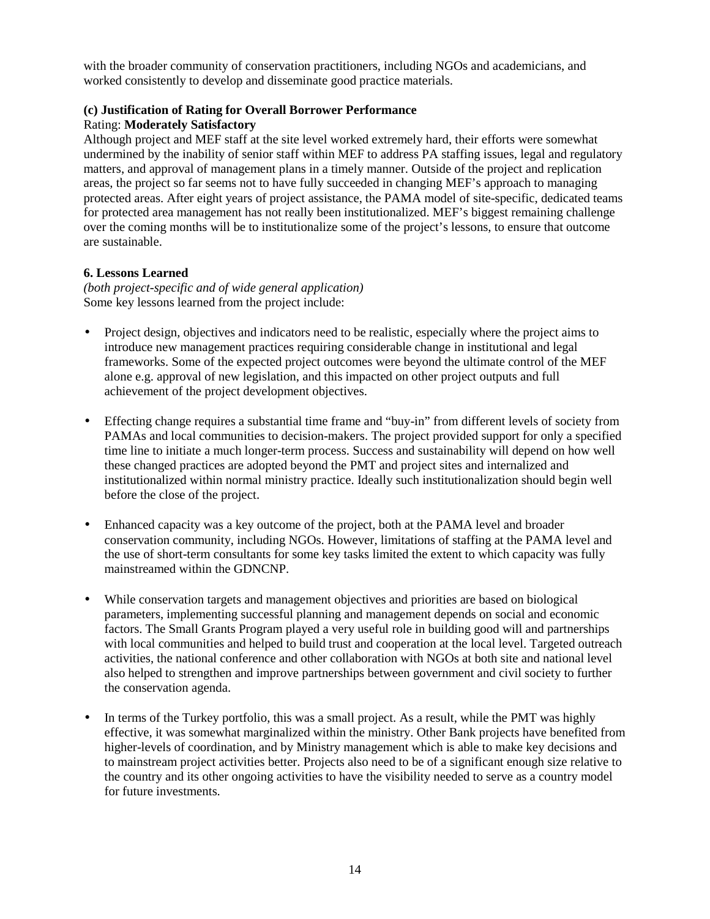with the broader community of conservation practitioners, including NGOs and academicians, and worked consistently to develop and disseminate good practice materials.

**(c) Justification of Rating for Overall Borrower Performance**

Rating: **Moderately Satisfactory**

Although project and MEF staff at the site level worked extremely hard, their efforts were somewhat undermined by the inability of senior staff within MEF to address PA staffing issues, legal and regulatory matters, and approval of management plans in a timely manner. Outside of the project and replication areas, the project so far seems not to have fully succeeded in changing MEF's approach to managing protected areas. After eight years of project assistance, the PAMA model of site-specific, dedicated teams for protected area management has not really been institutionalized. MEF's biggest remaining challenge over the coming months will be to institutionalize some of the project's lessons, to ensure that outcome are sustainable.

## 6. Lessons Learned

*(both project-specific and of wide general application)*

Some key lessons learned from the project include:

- Project design, objectives and indicators need to be realistic, especially where the project aims to introduce new management practices requiring considerable change in institutional and legal frameworks. Some of the expected project outcomes were beyond the ultimate control of the MEF alone e.g. approval of new legislation, and this impacted on other project outputs and full achievement of the project development objectives.

- Effecting change requires a substantial time frame and "buy-in" from different levels of society from PAMAs and local communities to decision-makers. The project provided support for only a specified time line to initiate a much longer-term process. Success and sustainability will depend on how well these changed practices are adopted beyond the PMT and project sites and internalized and institutionalized within normal ministry practice. Ideally such institutionalization should begin well before the close of the project.

- Enhanced capacity was a key outcome of the project, both at the PAMA level and broader conservation community, including NGOs. However, limitations of staffing at the PAMA level and the use of short-term consultants for some key tasks limited the extent to which capacity was fully mainstreamed within the GDNCNP.

- While conservation targets and management objectives and priorities are based on biological parameters, implementing successful planning and management depends on social and economic factors. The Small Grants Program played a very useful role in building good will and partnerships with local communities and helped to build trust and cooperation at the local level. Targeted outreach activities, the national conference and other collaboration with NGOs at both site and national level also helped to strengthen and improve partnerships between government and civil society to further the conservation agenda.

- In terms of the Turkey portfolio, this was a small project. As a result, while the PMT was highly effective, it was somewhat marginalized within the ministry. Other Bank projects have benefited from higher-levels of coordination, and by Ministry management which is able to make key decisions and to mainstream project activities better. Projects also need to be of a significant enough size relative to the country and its other ongoing activities to have the visibility needed to serve as a country model for future investments.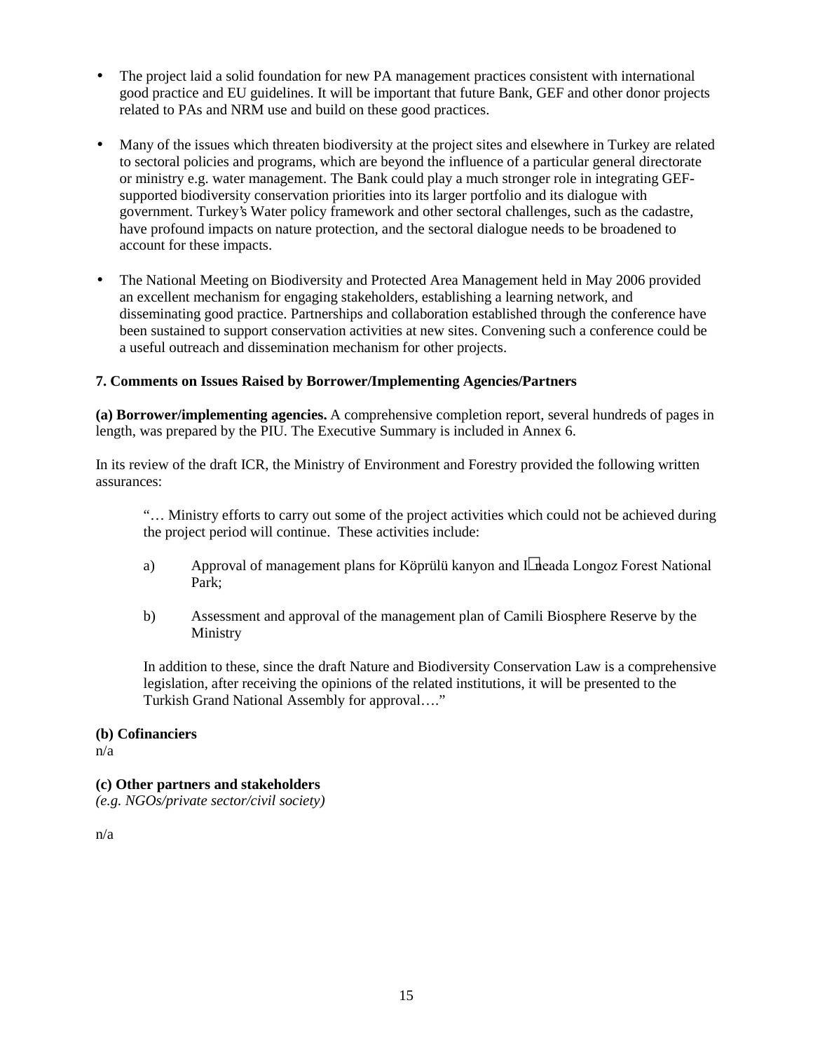- The project laid a solid foundation for new PA management practices consistent with international good practice and EU guidelines. It will be important that future Bank, GEF and other donor projects related to PAs and NRM use and build on these good practices.

- Many of the issues which threaten biodiversity at the project sites and elsewhere in Turkey are related to sectoral policies and programs, which are beyond the influence of a particular general directorate or ministry e.g. water management. The Bank could play a much stronger role in integrating GEF-supported biodiversity conservation priorities into its larger portfolio and its dialogue with government. Turkey's Water policy framework and other sectoral challenges, such as the cadastre, have profound impacts on nature protection, and the sectoral dialogue needs to be broadened to account for these impacts.

- The National Meeting on Biodiversity and Protected Area Management held in May 2006 provided an excellent mechanism for engaging stakeholders, establishing a learning network, and disseminating good practice. Partnerships and collaboration established through the conference have been sustained to support conservation activities at new sites. Convening such a conference could be a useful outreach and dissemination mechanism for other projects.

**7. Comments on Issues Raised by Borrower/Implementing Agencies/Partners**

**(a) Borrower/implementing agencies.** A comprehensive completion report, several hundreds of pages in length, was prepared by the PIU. The Executive Summary is included in Annex 6.

In its review of the draft ICR, the Ministry of Environment and Forestry provided the following written assurances:

> "… Ministry efforts to carry out some of the project activities which could not be achieved during the project period will continue. These activities include:
>
> a) Approval of management plans for Köprülü kanyon and İğneada Longoz Forest National Park;
>
> b) Assessment and approval of the management plan of Camili Biosphere Reserve by the Ministry
>
> In addition to these, since the draft Nature and Biodiversity Conservation Law is a comprehensive legislation, after receiving the opinions of the related institutions, it will be presented to the Turkish Grand National Assembly for approval…."

**(b) Cofinanciers**

n/a

**(c) Other partners and stakeholders**

*(e.g. NGOs/private sector/civil society)*

n/a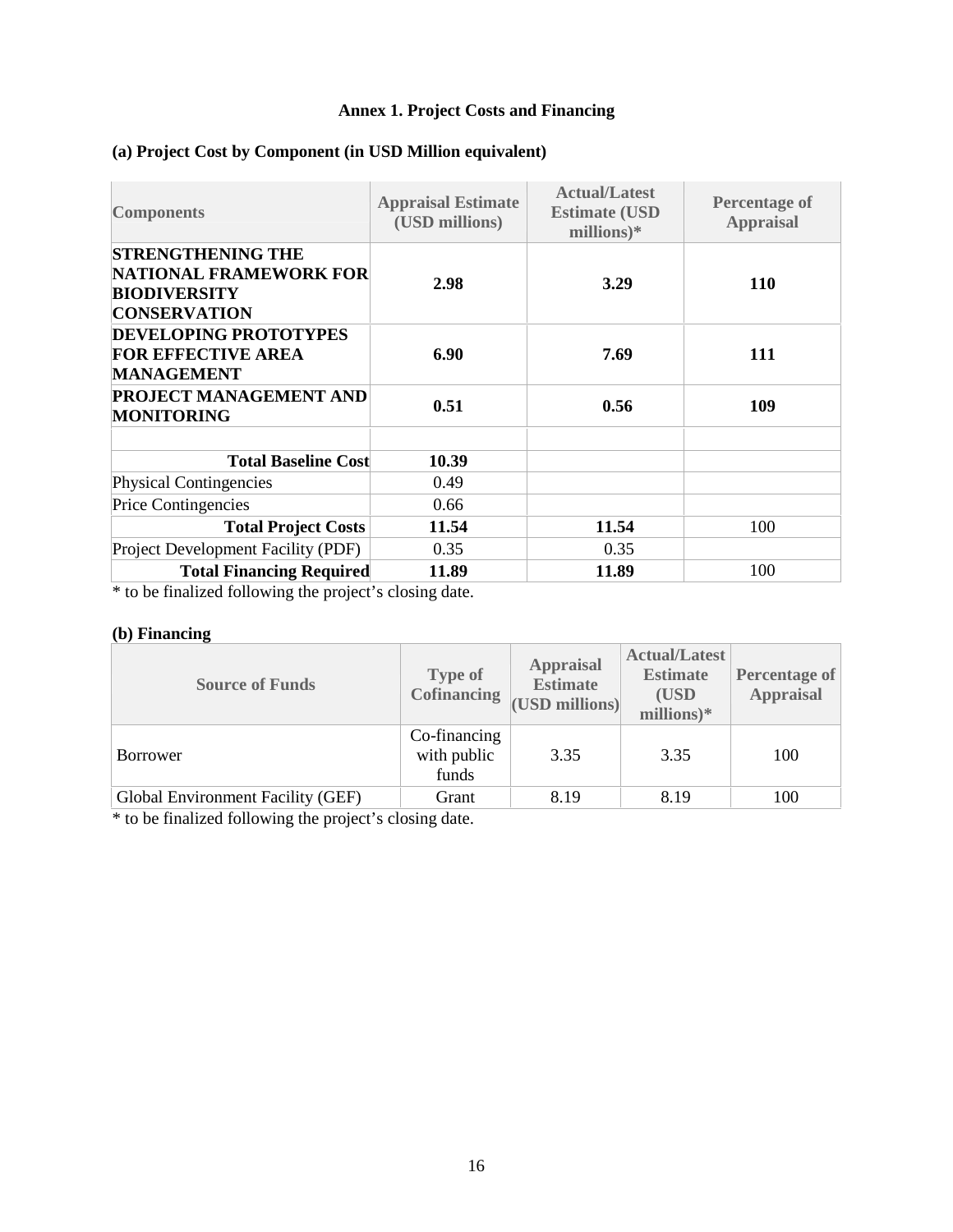# Annex 1. Project Costs and Financing

**(a) Project Cost by Component (in USD Million equivalent)**

| Components | Appraisal Estimate (USD millions) | Actual/Latest Estimate (USD millions)* | Percentage of Appraisal |
|---|---|---|---|
| **STRENGTHENING THE NATIONAL FRAMEWORK FOR BIODIVERSITY CONSERVATION** | **2.98** | **3.29** | **110** |
| **DEVELOPING PROTOTYPES FOR EFFECTIVE AREA MANAGEMENT** | **6.90** | **7.69** | **111** |
| **PROJECT MANAGEMENT AND MONITORING** | **0.51** | **0.56** | **109** |
| | | | |
| **Total Baseline Cost** | **10.39** | | |
| Physical Contingencies | 0.49 | | |
| Price Contingencies | 0.66 | | |
| **Total Project Costs** | **11.54** | **11.54** | 100 |
| Project Development Facility (PDF) | 0.35 | 0.35 | |
| **Total Financing Required** | **11.89** | **11.89** | 100 |

* to be finalized following the project's closing date.

**(b) Financing**

| Source of Funds | Type of Cofinancing | Appraisal Estimate (USD millions) | Actual/Latest Estimate (USD millions)* | Percentage of Appraisal |
|---|---|---|---|---|
| Borrower | Co-financing with public funds | 3.35 | 3.35 | 100 |
| Global Environment Facility (GEF) | Grant | 8.19 | 8.19 | 100 |

* to be finalized following the project's closing date.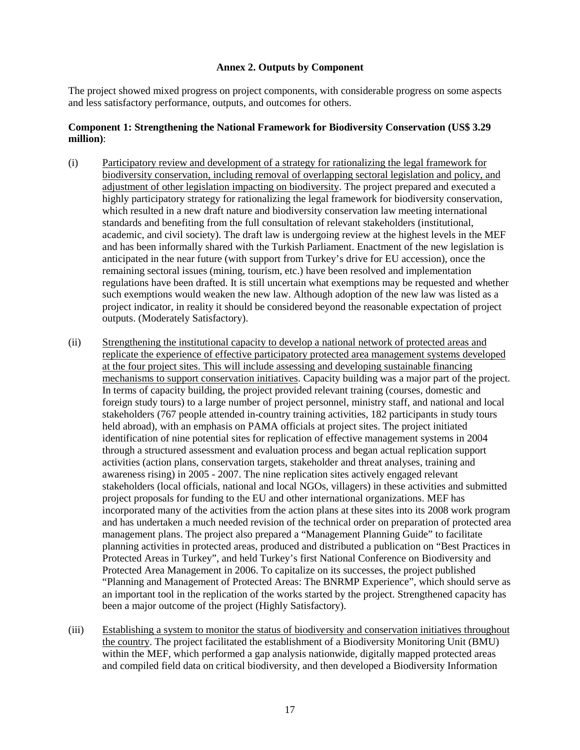## Annex 2. Outputs by Component

The project showed mixed progress on project components, with considerable progress on some aspects and less satisfactory performance, outputs, and outcomes for others.

**Component 1: Strengthening the National Framework for Biodiversity Conservation (US$ 3.29 million)**:

(i) Participatory review and development of a strategy for rationalizing the legal framework for biodiversity conservation, including removal of overlapping sectoral legislation and policy, and adjustment of other legislation impacting on biodiversity. The project prepared and executed a highly participatory strategy for rationalizing the legal framework for biodiversity conservation, which resulted in a new draft nature and biodiversity conservation law meeting international standards and benefiting from the full consultation of relevant stakeholders (institutional, academic, and civil society). The draft law is undergoing review at the highest levels in the MEF and has been informally shared with the Turkish Parliament. Enactment of the new legislation is anticipated in the near future (with support from Turkey's drive for EU accession), once the remaining sectoral issues (mining, tourism, etc.) have been resolved and implementation regulations have been drafted. It is still uncertain what exemptions may be requested and whether such exemptions would weaken the new law. Although adoption of the new law was listed as a project indicator, in reality it should be considered beyond the reasonable expectation of project outputs. (Moderately Satisfactory).

(ii) Strengthening the institutional capacity to develop a national network of protected areas and replicate the experience of effective participatory protected area management systems developed at the four project sites. This will include assessing and developing sustainable financing mechanisms to support conservation initiatives. Capacity building was a major part of the project. In terms of capacity building, the project provided relevant training (courses, domestic and foreign study tours) to a large number of project personnel, ministry staff, and national and local stakeholders (767 people attended in-country training activities, 182 participants in study tours held abroad), with an emphasis on PAMA officials at project sites. The project initiated identification of nine potential sites for replication of effective management systems in 2004 through a structured assessment and evaluation process and began actual replication support activities (action plans, conservation targets, stakeholder and threat analyses, training and awareness rising) in 2005 - 2007. The nine replication sites actively engaged relevant stakeholders (local officials, national and local NGOs, villagers) in these activities and submitted project proposals for funding to the EU and other international organizations. MEF has incorporated many of the activities from the action plans at these sites into its 2008 work program and has undertaken a much needed revision of the technical order on preparation of protected area management plans. The project also prepared a "Management Planning Guide" to facilitate planning activities in protected areas, produced and distributed a publication on "Best Practices in Protected Areas in Turkey", and held Turkey's first National Conference on Biodiversity and Protected Area Management in 2006. To capitalize on its successes, the project published "Planning and Management of Protected Areas: The BNRMP Experience", which should serve as an important tool in the replication of the works started by the project. Strengthened capacity has been a major outcome of the project (Highly Satisfactory).

(iii) Establishing a system to monitor the status of biodiversity and conservation initiatives throughout the country. The project facilitated the establishment of a Biodiversity Monitoring Unit (BMU) within the MEF, which performed a gap analysis nationwide, digitally mapped protected areas and compiled field data on critical biodiversity, and then developed a Biodiversity Information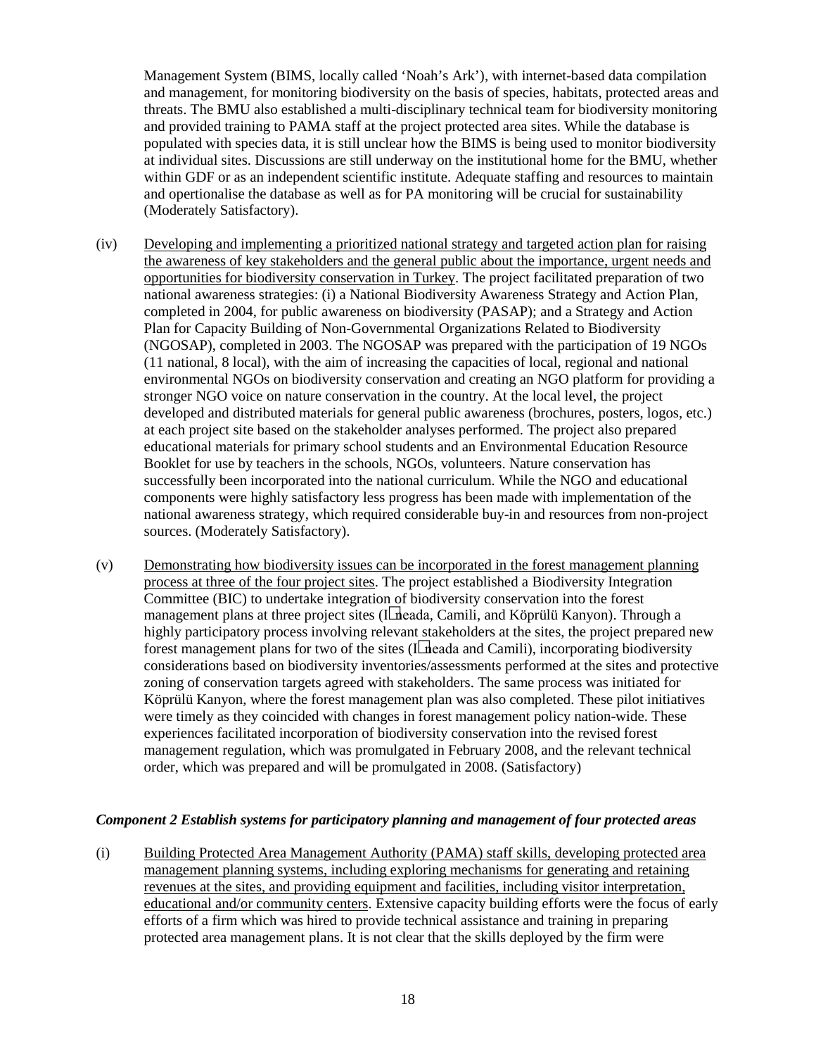Management System (BIMS, locally called 'Noah's Ark'), with internet-based data compilation and management, for monitoring biodiversity on the basis of species, habitats, protected areas and threats. The BMU also established a multi-disciplinary technical team for biodiversity monitoring and provided training to PAMA staff at the project protected area sites. While the database is populated with species data, it is still unclear how the BIMS is being used to monitor biodiversity at individual sites. Discussions are still underway on the institutional home for the BMU, whether within GDF or as an independent scientific institute. Adequate staffing and resources to maintain and opertionalise the database as well as for PA monitoring will be crucial for sustainability (Moderately Satisfactory).

(iv) Developing and implementing a prioritized national strategy and targeted action plan for raising the awareness of key stakeholders and the general public about the importance, urgent needs and opportunities for biodiversity conservation in Turkey. The project facilitated preparation of two national awareness strategies: (i) a National Biodiversity Awareness Strategy and Action Plan, completed in 2004, for public awareness on biodiversity (PASAP); and a Strategy and Action Plan for Capacity Building of Non-Governmental Organizations Related to Biodiversity (NGOSAP), completed in 2003. The NGOSAP was prepared with the participation of 19 NGOs (11 national, 8 local), with the aim of increasing the capacities of local, regional and national environmental NGOs on biodiversity conservation and creating an NGO platform for providing a stronger NGO voice on nature conservation in the country. At the local level, the project developed and distributed materials for general public awareness (brochures, posters, logos, etc.) at each project site based on the stakeholder analyses performed. The project also prepared educational materials for primary school students and an Environmental Education Resource Booklet for use by teachers in the schools, NGOs, volunteers. Nature conservation has successfully been incorporated into the national curriculum. While the NGO and educational components were highly satisfactory less progress has been made with implementation of the national awareness strategy, which required considerable buy-in and resources from non-project sources. (Moderately Satisfactory).

(v) Demonstrating how biodiversity issues can be incorporated in the forest management planning process at three of the four project sites. The project established a Biodiversity Integration Committee (BIC) to undertake integration of biodiversity conservation into the forest management plans at three project sites (İğneada, Camili, and Köprülü Kanyon). Through a highly participatory process involving relevant stakeholders at the sites, the project prepared new forest management plans for two of the sites (İğneada and Camili), incorporating biodiversity considerations based on biodiversity inventories/assessments performed at the sites and protective zoning of conservation targets agreed with stakeholders. The same process was initiated for Köprülü Kanyon, where the forest management plan was also completed. These pilot initiatives were timely as they coincided with changes in forest management policy nation-wide. These experiences facilitated incorporation of biodiversity conservation into the revised forest management regulation, which was promulgated in February 2008, and the relevant technical order, which was prepared and will be promulgated in 2008. (Satisfactory)

***Component 2 Establish systems for participatory planning and management of four protected areas***

(i) Building Protected Area Management Authority (PAMA) staff skills, developing protected area management planning systems, including exploring mechanisms for generating and retaining revenues at the sites, and providing equipment and facilities, including visitor interpretation, educational and/or community centers. Extensive capacity building efforts were the focus of early efforts of a firm which was hired to provide technical assistance and training in preparing protected area management plans. It is not clear that the skills deployed by the firm were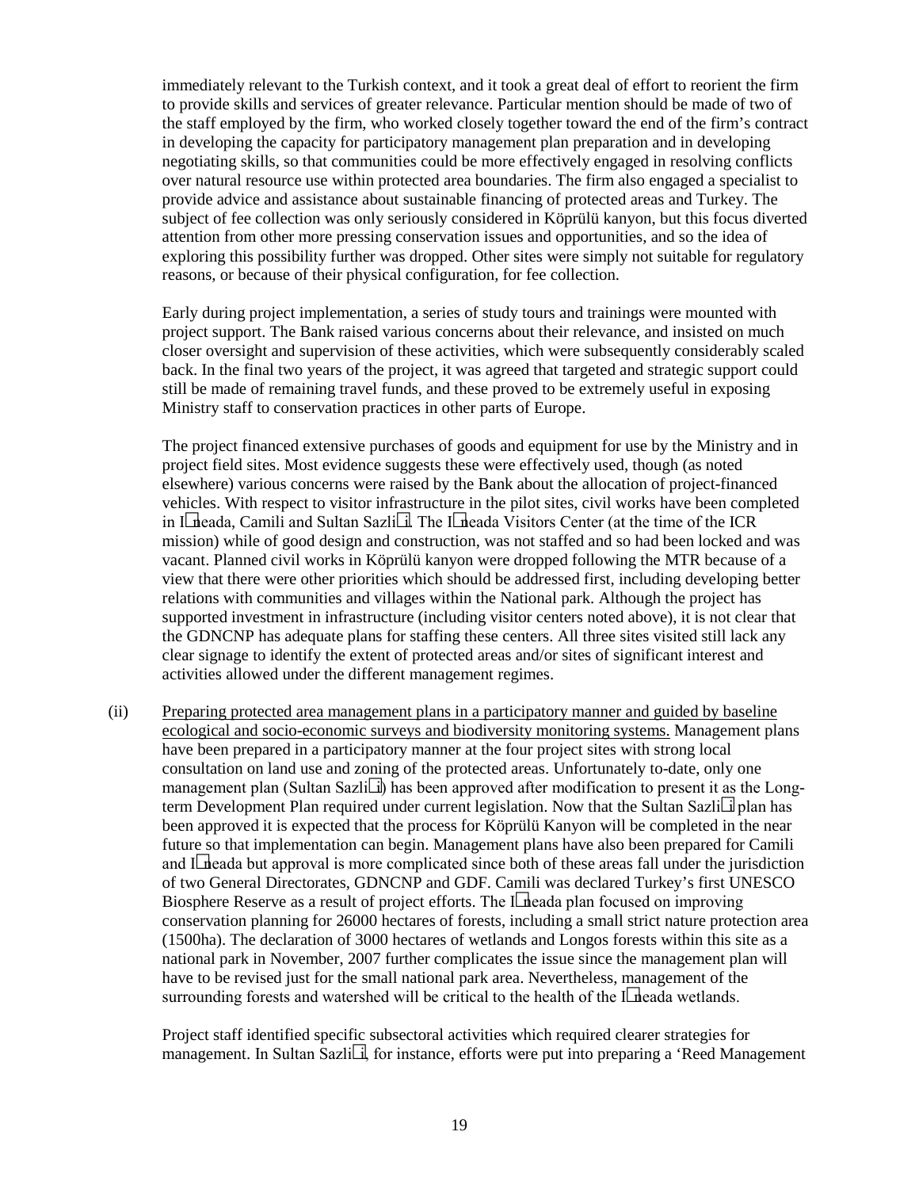immediately relevant to the Turkish context, and it took a great deal of effort to reorient the firm to provide skills and services of greater relevance. Particular mention should be made of two of the staff employed by the firm, who worked closely together toward the end of the firm's contract in developing the capacity for participatory management plan preparation and in developing negotiating skills, so that communities could be more effectively engaged in resolving conflicts over natural resource use within protected area boundaries. The firm also engaged a specialist to provide advice and assistance about sustainable financing of protected areas and Turkey. The subject of fee collection was only seriously considered in Köprülü kanyon, but this focus diverted attention from other more pressing conservation issues and opportunities, and so the idea of exploring this possibility further was dropped. Other sites were simply not suitable for regulatory reasons, or because of their physical configuration, for fee collection.

Early during project implementation, a series of study tours and trainings were mounted with project support. The Bank raised various concerns about their relevance, and insisted on much closer oversight and supervision of these activities, which were subsequently considerably scaled back. In the final two years of the project, it was agreed that targeted and strategic support could still be made of remaining travel funds, and these proved to be extremely useful in exposing Ministry staff to conservation practices in other parts of Europe.

The project financed extensive purchases of goods and equipment for use by the Ministry and in project field sites. Most evidence suggests these were effectively used, though (as noted elsewhere) various concerns were raised by the Bank about the allocation of project-financed vehicles. With respect to visitor infrastructure in the pilot sites, civil works have been completed in İğneada, Camili and Sultan Sazliği. The İğneada Visitors Center (at the time of the ICR mission) while of good design and construction, was not staffed and so had been locked and was vacant. Planned civil works in Köprülü kanyon were dropped following the MTR because of a view that there were other priorities which should be addressed first, including developing better relations with communities and villages within the National park. Although the project has supported investment in infrastructure (including visitor centers noted above), it is not clear that the GDNCNP has adequate plans for staffing these centers. All three sites visited still lack any clear signage to identify the extent of protected areas and/or sites of significant interest and activities allowed under the different management regimes.

(ii) Preparing protected area management plans in a participatory manner and guided by baseline ecological and socio-economic surveys and biodiversity monitoring systems. Management plans have been prepared in a participatory manner at the four project sites with strong local consultation on land use and zoning of the protected areas. Unfortunately to-date, only one management plan (Sultan Sazliği) has been approved after modification to present it as the Long-term Development Plan required under current legislation. Now that the Sultan Sazliği plan has been approved it is expected that the process for Köprülü Kanyon will be completed in the near future so that implementation can begin. Management plans have also been prepared for Camili and İğneada but approval is more complicated since both of these areas fall under the jurisdiction of two General Directorates, GDNCNP and GDF. Camili was declared Turkey's first UNESCO Biosphere Reserve as a result of project efforts. The İğneada plan focused on improving conservation planning for 26000 hectares of forests, including a small strict nature protection area (1500ha). The declaration of 3000 hectares of wetlands and Longos forests within this site as a national park in November, 2007 further complicates the issue since the management plan will have to be revised just for the small national park area. Nevertheless, management of the surrounding forests and watershed will be critical to the health of the İğneada wetlands.

Project staff identified specific subsectoral activities which required clearer strategies for management. In Sultan Sazliği, for instance, efforts were put into preparing a 'Reed Management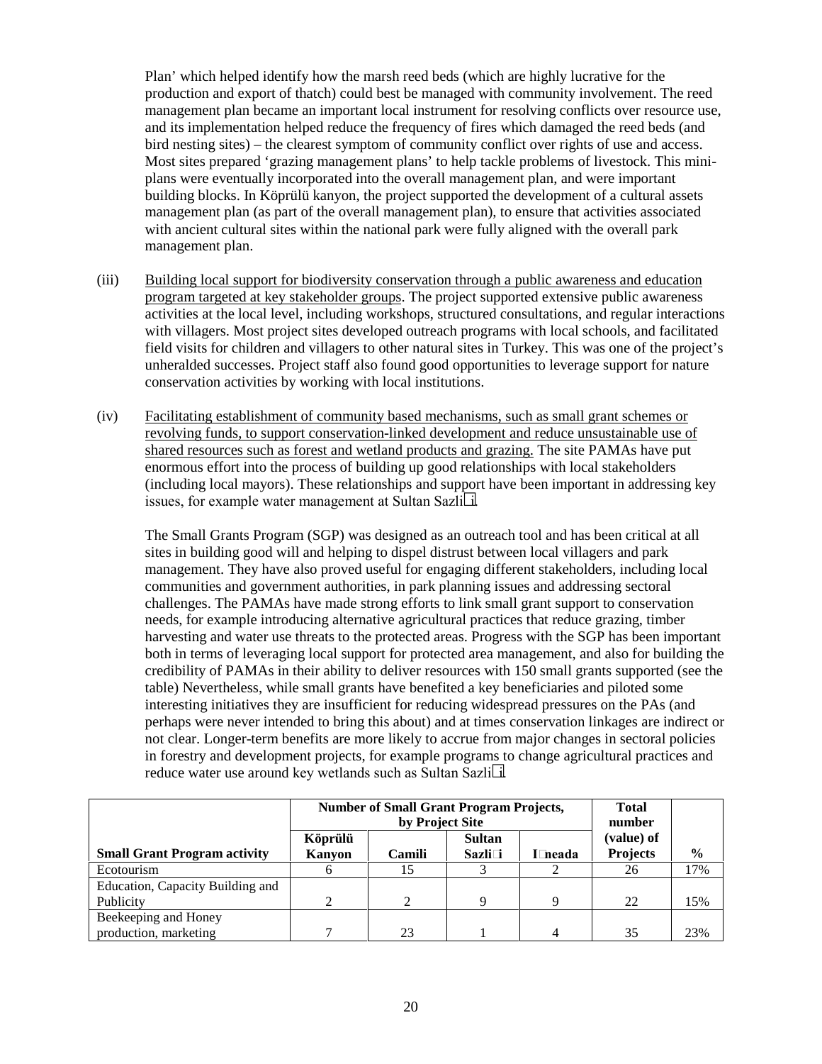Plan' which helped identify how the marsh reed beds (which are highly lucrative for the production and export of thatch) could best be managed with community involvement. The reed management plan became an important local instrument for resolving conflicts over resource use, and its implementation helped reduce the frequency of fires which damaged the reed beds (and bird nesting sites) – the clearest symptom of community conflict over rights of use and access. Most sites prepared 'grazing management plans' to help tackle problems of livestock. This mini-plans were eventually incorporated into the overall management plan, and were important building blocks. In Köprülü kanyon, the project supported the development of a cultural assets management plan (as part of the overall management plan), to ensure that activities associated with ancient cultural sites within the national park were fully aligned with the overall park management plan.

(iii) Building local support for biodiversity conservation through a public awareness and education program targeted at key stakeholder groups. The project supported extensive public awareness activities at the local level, including workshops, structured consultations, and regular interactions with villagers. Most project sites developed outreach programs with local schools, and facilitated field visits for children and villagers to other natural sites in Turkey. This was one of the project's unheralded successes. Project staff also found good opportunities to leverage support for nature conservation activities by working with local institutions.

(iv) Facilitating establishment of community based mechanisms, such as small grant schemes or revolving funds, to support conservation-linked development and reduce unsustainable use of shared resources such as forest and wetland products and grazing. The site PAMAs have put enormous effort into the process of building up good relationships with local stakeholders (including local mayors). These relationships and support have been important in addressing key issues, for example water management at Sultan Sazli�i.

The Small Grants Program (SGP) was designed as an outreach tool and has been critical at all sites in building good will and helping to dispel distrust between local villagers and park management. They have also proved useful for engaging different stakeholders, including local communities and government authorities, in park planning issues and addressing sectoral challenges. The PAMAs have made strong efforts to link small grant support to conservation needs, for example introducing alternative agricultural practices that reduce grazing, timber harvesting and water use threats to the protected areas. Progress with the SGP has been important both in terms of leveraging local support for protected area management, and also for building the credibility of PAMAs in their ability to deliver resources with 150 small grants supported (see the table) Nevertheless, while small grants have benefited a key beneficiaries and piloted some interesting initiatives they are insufficient for reducing widespread pressures on the PAs (and perhaps were never intended to bring this about) and at times conservation linkages are indirect or not clear. Longer-term benefits are more likely to accrue from major changes in sectoral policies in forestry and development projects, for example programs to change agricultural practices and reduce water use around key wetlands such as Sultan Sazli�i.

| Small Grant Program activity | Number of Small Grant Program Projects, by Project Site | | | | Total number (value) of Projects | % |
|---|---|---|---|---|---|---|
| | Köprülü Kanyon | Camili | Sultan Sazli�i | I�neada | | |
| Ecotourism | 6 | 15 | 3 | 2 | 26 | 17% |
| Education, Capacity Building and Publicity | 2 | 2 | 9 | 9 | 22 | 15% |
| Beekeeping and Honey production, marketing | 7 | 23 | 1 | 4 | 35 | 23% |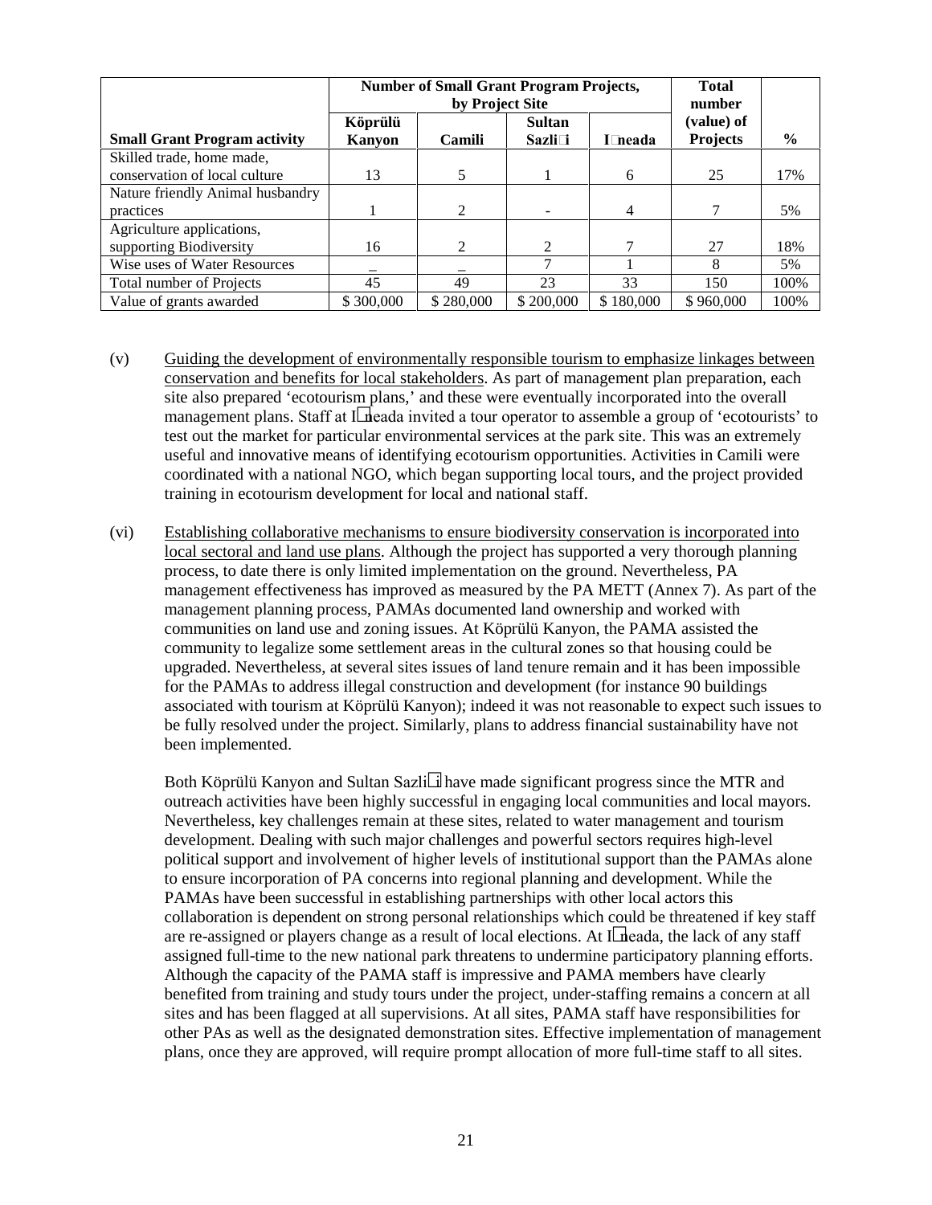| | Number of Small Grant Program Projects, by Project Site | | | | Total number (value) of Projects | |
|---|---|---|---|---|---|---|
| **Small Grant Program activity** | **Köprülü Kanyon** | **Camili** | **Sultan Sazli�i** | **I�neada** | | **%** |
| Skilled trade, home made, conservation of local culture | 13 | 5 | 1 | 6 | 25 | 17% |
| Nature friendly Animal husbandry practices | 1 | 2 | - | 4 | 7 | 5% |
| Agriculture applications, supporting Biodiversity | 16 | 2 | 2 | 7 | 27 | 18% |
| Wise uses of Water Resources | _ | _ | 7 | 1 | 8 | 5% |
| Total number of Projects | 45 | 49 | 23 | 33 | 150 | 100% |
| Value of grants awarded | $ 300,000 | $ 280,000 | $ 200,000 | $ 180,000 | $ 960,000 | 100% |

(v) Guiding the development of environmentally responsible tourism to emphasize linkages between conservation and benefits for local stakeholders. As part of management plan preparation, each site also prepared 'ecotourism plans,' and these were eventually incorporated into the overall management plans. Staff at I�neada invited a tour operator to assemble a group of 'ecotourists' to test out the market for particular environmental services at the park site. This was an extremely useful and innovative means of identifying ecotourism opportunities. Activities in Camili were coordinated with a national NGO, which began supporting local tours, and the project provided training in ecotourism development for local and national staff.

(vi) Establishing collaborative mechanisms to ensure biodiversity conservation is incorporated into local sectoral and land use plans. Although the project has supported a very thorough planning process, to date there is only limited implementation on the ground. Nevertheless, PA management effectiveness has improved as measured by the PA METT (Annex 7). As part of the management planning process, PAMAs documented land ownership and worked with communities on land use and zoning issues. At Köprülü Kanyon, the PAMA assisted the community to legalize some settlement areas in the cultural zones so that housing could be upgraded. Nevertheless, at several sites issues of land tenure remain and it has been impossible for the PAMAs to address illegal construction and development (for instance 90 buildings associated with tourism at Köprülü Kanyon); indeed it was not reasonable to expect such issues to be fully resolved under the project. Similarly, plans to address financial sustainability have not been implemented.

Both Köprülü Kanyon and Sultan Sazli�i have made significant progress since the MTR and outreach activities have been highly successful in engaging local communities and local mayors. Nevertheless, key challenges remain at these sites, related to water management and tourism development. Dealing with such major challenges and powerful sectors requires high-level political support and involvement of higher levels of institutional support than the PAMAs alone to ensure incorporation of PA concerns into regional planning and development. While the PAMAs have been successful in establishing partnerships with other local actors this collaboration is dependent on strong personal relationships which could be threatened if key staff are re-assigned or players change as a result of local elections. At I�neada, the lack of any staff assigned full-time to the new national park threatens to undermine participatory planning efforts. Although the capacity of the PAMA staff is impressive and PAMA members have clearly benefited from training and study tours under the project, under-staffing remains a concern at all sites and has been flagged at all supervisions. At all sites, PAMA staff have responsibilities for other PAs as well as the designated demonstration sites. Effective implementation of management plans, once they are approved, will require prompt allocation of more full-time staff to all sites.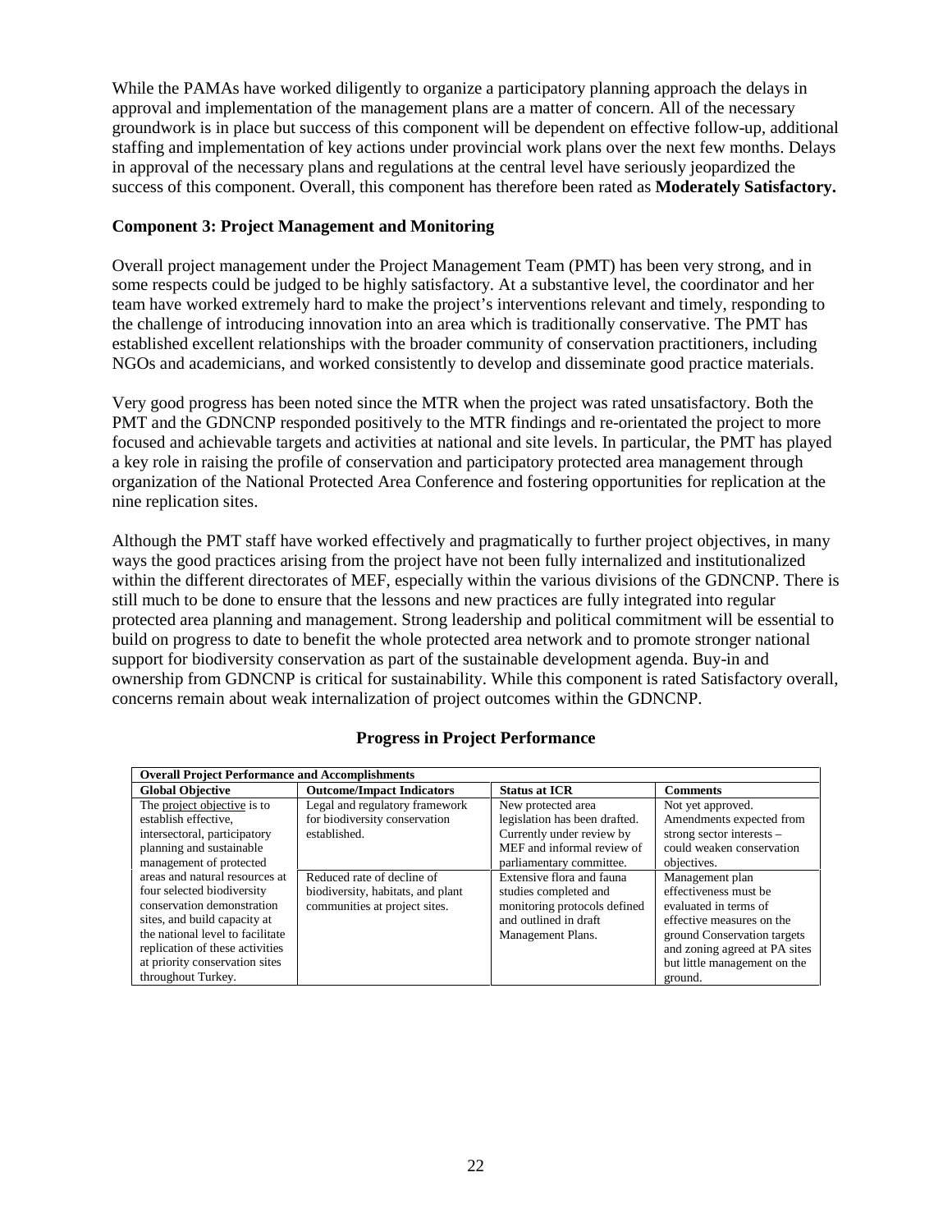While the PAMAs have worked diligently to organize a participatory planning approach the delays in approval and implementation of the management plans are a matter of concern. All of the necessary groundwork is in place but success of this component will be dependent on effective follow-up, additional staffing and implementation of key actions under provincial work plans over the next few months. Delays in approval of the necessary plans and regulations at the central level have seriously jeopardized the success of this component. Overall, this component has therefore been rated as **Moderately Satisfactory.**

**Component 3: Project Management and Monitoring**

Overall project management under the Project Management Team (PMT) has been very strong, and in some respects could be judged to be highly satisfactory. At a substantive level, the coordinator and her team have worked extremely hard to make the project's interventions relevant and timely, responding to the challenge of introducing innovation into an area which is traditionally conservative. The PMT has established excellent relationships with the broader community of conservation practitioners, including NGOs and academicians, and worked consistently to develop and disseminate good practice materials.

Very good progress has been noted since the MTR when the project was rated unsatisfactory. Both the PMT and the GDNCNP responded positively to the MTR findings and re-orientated the project to more focused and achievable targets and activities at national and site levels. In particular, the PMT has played a key role in raising the profile of conservation and participatory protected area management through organization of the National Protected Area Conference and fostering opportunities for replication at the nine replication sites.

Although the PMT staff have worked effectively and pragmatically to further project objectives, in many ways the good practices arising from the project have not been fully internalized and institutionalized within the different directorates of MEF, especially within the various divisions of the GDNCNP. There is still much to be done to ensure that the lessons and new practices are fully integrated into regular protected area planning and management. Strong leadership and political commitment will be essential to build on progress to date to benefit the whole protected area network and to promote stronger national support for biodiversity conservation as part of the sustainable development agenda. Buy-in and ownership from GDNCNP is critical for sustainability. While this component is rated Satisfactory overall, concerns remain about weak internalization of project outcomes within the GDNCNP.

**Progress in Project Performance**

| **Overall Project Performance and Accomplishments** | | | |
|---|---|---|---|
| **Global Objective** | **Outcome/Impact Indicators** | **Status at ICR** | **Comments** |
| The project objective is to establish effective, intersectoral, participatory planning and sustainable management of protected areas and natural resources at four selected biodiversity conservation demonstration sites, and build capacity at the national level to facilitate replication of these activities at priority conservation sites throughout Turkey. | Legal and regulatory framework for biodiversity conservation established. | New protected area legislation has been drafted. Currently under review by MEF and informal review of parliamentary committee. | Not yet approved. Amendments expected from strong sector interests – could weaken conservation objectives. |
| | Reduced rate of decline of biodiversity, habitats, and plant communities at project sites. | Extensive flora and fauna studies completed and monitoring protocols defined and outlined in draft Management Plans. | Management plan effectiveness must be evaluated in terms of effective measures on the ground Conservation targets and zoning agreed at PA sites but little management on the ground. |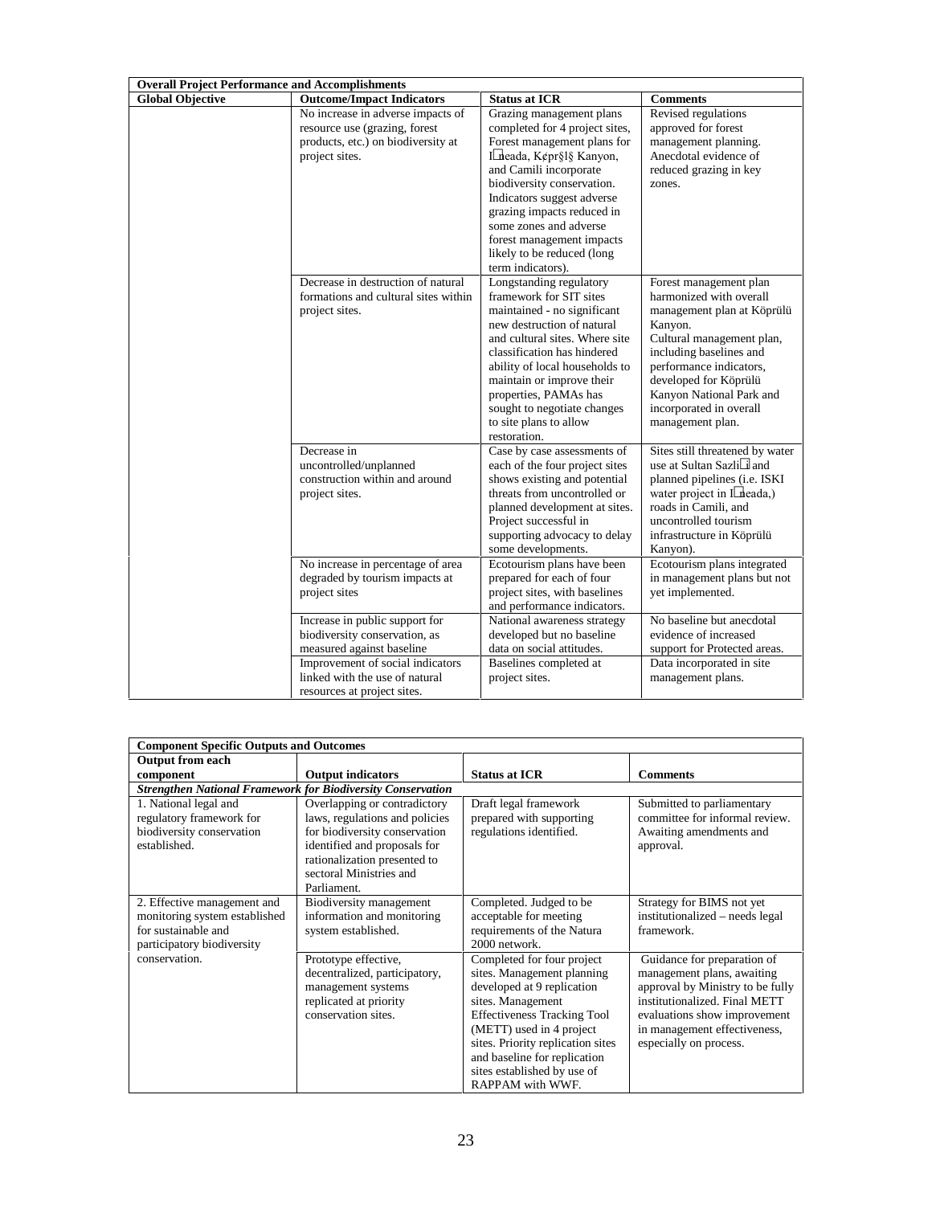| Overall Project Performance and Accomplishments | | | |
|---|---|---|---|
| **Global Objective** | **Outcome/Impact Indicators** | **Status at ICR** | **Comments** |
| | No increase in adverse impacts of resource use (grazing, forest products, etc.) on biodiversity at project sites. | Grazing management plans completed for 4 project sites, Forest management plans for I□neada, K¢pr§l§ Kanyon, and Camili incorporate biodiversity conservation. Indicators suggest adverse grazing impacts reduced in some zones and adverse forest management impacts likely to be reduced (long term indicators). | Revised regulations approved for forest management planning. Anecdotal evidence of reduced grazing in key zones. |
| | Decrease in destruction of natural formations and cultural sites within project sites. | Longstanding regulatory framework for SIT sites maintained - no significant new destruction of natural and cultural sites. Where site classification has hindered ability of local households to maintain or improve their properties, PAMAs has sought to negotiate changes to site plans to allow restoration. | Forest management plan harmonized with overall management plan at Köprülü Kanyon. Cultural management plan, including baselines and performance indicators, developed for Köprülü Kanyon National Park and incorporated in overall management plan. |
| | Decrease in uncontrolled/unplanned construction within and around project sites. | Case by case assessments of each of the four project sites shows existing and potential threats from uncontrolled or planned development at sites. Project successful in supporting advocacy to delay some developments. | Sites still threatened by water use at Sultan Sazli□ and planned pipelines (i.e. ISKI water project in I□neada,) roads in Camili, and uncontrolled tourism infrastructure in Köprülü Kanyon). |
| | No increase in percentage of area degraded by tourism impacts at project sites | Ecotourism plans have been prepared for each of four project sites, with baselines and performance indicators. | Ecotourism plans integrated in management plans but not yet implemented. |
| | Increase in public support for biodiversity conservation, as measured against baseline | National awareness strategy developed but no baseline data on social attitudes. | No baseline but anecdotal evidence of increased support for Protected areas. |
| | Improvement of social indicators linked with the use of natural resources at project sites. | Baselines completed at project sites. | Data incorporated in site management plans. |

| Component Specific Outputs and Outcomes | | | |
|---|---|---|---|
| **Output from each component** | **Output indicators** | **Status at ICR** | **Comments** |
| ***Strengthen National Framework for Biodiversity Conservation*** | | | |
| 1. National legal and regulatory framework for biodiversity conservation established. | Overlapping or contradictory laws, regulations and policies for biodiversity conservation identified and proposals for rationalization presented to sectoral Ministries and Parliament. | Draft legal framework prepared with supporting regulations identified. | Submitted to parliamentary committee for informal review. Awaiting amendments and approval. |
| 2. Effective management and monitoring system established for sustainable and participatory biodiversity conservation. | Biodiversity management information and monitoring system established. | Completed. Judged to be acceptable for meeting requirements of the Natura 2000 network. | Strategy for BIMS not yet institutionalized – needs legal framework. |
| | Prototype effective, decentralized, participatory, management systems replicated at priority conservation sites. | Completed for four project sites. Management planning developed at 9 replication sites. Management Effectiveness Tracking Tool (METT) used in 4 project sites. Priority replication sites and baseline for replication sites established by use of RAPPAM with WWF. | Guidance for preparation of management plans, awaiting approval by Ministry to be fully institutionalized. Final METT evaluations show improvement in management effectiveness, especially on process. |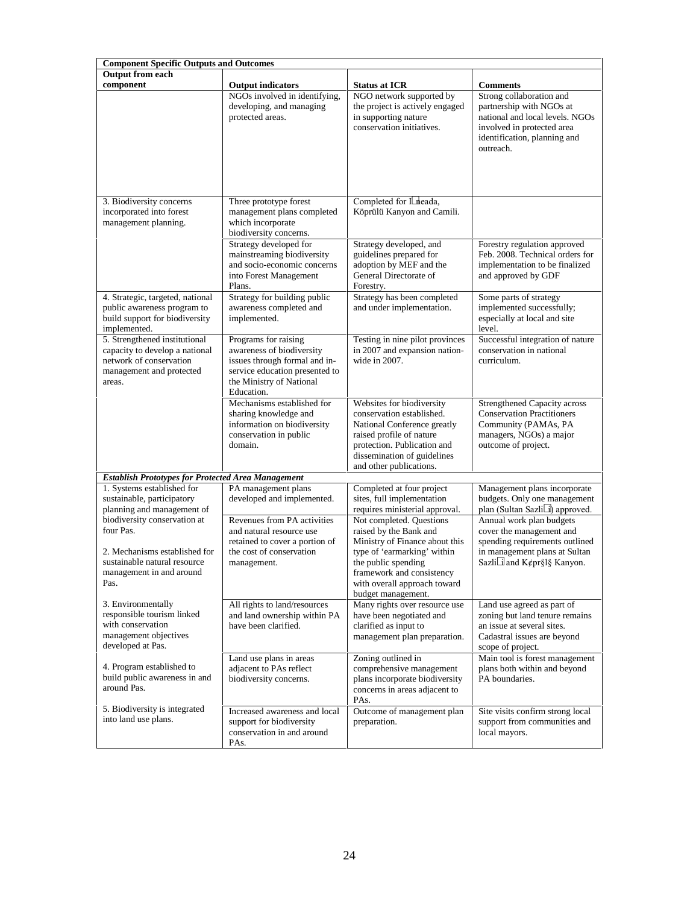| Component Specific Outputs and Outcomes | | | |
|---|---|---|---|
| **Output from each component** | **Output indicators** | **Status at ICR** | **Comments** |
| | NGOs involved in identifying, developing, and managing protected areas. | NGO network supported by the project is actively engaged in supporting nature conservation initiatives. | Strong collaboration and partnership with NGOs at national and local levels. NGOs involved in protected area identification, planning and outreach. |
| 3. Biodiversity concerns incorporated into forest management planning. | Three prototype forest management plans completed which incorporate biodiversity concerns. | Completed for İğneada, Köprülü Kanyon and Camili. | |
| | Strategy developed for mainstreaming biodiversity and socio-economic concerns into Forest Management Plans. | Strategy developed, and guidelines prepared for adoption by MEF and the General Directorate of Forestry. | Forestry regulation approved Feb. 2008. Technical orders for implementation to be finalized and approved by GDF |
| 4. Strategic, targeted, national public awareness program to build support for biodiversity implemented. | Strategy for building public awareness completed and implemented. | Strategy has been completed and under implementation. | Some parts of strategy implemented successfully; especially at local and site level. |
| 5. Strengthened institutional capacity to develop a national network of conservation management and protected areas. | Programs for raising awareness of biodiversity issues through formal and in-service education presented to the Ministry of National Education. | Testing in nine pilot provinces in 2007 and expansion nation-wide in 2007. | Successful integration of nature conservation in national curriculum. |
| | Mechanisms established for sharing knowledge and information on biodiversity conservation in public domain. | Websites for biodiversity conservation established. National Conference greatly raised profile of nature protection. Publication and dissemination of guidelines and other publications. | Strengthened Capacity across Conservation Practitioners Community (PAMAs, PA managers, NGOs) a major outcome of project. |
| ***Establish Prototypes for Protected Area Management*** | | | |
| 1. Systems established for sustainable, participatory planning and management of biodiversity conservation at four Pas. | PA management plans developed and implemented. | Completed at four project sites, full implementation requires ministerial approval. | Management plans incorporate budgets. Only one management plan (Sultan Sazliği) approved. |
| 2. Mechanisms established for sustainable natural resource management in and around Pas. | Revenues from PA activities and natural resource use retained to cover a portion of the cost of conservation management. | Not completed. Questions raised by the Bank and Ministry of Finance about this type of 'earmarking' within the public spending framework and consistency with overall approach toward budget management. | Annual work plan budgets cover the management and spending requirements outlined in management plans at Sultan Sazliği and Köprülü Kanyon. |
| 3. Environmentally responsible tourism linked with conservation management objectives developed at Pas. | All rights to land/resources and land ownership within PA have been clarified. | Many rights over resource use have been negotiated and clarified as input to management plan preparation. | Land use agreed as part of zoning but land tenure remains an issue at several sites. Cadastral issues are beyond scope of project. |
| 4. Program established to build public awareness in and around Pas. | Land use plans in areas adjacent to PAs reflect biodiversity concerns. | Zoning outlined in comprehensive management plans incorporate biodiversity concerns in areas adjacent to PAs. | Main tool is forest management plans both within and beyond PA boundaries. |
| 5. Biodiversity is integrated into land use plans. | Increased awareness and local support for biodiversity conservation in and around PAs. | Outcome of management plan preparation. | Site visits confirm strong local support from communities and local mayors. |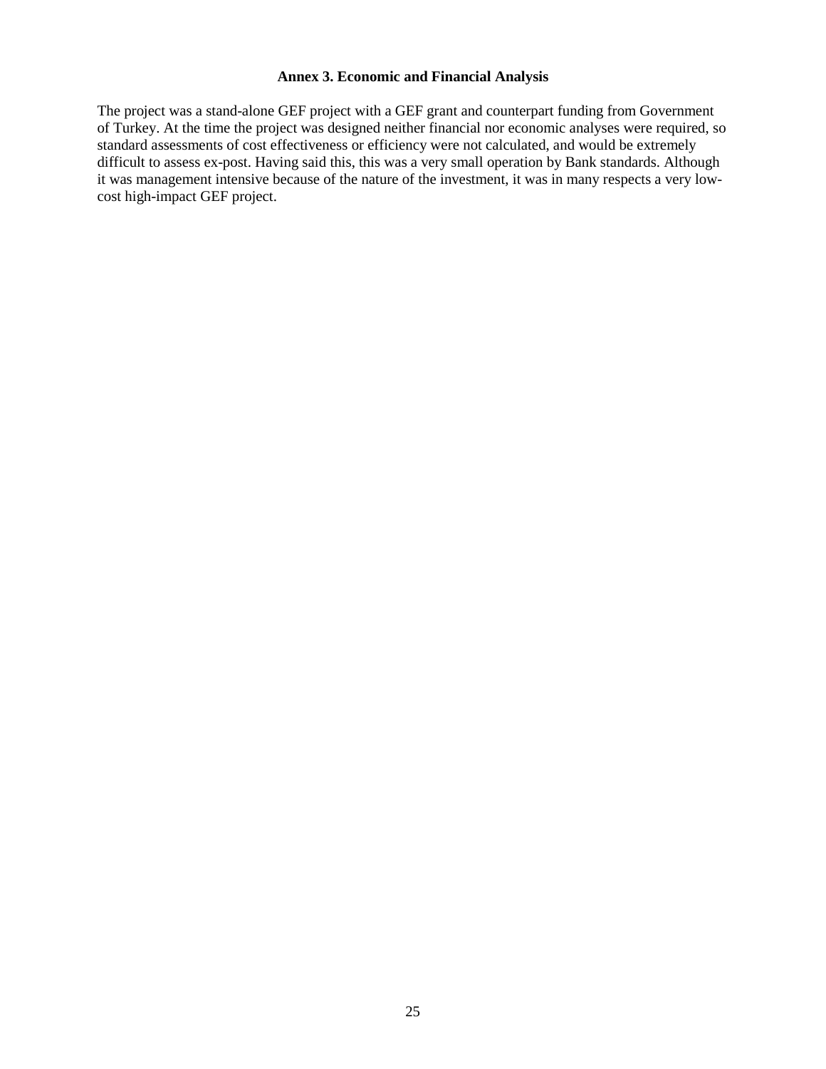### Annex 3. Economic and Financial Analysis

The project was a stand-alone GEF project with a GEF grant and counterpart funding from Government of Turkey. At the time the project was designed neither financial nor economic analyses were required, so standard assessments of cost effectiveness or efficiency were not calculated, and would be extremely difficult to assess ex-post. Having said this, this was a very small operation by Bank standards. Although it was management intensive because of the nature of the investment, it was in many respects a very low-cost high-impact GEF project.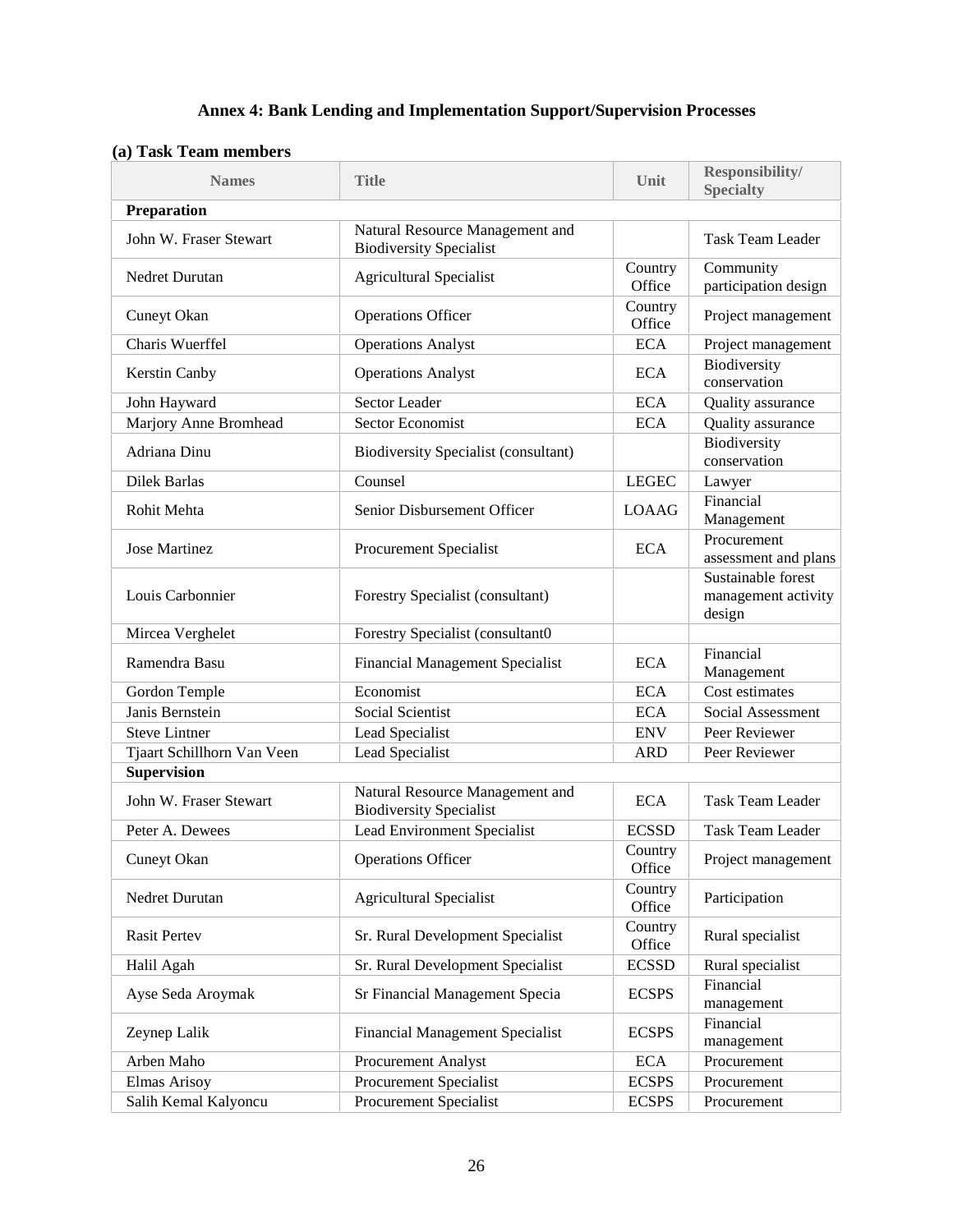## Annex 4: Bank Lending and Implementation Support/Supervision Processes

### (a) Task Team members

| Names | Title | Unit | Responsibility/ Specialty |
|---|---|---|---|
| **Preparation** | | | |
| John W. Fraser Stewart | Natural Resource Management and Biodiversity Specialist | | Task Team Leader |
| Nedret Durutan | Agricultural Specialist | Country Office | Community participation design |
| Cuneyt Okan | Operations Officer | Country Office | Project management |
| Charis Wuerffel | Operations Analyst | ECA | Project management |
| Kerstin Canby | Operations Analyst | ECA | Biodiversity conservation |
| John Hayward | Sector Leader | ECA | Quality assurance |
| Marjory Anne Bromhead | Sector Economist | ECA | Quality assurance |
| Adriana Dinu | Biodiversity Specialist (consultant) | | Biodiversity conservation |
| Dilek Barlas | Counsel | LEGEC | Lawyer |
| Rohit Mehta | Senior Disbursement Officer | LOAAG | Financial Management |
| Jose Martinez | Procurement Specialist | ECA | Procurement assessment and plans |
| Louis Carbonnier | Forestry Specialist (consultant) | | Sustainable forest management activity design |
| Mircea Verghelet | Forestry Specialist (consultant0 | | |
| Ramendra Basu | Financial Management Specialist | ECA | Financial Management |
| Gordon Temple | Economist | ECA | Cost estimates |
| Janis Bernstein | Social Scientist | ECA | Social Assessment |
| Steve Lintner | Lead Specialist | ENV | Peer Reviewer |
| Tjaart Schillhorn Van Veen | Lead Specialist | ARD | Peer Reviewer |
| **Supervision** | | | |
| John W. Fraser Stewart | Natural Resource Management and Biodiversity Specialist | ECA | Task Team Leader |
| Peter A. Dewees | Lead Environment Specialist | ECSSD | Task Team Leader |
| Cuneyt Okan | Operations Officer | Country Office | Project management |
| Nedret Durutan | Agricultural Specialist | Country Office | Participation |
| Rasit Pertev | Sr. Rural Development Specialist | Country Office | Rural specialist |
| Halil Agah | Sr. Rural Development Specialist | ECSSD | Rural specialist |
| Ayse Seda Aroymak | Sr Financial Management Specia | ECSPS | Financial management |
| Zeynep Lalik | Financial Management Specialist | ECSPS | Financial management |
| Arben Maho | Procurement Analyst | ECA | Procurement |
| Elmas Arisoy | Procurement Specialist | ECSPS | Procurement |
| Salih Kemal Kalyoncu | Procurement Specialist | ECSPS | Procurement |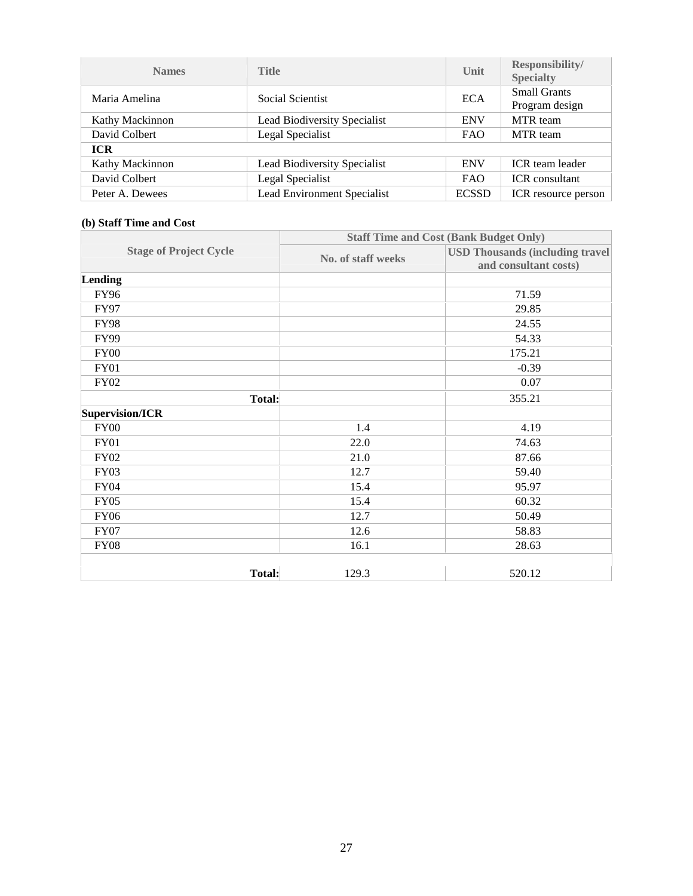| Names | Title | Unit | Responsibility/ Specialty |
|---|---|---|---|
| Maria Amelina | Social Scientist | ECA | Small Grants Program design |
| Kathy Mackinnon | Lead Biodiversity Specialist | ENV | MTR team |
| David Colbert | Legal Specialist | FAO | MTR team |
| **ICR** | | | |
| Kathy Mackinnon | Lead Biodiversity Specialist | ENV | ICR team leader |
| David Colbert | Legal Specialist | FAO | ICR consultant |
| Peter A. Dewees | Lead Environment Specialist | ECSSD | ICR resource person |

**(b) Staff Time and Cost**

| Stage of Project Cycle | Staff Time and Cost (Bank Budget Only) | |
|---|---|---|
| | No. of staff weeks | USD Thousands (including travel and consultant costs) |
| **Lending** | | |
| FY96 | | 71.59 |
| FY97 | | 29.85 |
| FY98 | | 24.55 |
| FY99 | | 54.33 |
| FY00 | | 175.21 |
| FY01 | | -0.39 |
| FY02 | | 0.07 |
| **Total:** | | 355.21 |
| **Supervision/ICR** | | |
| FY00 | 1.4 | 4.19 |
| FY01 | 22.0 | 74.63 |
| FY02 | 21.0 | 87.66 |
| FY03 | 12.7 | 59.40 |
| FY04 | 15.4 | 95.97 |
| FY05 | 15.4 | 60.32 |
| FY06 | 12.7 | 50.49 |
| FY07 | 12.6 | 58.83 |
| FY08 | 16.1 | 28.63 |
| **Total:** | 129.3 | 520.12 |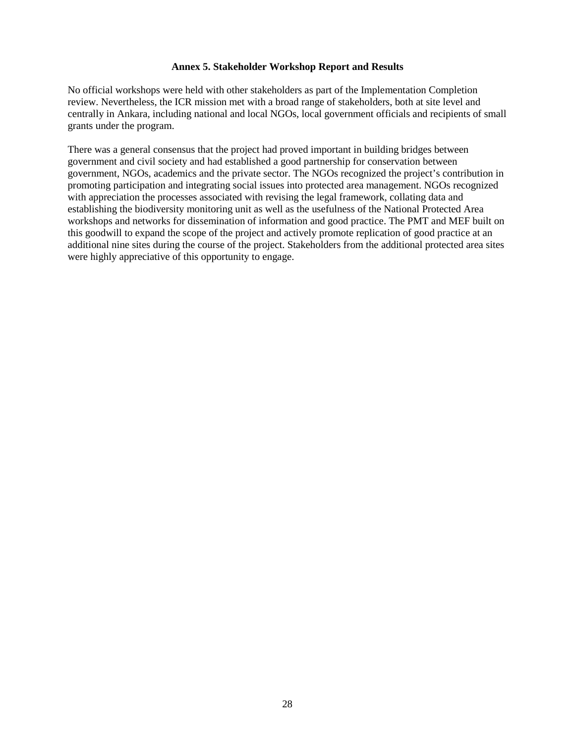### Annex 5. Stakeholder Workshop Report and Results

No official workshops were held with other stakeholders as part of the Implementation Completion review. Nevertheless, the ICR mission met with a broad range of stakeholders, both at site level and centrally in Ankara, including national and local NGOs, local government officials and recipients of small grants under the program.

There was a general consensus that the project had proved important in building bridges between government and civil society and had established a good partnership for conservation between government, NGOs, academics and the private sector. The NGOs recognized the project's contribution in promoting participation and integrating social issues into protected area management. NGOs recognized with appreciation the processes associated with revising the legal framework, collating data and establishing the biodiversity monitoring unit as well as the usefulness of the National Protected Area workshops and networks for dissemination of information and good practice. The PMT and MEF built on this goodwill to expand the scope of the project and actively promote replication of good practice at an additional nine sites during the course of the project. Stakeholders from the additional protected area sites were highly appreciative of this opportunity to engage.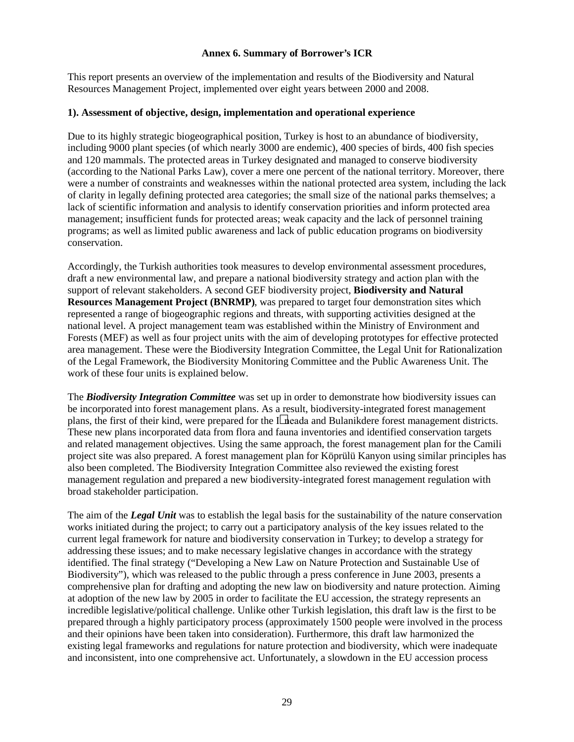**Annex 6. Summary of Borrower's ICR**

This report presents an overview of the implementation and results of the Biodiversity and Natural Resources Management Project, implemented over eight years between 2000 and 2008.

**1). Assessment of objective, design, implementation and operational experience**

Due to its highly strategic biogeographical position, Turkey is host to an abundance of biodiversity, including 9000 plant species (of which nearly 3000 are endemic), 400 species of birds, 400 fish species and 120 mammals. The protected areas in Turkey designated and managed to conserve biodiversity (according to the National Parks Law), cover a mere one percent of the national territory. Moreover, there were a number of constraints and weaknesses within the national protected area system, including the lack of clarity in legally defining protected area categories; the small size of the national parks themselves; a lack of scientific information and analysis to identify conservation priorities and inform protected area management; insufficient funds for protected areas; weak capacity and the lack of personnel training programs; as well as limited public awareness and lack of public education programs on biodiversity conservation.

Accordingly, the Turkish authorities took measures to develop environmental assessment procedures, draft a new environmental law, and prepare a national biodiversity strategy and action plan with the support of relevant stakeholders. A second GEF biodiversity project, **Biodiversity and Natural Resources Management Project (BNRMP)**, was prepared to target four demonstration sites which represented a range of biogeographic regions and threats, with supporting activities designed at the national level. A project management team was established within the Ministry of Environment and Forests (MEF) as well as four project units with the aim of developing prototypes for effective protected area management. These were the Biodiversity Integration Committee, the Legal Unit for Rationalization of the Legal Framework, the Biodiversity Monitoring Committee and the Public Awareness Unit. The work of these four units is explained below.

The ***Biodiversity Integration Committee*** was set up in order to demonstrate how biodiversity issues can be incorporated into forest management plans. As a result, biodiversity-integrated forest management plans, the first of their kind, were prepared for the İğneada and Bulanikdere forest management districts. These new plans incorporated data from flora and fauna inventories and identified conservation targets and related management objectives. Using the same approach, the forest management plan for the Camili project site was also prepared. A forest management plan for Köprülü Kanyon using similar principles has also been completed. The Biodiversity Integration Committee also reviewed the existing forest management regulation and prepared a new biodiversity-integrated forest management regulation with broad stakeholder participation.

The aim of the ***Legal Unit*** was to establish the legal basis for the sustainability of the nature conservation works initiated during the project; to carry out a participatory analysis of the key issues related to the current legal framework for nature and biodiversity conservation in Turkey; to develop a strategy for addressing these issues; and to make necessary legislative changes in accordance with the strategy identified. The final strategy ("Developing a New Law on Nature Protection and Sustainable Use of Biodiversity"), which was released to the public through a press conference in June 2003, presents a comprehensive plan for drafting and adopting the new law on biodiversity and nature protection. Aiming at adoption of the new law by 2005 in order to facilitate the EU accession, the strategy represents an incredible legislative/political challenge. Unlike other Turkish legislation, this draft law is the first to be prepared through a highly participatory process (approximately 1500 people were involved in the process and their opinions have been taken into consideration). Furthermore, this draft law harmonized the existing legal frameworks and regulations for nature protection and biodiversity, which were inadequate and inconsistent, into one comprehensive act. Unfortunately, a slowdown in the EU accession process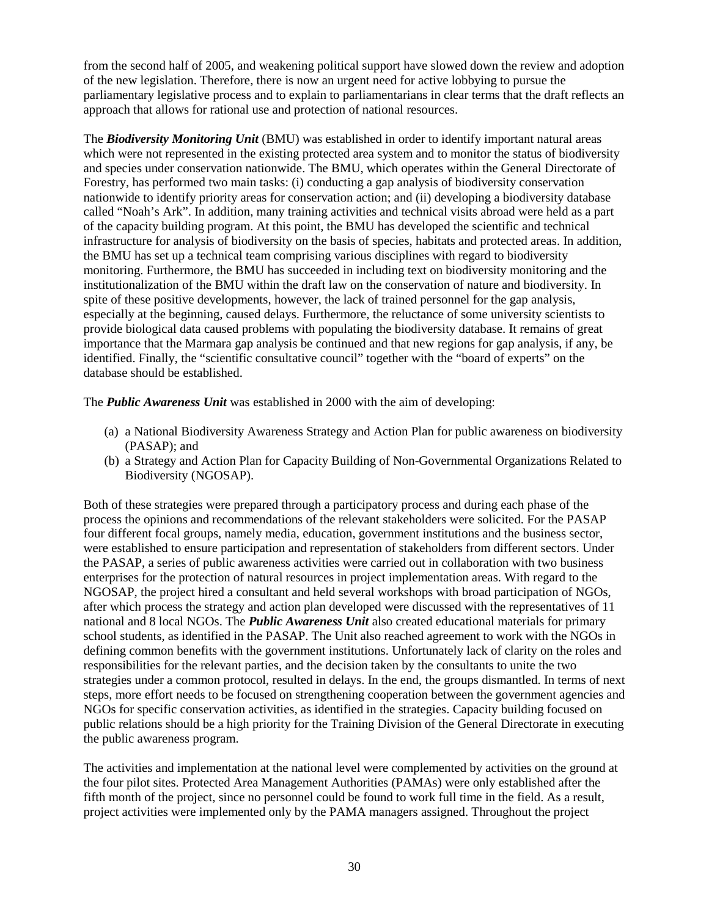from the second half of 2005, and weakening political support have slowed down the review and adoption of the new legislation. Therefore, there is now an urgent need for active lobbying to pursue the parliamentary legislative process and to explain to parliamentarians in clear terms that the draft reflects an approach that allows for rational use and protection of national resources.

The ***Biodiversity Monitoring Unit*** (BMU) was established in order to identify important natural areas which were not represented in the existing protected area system and to monitor the status of biodiversity and species under conservation nationwide. The BMU, which operates within the General Directorate of Forestry, has performed two main tasks: (i) conducting a gap analysis of biodiversity conservation nationwide to identify priority areas for conservation action; and (ii) developing a biodiversity database called "Noah's Ark". In addition, many training activities and technical visits abroad were held as a part of the capacity building program. At this point, the BMU has developed the scientific and technical infrastructure for analysis of biodiversity on the basis of species, habitats and protected areas. In addition, the BMU has set up a technical team comprising various disciplines with regard to biodiversity monitoring. Furthermore, the BMU has succeeded in including text on biodiversity monitoring and the institutionalization of the BMU within the draft law on the conservation of nature and biodiversity. In spite of these positive developments, however, the lack of trained personnel for the gap analysis, especially at the beginning, caused delays. Furthermore, the reluctance of some university scientists to provide biological data caused problems with populating the biodiversity database. It remains of great importance that the Marmara gap analysis be continued and that new regions for gap analysis, if any, be identified. Finally, the "scientific consultative council" together with the "board of experts" on the database should be established.

The ***Public Awareness Unit*** was established in 2000 with the aim of developing:

(a) a National Biodiversity Awareness Strategy and Action Plan for public awareness on biodiversity (PASAP); and
(b) a Strategy and Action Plan for Capacity Building of Non-Governmental Organizations Related to Biodiversity (NGOSAP).

Both of these strategies were prepared through a participatory process and during each phase of the process the opinions and recommendations of the relevant stakeholders were solicited. For the PASAP four different focal groups, namely media, education, government institutions and the business sector, were established to ensure participation and representation of stakeholders from different sectors. Under the PASAP, a series of public awareness activities were carried out in collaboration with two business enterprises for the protection of natural resources in project implementation areas. With regard to the NGOSAP, the project hired a consultant and held several workshops with broad participation of NGOs, after which process the strategy and action plan developed were discussed with the representatives of 11 national and 8 local NGOs. The ***Public Awareness Unit*** also created educational materials for primary school students, as identified in the PASAP. The Unit also reached agreement to work with the NGOs in defining common benefits with the government institutions. Unfortunately lack of clarity on the roles and responsibilities for the relevant parties, and the decision taken by the consultants to unite the two strategies under a common protocol, resulted in delays. In the end, the groups dismantled. In terms of next steps, more effort needs to be focused on strengthening cooperation between the government agencies and NGOs for specific conservation activities, as identified in the strategies. Capacity building focused on public relations should be a high priority for the Training Division of the General Directorate in executing the public awareness program.

The activities and implementation at the national level were complemented by activities on the ground at the four pilot sites. Protected Area Management Authorities (PAMAs) were only established after the fifth month of the project, since no personnel could be found to work full time in the field. As a result, project activities were implemented only by the PAMA managers assigned. Throughout the project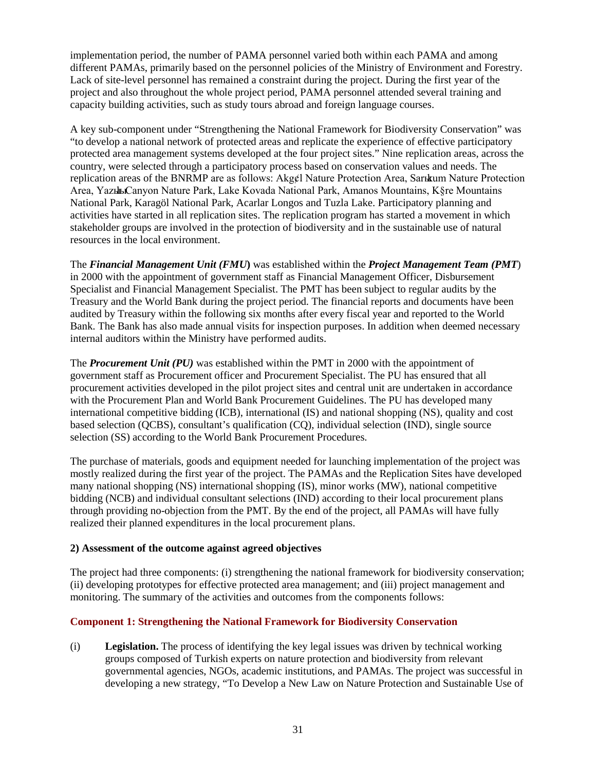implementation period, the number of PAMA personnel varied both within each PAMA and among different PAMAs, primarily based on the personnel policies of the Ministry of Environment and Forestry. Lack of site-level personnel has remained a constraint during the project. During the first year of the project and also throughout the whole project period, PAMA personnel attended several training and capacity building activities, such as study tours abroad and foreign language courses.

A key sub-component under "Strengthening the National Framework for Biodiversity Conservation" was "to develop a national network of protected areas and replicate the experience of effective participatory protected area management systems developed at the four project sites." Nine replication areas, across the country, were selected through a participatory process based on conservation values and needs. The replication areas of the BNRMP are as follows: Akg¢l Nature Protection Area, Sarıkum Nature Protection Area, Yazılı Canyon Nature Park, Lake Kovada National Park, Amanos Mountains, K§re Mountains National Park, Karagöl National Park, Acarlar Longos and Tuzla Lake. Participatory planning and activities have started in all replication sites. The replication program has started a movement in which stakeholder groups are involved in the protection of biodiversity and in the sustainable use of natural resources in the local environment.

The ***Financial Management Unit (FMU)*** was established within the ***Project Management Team (PMT)*** in 2000 with the appointment of government staff as Financial Management Officer, Disbursement Specialist and Financial Management Specialist. The PMT has been subject to regular audits by the Treasury and the World Bank during the project period. The financial reports and documents have been audited by Treasury within the following six months after every fiscal year and reported to the World Bank. The Bank has also made annual visits for inspection purposes. In addition when deemed necessary internal auditors within the Ministry have performed audits.

The ***Procurement Unit (PU)*** was established within the PMT in 2000 with the appointment of government staff as Procurement officer and Procurement Specialist. The PU has ensured that all procurement activities developed in the pilot project sites and central unit are undertaken in accordance with the Procurement Plan and World Bank Procurement Guidelines. The PU has developed many international competitive bidding (ICB), international (IS) and national shopping (NS), quality and cost based selection (QCBS), consultant's qualification (CQ), individual selection (IND), single source selection (SS) according to the World Bank Procurement Procedures.

The purchase of materials, goods and equipment needed for launching implementation of the project was mostly realized during the first year of the project. The PAMAs and the Replication Sites have developed many national shopping (NS) international shopping (IS), minor works (MW), national competitive bidding (NCB) and individual consultant selections (IND) according to their local procurement plans through providing no-objection from the PMT. By the end of the project, all PAMAs will have fully realized their planned expenditures in the local procurement plans.

**2) Assessment of the outcome against agreed objectives**

The project had three components: (i) strengthening the national framework for biodiversity conservation; (ii) developing prototypes for effective protected area management; and (iii) project management and monitoring. The summary of the activities and outcomes from the components follows:

**Component 1: Strengthening the National Framework for Biodiversity Conservation**

(i) **Legislation.** The process of identifying the key legal issues was driven by technical working groups composed of Turkish experts on nature protection and biodiversity from relevant governmental agencies, NGOs, academic institutions, and PAMAs. The project was successful in developing a new strategy, "To Develop a New Law on Nature Protection and Sustainable Use of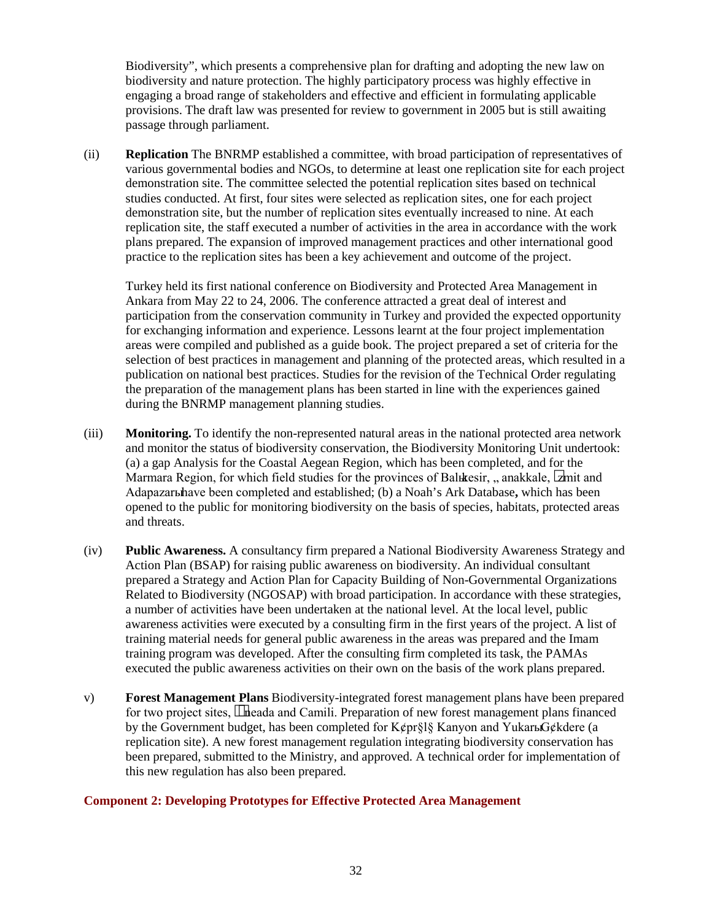Biodiversity", which presents a comprehensive plan for drafting and adopting the new law on biodiversity and nature protection. The highly participatory process was highly effective in engaging a broad range of stakeholders and effective and efficient in formulating applicable provisions. The draft law was presented for review to government in 2005 but is still awaiting passage through parliament.

(ii) **Replication** The BNRMP established a committee, with broad participation of representatives of various governmental bodies and NGOs, to determine at least one replication site for each project demonstration site. The committee selected the potential replication sites based on technical studies conducted. At first, four sites were selected as replication sites, one for each project demonstration site, but the number of replication sites eventually increased to nine. At each replication site, the staff executed a number of activities in the area in accordance with the work plans prepared. The expansion of improved management practices and other international good practice to the replication sites has been a key achievement and outcome of the project.

Turkey held its first national conference on Biodiversity and Protected Area Management in Ankara from May 22 to 24, 2006. The conference attracted a great deal of interest and participation from the conservation community in Turkey and provided the expected opportunity for exchanging information and experience. Lessons learnt at the four project implementation areas were compiled and published as a guide book. The project prepared a set of criteria for the selection of best practices in management and planning of the protected areas, which resulted in a publication on national best practices. Studies for the revision of the Technical Order regulating the preparation of the management plans has been started in line with the experiences gained during the BNRMP management planning studies.

(iii) **Monitoring.** To identify the non-represented natural areas in the national protected area network and monitor the status of biodiversity conservation, the Biodiversity Monitoring Unit undertook: (a) a gap Analysis for the Coastal Aegean Region, which has been completed, and for the Marmara Region, for which field studies for the provinces of Balıkesir, „ anakkale, İzmit and Adapazarı have been completed and established; (b) a Noah's Ark Database**,** which has been opened to the public for monitoring biodiversity on the basis of species, habitats, protected areas and threats.

(iv) **Public Awareness.** A consultancy firm prepared a National Biodiversity Awareness Strategy and Action Plan (BSAP) for raising public awareness on biodiversity. An individual consultant prepared a Strategy and Action Plan for Capacity Building of Non-Governmental Organizations Related to Biodiversity (NGOSAP) with broad participation. In accordance with these strategies, a number of activities have been undertaken at the national level. At the local level, public awareness activities were executed by a consulting firm in the first years of the project. A list of training material needs for general public awareness in the areas was prepared and the Imam training program was developed. After the consulting firm completed its task, the PAMAs executed the public awareness activities on their own on the basis of the work plans prepared.

v) **Forest Management Plans** Biodiversity-integrated forest management plans have been prepared for two project sites, İğneada and Camili. Preparation of new forest management plans financed by the Government budget, has been completed for K¢pr§l§ Kanyon and Yukarı G¢kdere (a replication site). A new forest management regulation integrating biodiversity conservation has been prepared, submitted to the Ministry, and approved. A technical order for implementation of this new regulation has also been prepared.

**Component 2: Developing Prototypes for Effective Protected Area Management**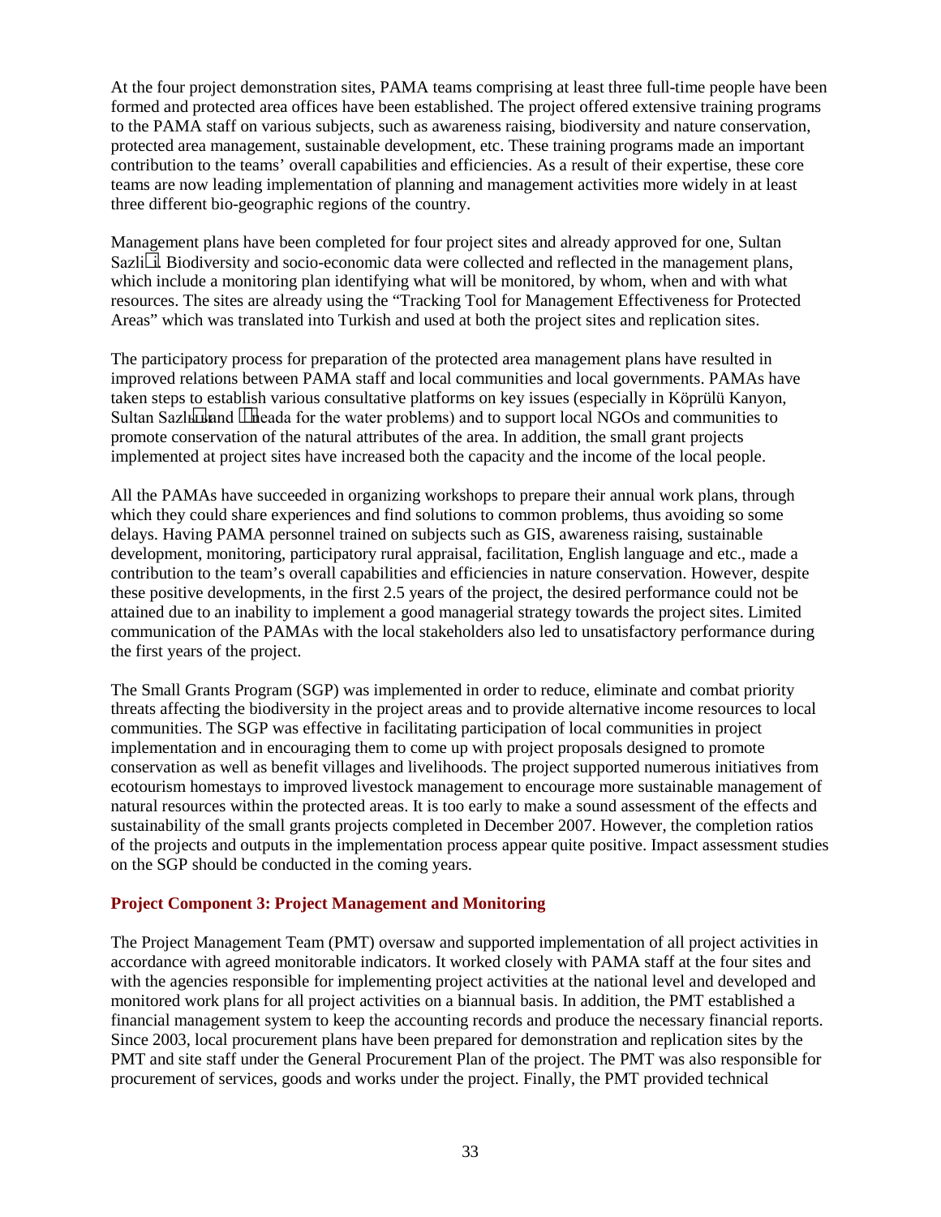At the four project demonstration sites, PAMA teams comprising at least three full-time people have been formed and protected area offices have been established. The project offered extensive training programs to the PAMA staff on various subjects, such as awareness raising, biodiversity and nature conservation, protected area management, sustainable development, etc. These training programs made an important contribution to the teams' overall capabilities and efficiencies. As a result of their expertise, these core teams are now leading implementation of planning and management activities more widely in at least three different bio-geographic regions of the country.

Management plans have been completed for four project sites and already approved for one, Sultan Sazliği. Biodiversity and socio-economic data were collected and reflected in the management plans, which include a monitoring plan identifying what will be monitored, by whom, when and with what resources. The sites are already using the "Tracking Tool for Management Effectiveness for Protected Areas" which was translated into Turkish and used at both the project sites and replication sites.

The participatory process for preparation of the protected area management plans have resulted in improved relations between PAMA staff and local communities and local governments. PAMAs have taken steps to establish various consultative platforms on key issues (especially in Köprülü Kanyon, Sultan Sazlığı and İğneada for the water problems) and to support local NGOs and communities to promote conservation of the natural attributes of the area. In addition, the small grant projects implemented at project sites have increased both the capacity and the income of the local people.

All the PAMAs have succeeded in organizing workshops to prepare their annual work plans, through which they could share experiences and find solutions to common problems, thus avoiding so some delays. Having PAMA personnel trained on subjects such as GIS, awareness raising, sustainable development, monitoring, participatory rural appraisal, facilitation, English language and etc., made a contribution to the team's overall capabilities and efficiencies in nature conservation. However, despite these positive developments, in the first 2.5 years of the project, the desired performance could not be attained due to an inability to implement a good managerial strategy towards the project sites. Limited communication of the PAMAs with the local stakeholders also led to unsatisfactory performance during the first years of the project.

The Small Grants Program (SGP) was implemented in order to reduce, eliminate and combat priority threats affecting the biodiversity in the project areas and to provide alternative income resources to local communities. The SGP was effective in facilitating participation of local communities in project implementation and in encouraging them to come up with project proposals designed to promote conservation as well as benefit villages and livelihoods. The project supported numerous initiatives from ecotourism homestays to improved livestock management to encourage more sustainable management of natural resources within the protected areas. It is too early to make a sound assessment of the effects and sustainability of the small grants projects completed in December 2007. However, the completion ratios of the projects and outputs in the implementation process appear quite positive. Impact assessment studies on the SGP should be conducted in the coming years.

### Project Component 3: Project Management and Monitoring

The Project Management Team (PMT) oversaw and supported implementation of all project activities in accordance with agreed monitorable indicators. It worked closely with PAMA staff at the four sites and with the agencies responsible for implementing project activities at the national level and developed and monitored work plans for all project activities on a biannual basis. In addition, the PMT established a financial management system to keep the accounting records and produce the necessary financial reports. Since 2003, local procurement plans have been prepared for demonstration and replication sites by the PMT and site staff under the General Procurement Plan of the project. The PMT was also responsible for procurement of services, goods and works under the project. Finally, the PMT provided technical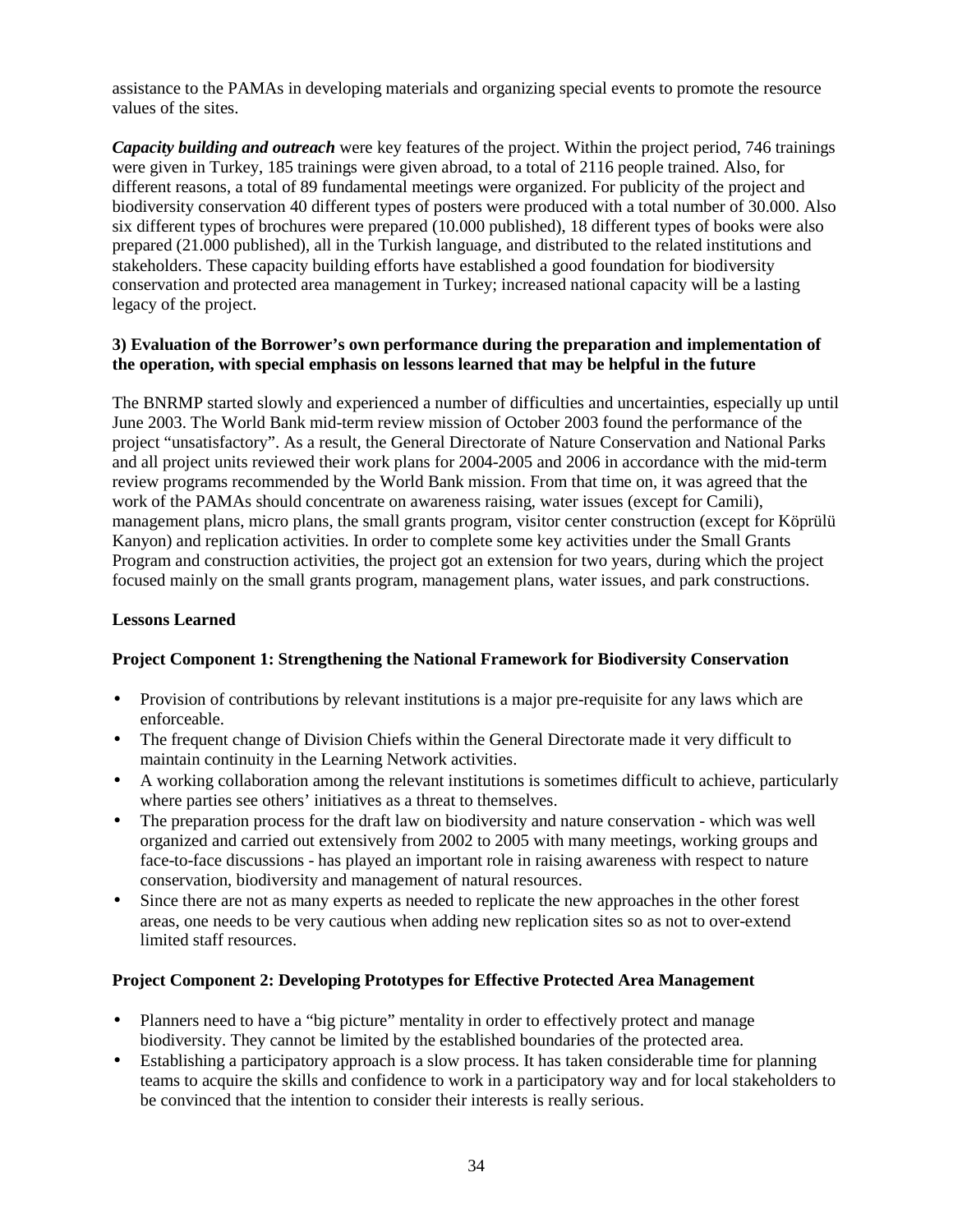assistance to the PAMAs in developing materials and organizing special events to promote the resource values of the sites.

***Capacity building and outreach*** were key features of the project. Within the project period, 746 trainings were given in Turkey, 185 trainings were given abroad, to a total of 2116 people trained. Also, for different reasons, a total of 89 fundamental meetings were organized. For publicity of the project and biodiversity conservation 40 different types of posters were produced with a total number of 30.000. Also six different types of brochures were prepared (10.000 published), 18 different types of books were also prepared (21.000 published), all in the Turkish language, and distributed to the related institutions and stakeholders. These capacity building efforts have established a good foundation for biodiversity conservation and protected area management in Turkey; increased national capacity will be a lasting legacy of the project.

**3) Evaluation of the Borrower's own performance during the preparation and implementation of the operation, with special emphasis on lessons learned that may be helpful in the future**

The BNRMP started slowly and experienced a number of difficulties and uncertainties, especially up until June 2003. The World Bank mid-term review mission of October 2003 found the performance of the project "unsatisfactory". As a result, the General Directorate of Nature Conservation and National Parks and all project units reviewed their work plans for 2004-2005 and 2006 in accordance with the mid-term review programs recommended by the World Bank mission. From that time on, it was agreed that the work of the PAMAs should concentrate on awareness raising, water issues (except for Camili), management plans, micro plans, the small grants program, visitor center construction (except for Köprülü Kanyon) and replication activities. In order to complete some key activities under the Small Grants Program and construction activities, the project got an extension for two years, during which the project focused mainly on the small grants program, management plans, water issues, and park constructions.

**Lessons Learned**

**Project Component 1: Strengthening the National Framework for Biodiversity Conservation**

- Provision of contributions by relevant institutions is a major pre-requisite for any laws which are enforceable.
- The frequent change of Division Chiefs within the General Directorate made it very difficult to maintain continuity in the Learning Network activities.
- A working collaboration among the relevant institutions is sometimes difficult to achieve, particularly where parties see others' initiatives as a threat to themselves.
- The preparation process for the draft law on biodiversity and nature conservation - which was well organized and carried out extensively from 2002 to 2005 with many meetings, working groups and face-to-face discussions - has played an important role in raising awareness with respect to nature conservation, biodiversity and management of natural resources.
- Since there are not as many experts as needed to replicate the new approaches in the other forest areas, one needs to be very cautious when adding new replication sites so as not to over-extend limited staff resources.

**Project Component 2: Developing Prototypes for Effective Protected Area Management**

- Planners need to have a "big picture" mentality in order to effectively protect and manage biodiversity. They cannot be limited by the established boundaries of the protected area.
- Establishing a participatory approach is a slow process. It has taken considerable time for planning teams to acquire the skills and confidence to work in a participatory way and for local stakeholders to be convinced that the intention to consider their interests is really serious.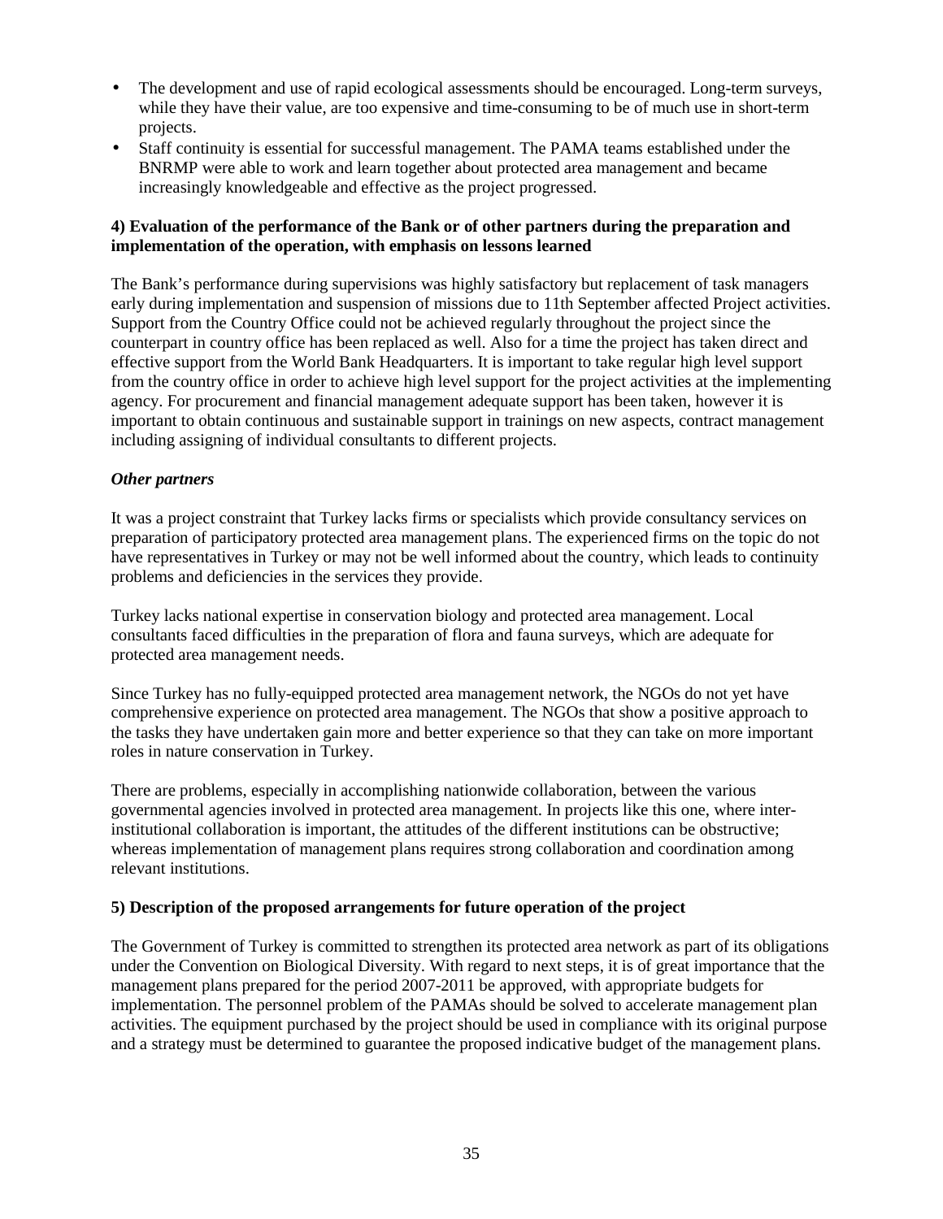- The development and use of rapid ecological assessments should be encouraged. Long-term surveys, while they have their value, are too expensive and time-consuming to be of much use in short-term projects.
- Staff continuity is essential for successful management. The PAMA teams established under the BNRMP were able to work and learn together about protected area management and became increasingly knowledgeable and effective as the project progressed.

**4) Evaluation of the performance of the Bank or of other partners during the preparation and implementation of the operation, with emphasis on lessons learned**

The Bank's performance during supervisions was highly satisfactory but replacement of task managers early during implementation and suspension of missions due to 11th September affected Project activities. Support from the Country Office could not be achieved regularly throughout the project since the counterpart in country office has been replaced as well. Also for a time the project has taken direct and effective support from the World Bank Headquarters. It is important to take regular high level support from the country office in order to achieve high level support for the project activities at the implementing agency. For procurement and financial management adequate support has been taken, however it is important to obtain continuous and sustainable support in trainings on new aspects, contract management including assigning of individual consultants to different projects.

***Other partners***

It was a project constraint that Turkey lacks firms or specialists which provide consultancy services on preparation of participatory protected area management plans. The experienced firms on the topic do not have representatives in Turkey or may not be well informed about the country, which leads to continuity problems and deficiencies in the services they provide.

Turkey lacks national expertise in conservation biology and protected area management. Local consultants faced difficulties in the preparation of flora and fauna surveys, which are adequate for protected area management needs.

Since Turkey has no fully-equipped protected area management network, the NGOs do not yet have comprehensive experience on protected area management. The NGOs that show a positive approach to the tasks they have undertaken gain more and better experience so that they can take on more important roles in nature conservation in Turkey.

There are problems, especially in accomplishing nationwide collaboration, between the various governmental agencies involved in protected area management. In projects like this one, where inter-institutional collaboration is important, the attitudes of the different institutions can be obstructive; whereas implementation of management plans requires strong collaboration and coordination among relevant institutions.

**5) Description of the proposed arrangements for future operation of the project**

The Government of Turkey is committed to strengthen its protected area network as part of its obligations under the Convention on Biological Diversity. With regard to next steps, it is of great importance that the management plans prepared for the period 2007-2011 be approved, with appropriate budgets for implementation. The personnel problem of the PAMAs should be solved to accelerate management plan activities. The equipment purchased by the project should be used in compliance with its original purpose and a strategy must be determined to guarantee the proposed indicative budget of the management plans.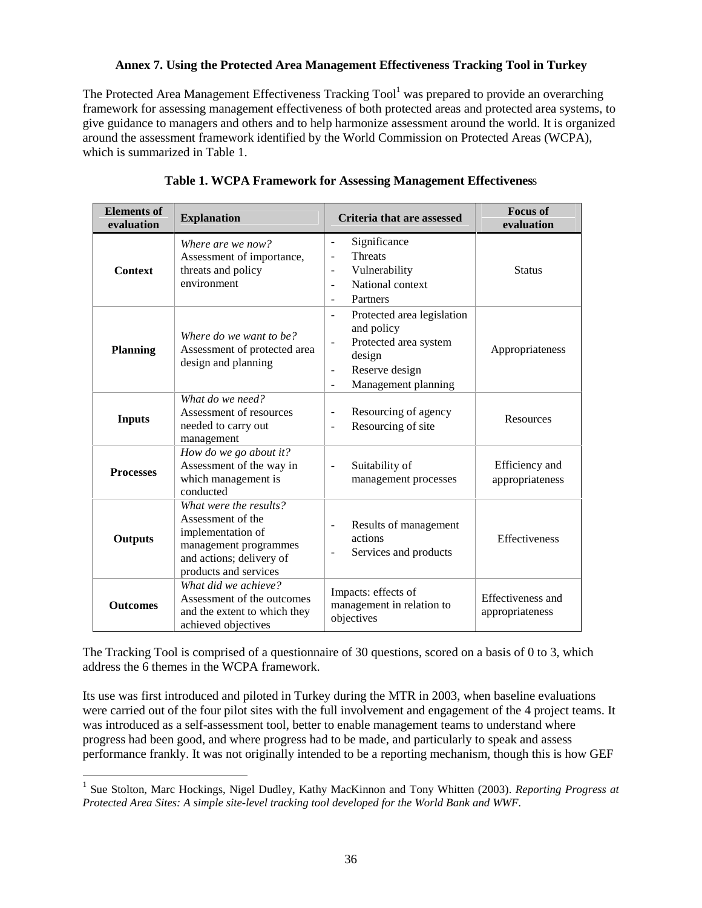### Annex 7. Using the Protected Area Management Effectiveness Tracking Tool in Turkey

The Protected Area Management Effectiveness Tracking Tool[1] was prepared to provide an overarching framework for assessing management effectiveness of both protected areas and protected area systems, to give guidance to managers and others and to help harmonize assessment around the world. It is organized around the assessment framework identified by the World Commission on Protected Areas (WCPA), which is summarized in Table 1.

**Table 1. WCPA Framework for Assessing Management Effectiveness**

| Elements of evaluation | Explanation | Criteria that are assessed | Focus of evaluation |
|---|---|---|---|
| **Context** | *Where are we now?* Assessment of importance, threats and policy environment | - Significance<br>- Threats<br>- Vulnerability<br>- National context<br>- Partners | Status |
| **Planning** | *Where do we want to be?* Assessment of protected area design and planning | - Protected area legislation and policy<br>- Protected area system design<br>- Reserve design<br>- Management planning | Appropriateness |
| **Inputs** | *What do we need?* Assessment of resources needed to carry out management | - Resourcing of agency<br>- Resourcing of site | Resources |
| **Processes** | *How do we go about it?* Assessment of the way in which management is conducted | - Suitability of management processes | Efficiency and appropriateness |
| **Outputs** | *What were the results?* Assessment of the implementation of management programmes and actions; delivery of products and services | - Results of management actions<br>- Services and products | Effectiveness |
| **Outcomes** | *What did we achieve?* Assessment of the outcomes and the extent to which they achieved objectives | Impacts: effects of management in relation to objectives | Effectiveness and appropriateness |

The Tracking Tool is comprised of a questionnaire of 30 questions, scored on a basis of 0 to 3, which address the 6 themes in the WCPA framework.

Its use was first introduced and piloted in Turkey during the MTR in 2003, when baseline evaluations were carried out of the four pilot sites with the full involvement and engagement of the 4 project teams. It was introduced as a self-assessment tool, better to enable management teams to understand where progress had been good, and where progress had to be made, and particularly to speak and assess performance frankly. It was not originally intended to be a reporting mechanism, though this is how GEF

[1] Sue Stolton, Marc Hockings, Nigel Dudley, Kathy MacKinnon and Tony Whitten (2003). *Reporting Progress at Protected Area Sites: A simple site-level tracking tool developed for the World Bank and WWF.*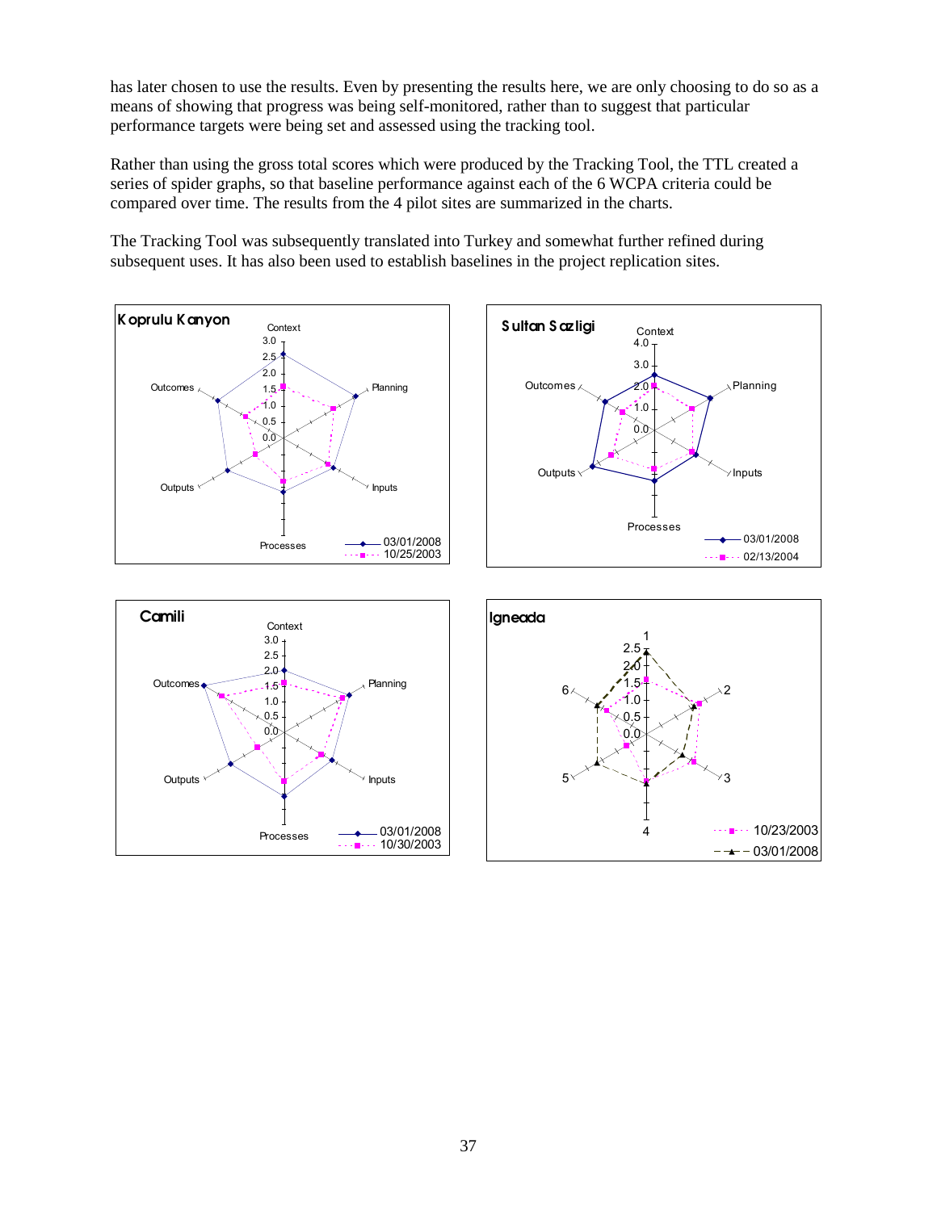has later chosen to use the results. Even by presenting the results here, we are only choosing to do so as a means of showing that progress was being self-monitored, rather than to suggest that particular performance targets were being set and assessed using the tracking tool.

Rather than using the gross total scores which were produced by the Tracking Tool, the TTL created a series of spider graphs, so that baseline performance against each of the 6 WCPA criteria could be compared over time. The results from the 4 pilot sites are summarized in the charts.

The Tracking Tool was subsequently translated into Turkey and somewhat further refined during subsequent uses. It has also been used to establish baselines in the project replication sites.

Koprulu Kanyon

Context
3.0
2.5
2.0
1.5
1.0
0.5
0.0
Planning
Inputs
Processes
Outputs
Outcomes
03/01/2008
10/25/2003

Sultan Sazligi

Context
4.0
3.0
2.0
1.0
0.0
Planning
Inputs
Processes
Outputs
Outcomes
03/01/2008
02/13/2004

Camili

Context
3.0
2.5
2.0
1.5
1.0
0.5
0.0
Planning
Inputs
Processes
Outputs
Outcomes
03/01/2008
10/30/2003

Igneada

1
2.5
2.0
1.5
1.0
0.5
0.0
2
3
4
5
6
10/23/2003
03/01/2008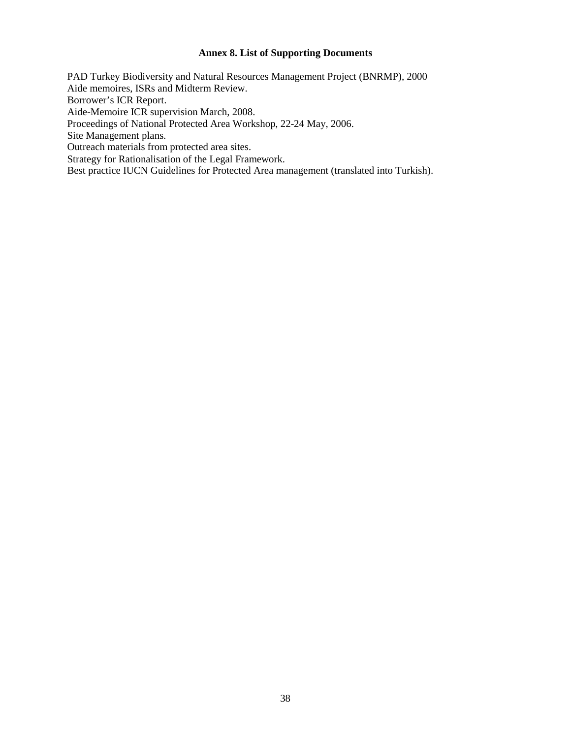## Annex 8. List of Supporting Documents

PAD Turkey Biodiversity and Natural Resources Management Project (BNRMP), 2000
Aide memoires, ISRs and Midterm Review.
Borrower's ICR Report.
Aide-Memoire ICR supervision March, 2008.
Proceedings of National Protected Area Workshop, 22-24 May, 2006.
Site Management plans.
Outreach materials from protected area sites.
Strategy for Rationalisation of the Legal Framework.
Best practice IUCN Guidelines for Protected Area management (translated into Turkish).